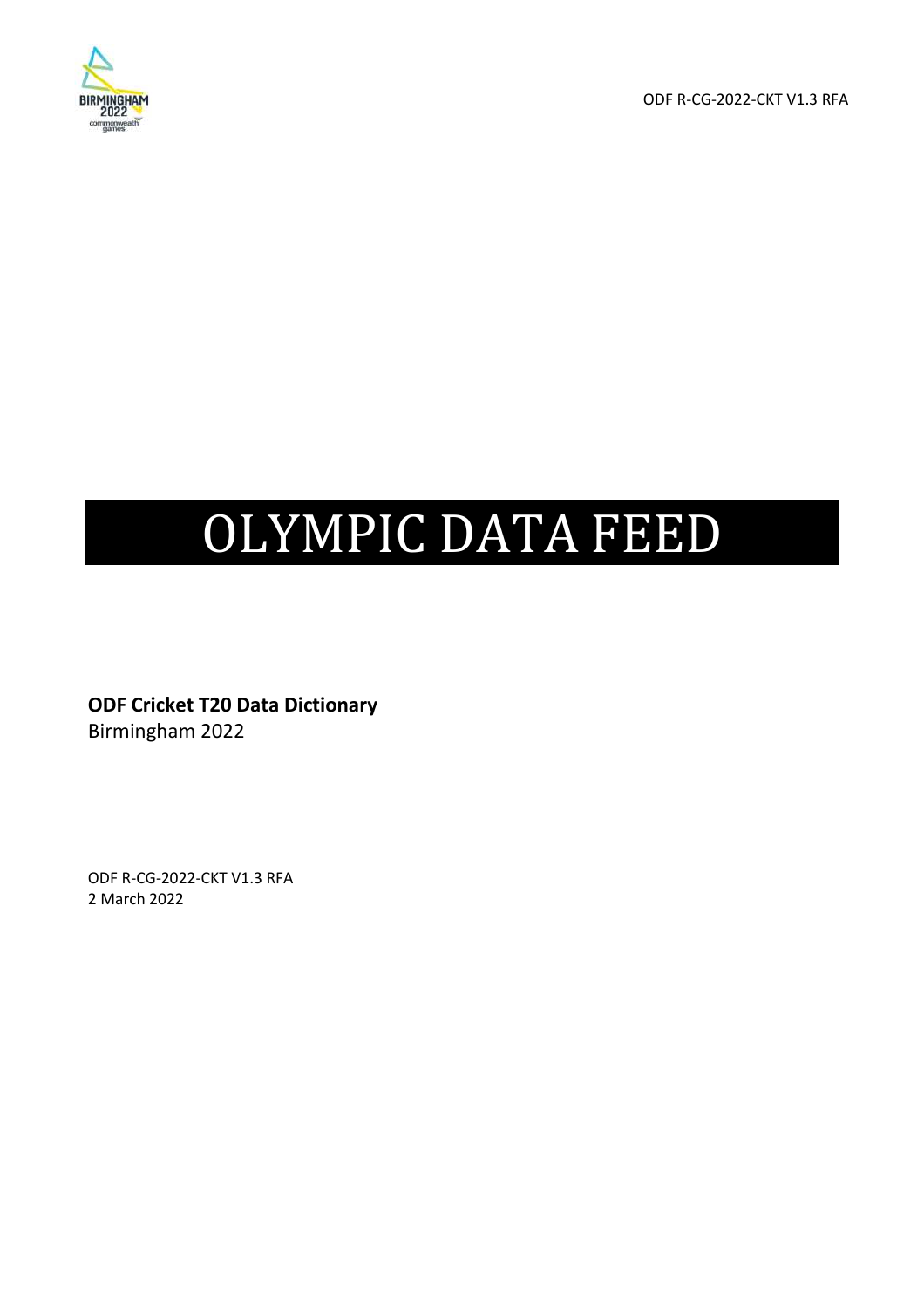# OLYMPIC DATA FEED

**ODF Cricket T20 Data Dictionary**
Birmingham 2022

ODF R-CG-2022-CKT V1.3 RFA
2 March 2022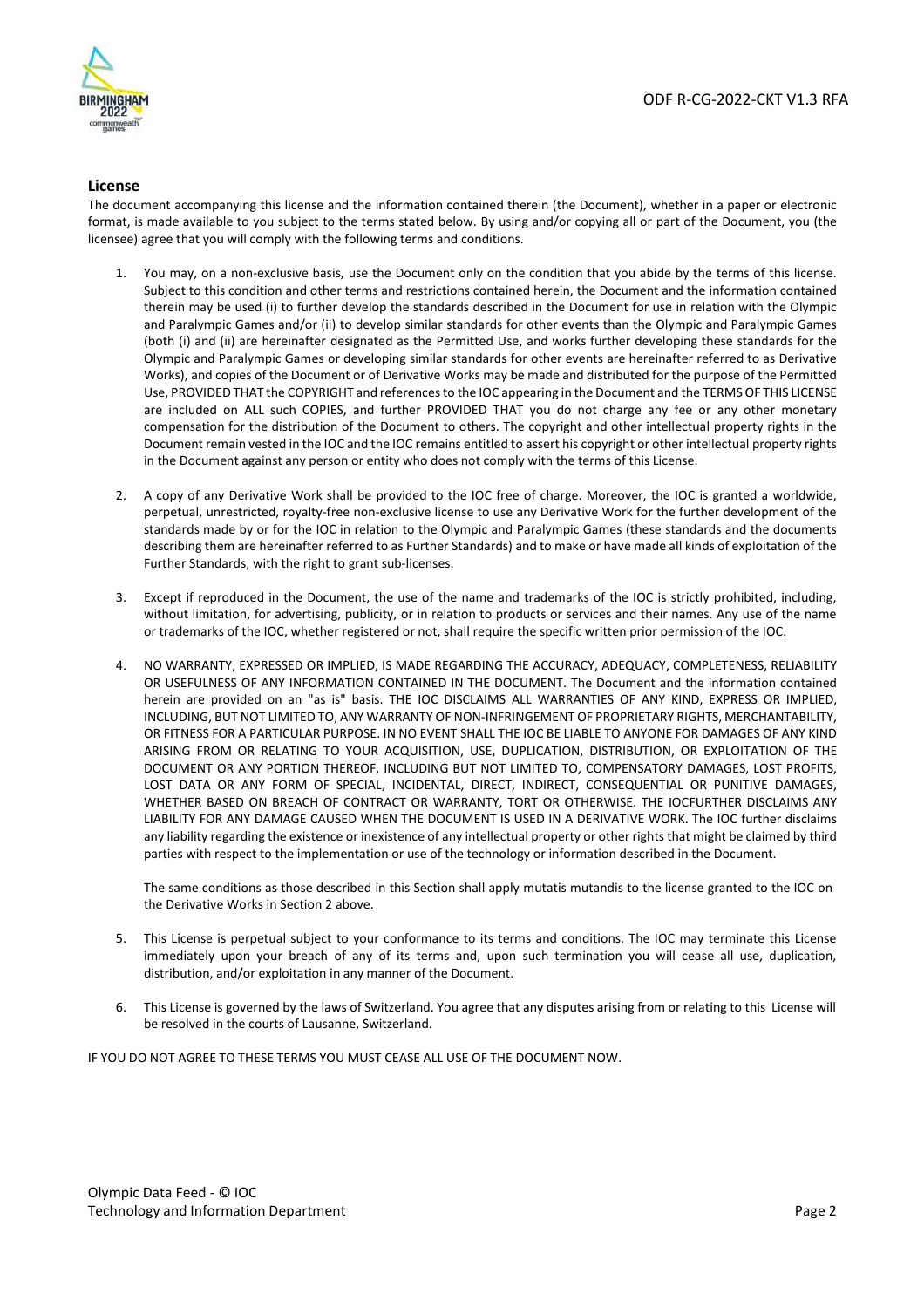## License

The document accompanying this license and the information contained therein (the Document), whether in a paper or electronic format, is made available to you subject to the terms stated below. By using and/or copying all or part of the Document, you (the licensee) agree that you will comply with the following terms and conditions.

1. You may, on a non-exclusive basis, use the Document only on the condition that you abide by the terms of this license. Subject to this condition and other terms and restrictions contained herein, the Document and the information contained therein may be used (i) to further develop the standards described in the Document for use in relation with the Olympic and Paralympic Games and/or (ii) to develop similar standards for other events than the Olympic and Paralympic Games (both (i) and (ii) are hereinafter designated as the Permitted Use, and works further developing these standards for the Olympic and Paralympic Games or developing similar standards for other events are hereinafter referred to as Derivative Works), and copies of the Document or of Derivative Works may be made and distributed for the purpose of the Permitted Use, PROVIDED THAT the COPYRIGHT and references to the IOC appearing in the Document and the TERMS OF THIS LICENSE are included on ALL such COPIES, and further PROVIDED THAT you do not charge any fee or any other monetary compensation for the distribution of the Document to others. The copyright and other intellectual property rights in the Document remain vested in the IOC and the IOC remains entitled to assert his copyright or other intellectual property rights in the Document against any person or entity who does not comply with the terms of this License.

2. A copy of any Derivative Work shall be provided to the IOC free of charge. Moreover, the IOC is granted a worldwide, perpetual, unrestricted, royalty-free non-exclusive license to use any Derivative Work for the further development of the standards made by or for the IOC in relation to the Olympic and Paralympic Games (these standards and the documents describing them are hereinafter referred to as Further Standards) and to make or have made all kinds of exploitation of the Further Standards, with the right to grant sub-licenses.

3. Except if reproduced in the Document, the use of the name and trademarks of the IOC is strictly prohibited, including, without limitation, for advertising, publicity, or in relation to products or services and their names. Any use of the name or trademarks of the IOC, whether registered or not, shall require the specific written prior permission of the IOC.

4. NO WARRANTY, EXPRESSED OR IMPLIED, IS MADE REGARDING THE ACCURACY, ADEQUACY, COMPLETENESS, RELIABILITY OR USEFULNESS OF ANY INFORMATION CONTAINED IN THE DOCUMENT. The Document and the information contained herein are provided on an "as is" basis. THE IOC DISCLAIMS ALL WARRANTIES OF ANY KIND, EXPRESS OR IMPLIED, INCLUDING, BUT NOT LIMITED TO, ANY WARRANTY OF NON-INFRINGEMENT OF PROPRIETARY RIGHTS, MERCHANTABILITY, OR FITNESS FOR A PARTICULAR PURPOSE. IN NO EVENT SHALL THE IOC BE LIABLE TO ANYONE FOR DAMAGES OF ANY KIND ARISING FROM OR RELATING TO YOUR ACQUISITION, USE, DUPLICATION, DISTRIBUTION, OR EXPLOITATION OF THE DOCUMENT OR ANY PORTION THEREOF, INCLUDING BUT NOT LIMITED TO, COMPENSATORY DAMAGES, LOST PROFITS, LOST DATA OR ANY FORM OF SPECIAL, INCIDENTAL, DIRECT, INDIRECT, CONSEQUENTIAL OR PUNITIVE DAMAGES, WHETHER BASED ON BREACH OF CONTRACT OR WARRANTY, TORT OR OTHERWISE. THE IOCFURTHER DISCLAIMS ANY LIABILITY FOR ANY DAMAGE CAUSED WHEN THE DOCUMENT IS USED IN A DERIVATIVE WORK. The IOC further disclaims any liability regarding the existence or inexistence of any intellectual property or other rights that might be claimed by third parties with respect to the implementation or use of the technology or information described in the Document.

   The same conditions as those described in this Section shall apply mutatis mutandis to the license granted to the IOC on the Derivative Works in Section 2 above.

5. This License is perpetual subject to your conformance to its terms and conditions. The IOC may terminate this License immediately upon your breach of any of its terms and, upon such termination you will cease all use, duplication, distribution, and/or exploitation in any manner of the Document.

6. This License is governed by the laws of Switzerland. You agree that any disputes arising from or relating to this License will be resolved in the courts of Lausanne, Switzerland.

IF YOU DO NOT AGREE TO THESE TERMS YOU MUST CEASE ALL USE OF THE DOCUMENT NOW.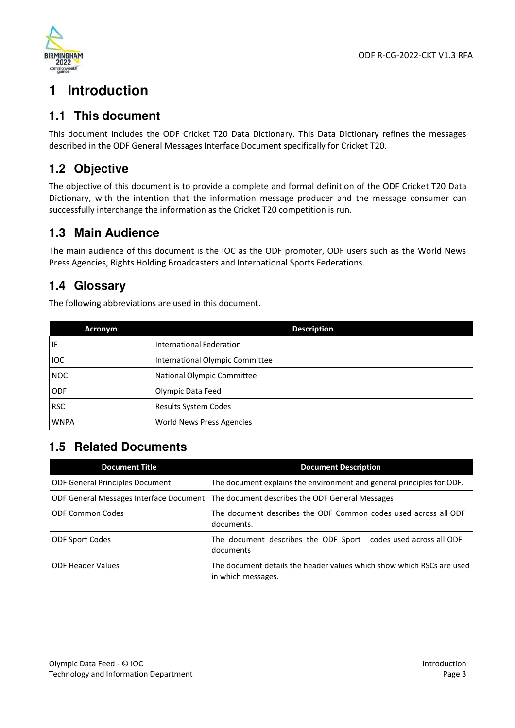# 1 Introduction

## 1.1 This document

This document includes the ODF Cricket T20 Data Dictionary. This Data Dictionary refines the messages described in the ODF General Messages Interface Document specifically for Cricket T20.

## 1.2 Objective

The objective of this document is to provide a complete and formal definition of the ODF Cricket T20 Data Dictionary, with the intention that the information message producer and the message consumer can successfully interchange the information as the Cricket T20 competition is run.

## 1.3 Main Audience

The main audience of this document is the IOC as the ODF promoter, ODF users such as the World News Press Agencies, Rights Holding Broadcasters and International Sports Federations.

## 1.4 Glossary

The following abbreviations are used in this document.

| Acronym | Description |
|---|---|
| IF | International Federation |
| IOC | International Olympic Committee |
| NOC | National Olympic Committee |
| ODF | Olympic Data Feed |
| RSC | Results System Codes |
| WNPA | World News Press Agencies |

## 1.5 Related Documents

| Document Title | Document Description |
|---|---|
| ODF General Principles Document | The document explains the environment and general principles for ODF. |
| ODF General Messages Interface Document | The document describes the ODF General Messages |
| ODF Common Codes | The document describes the ODF Common codes used across all ODF documents. |
| ODF Sport Codes | The document describes the ODF Sport codes used across all ODF documents |
| ODF Header Values | The document details the header values which show which RSCs are used in which messages. |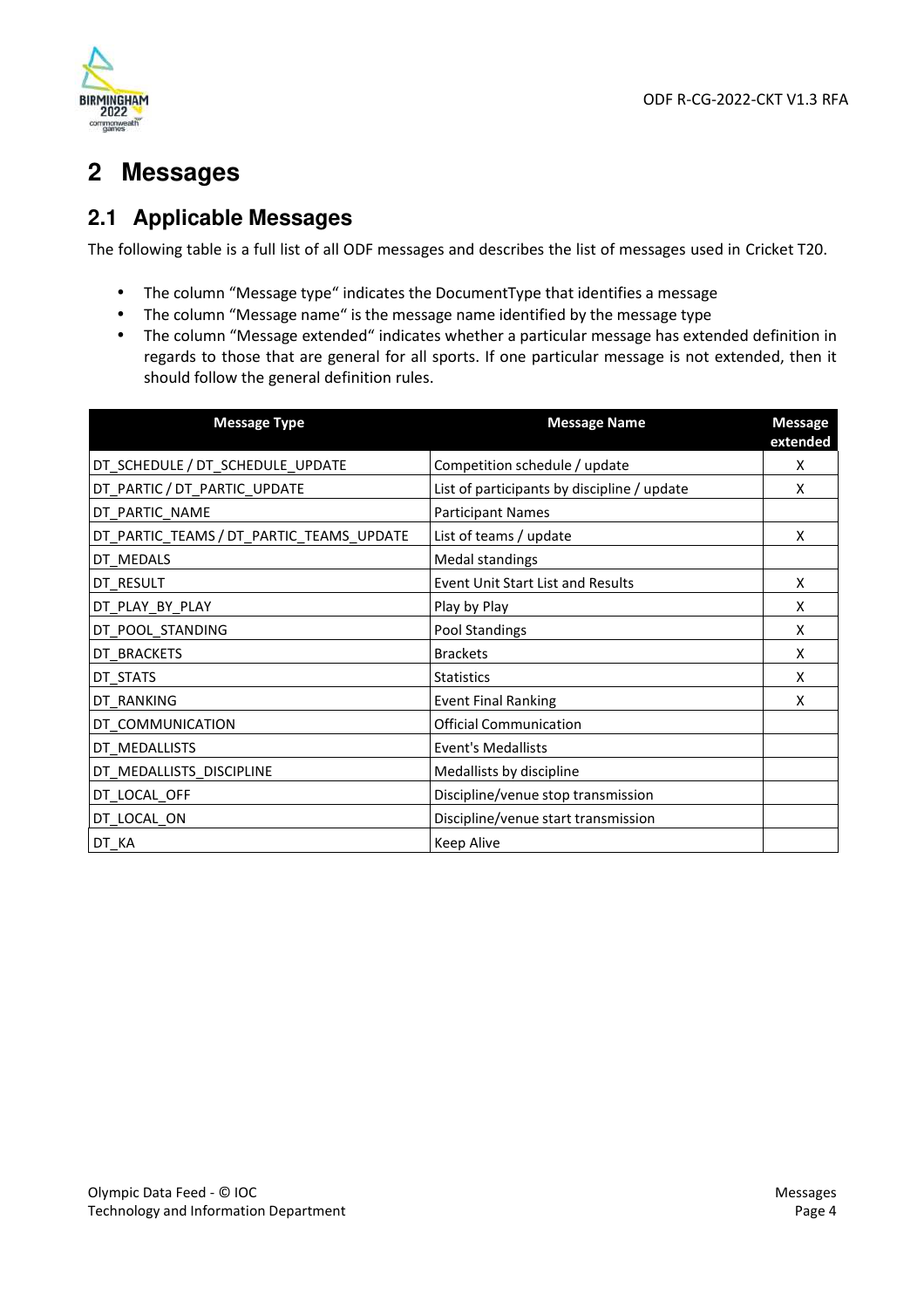# 2 Messages

## 2.1 Applicable Messages

The following table is a full list of all ODF messages and describes the list of messages used in Cricket T20.

- The column "Message type" indicates the DocumentType that identifies a message
- The column "Message name" is the message name identified by the message type
- The column "Message extended" indicates whether a particular message has extended definition in regards to those that are general for all sports. If one particular message is not extended, then it should follow the general definition rules.

| Message Type | Message Name | Message extended |
|---|---|---|
| DT_SCHEDULE / DT_SCHEDULE_UPDATE | Competition schedule / update | X |
| DT_PARTIC / DT_PARTIC_UPDATE | List of participants by discipline / update | X |
| DT_PARTIC_NAME | Participant Names | |
| DT_PARTIC_TEAMS / DT_PARTIC_TEAMS_UPDATE | List of teams / update | X |
| DT_MEDALS | Medal standings | |
| DT_RESULT | Event Unit Start List and Results | X |
| DT_PLAY_BY_PLAY | Play by Play | X |
| DT_POOL_STANDING | Pool Standings | X |
| DT_BRACKETS | Brackets | X |
| DT_STATS | Statistics | X |
| DT_RANKING | Event Final Ranking | X |
| DT_COMMUNICATION | Official Communication | |
| DT_MEDALLISTS | Event's Medallists | |
| DT_MEDALLISTS_DISCIPLINE | Medallists by discipline | |
| DT_LOCAL_OFF | Discipline/venue stop transmission | |
| DT_LOCAL_ON | Discipline/venue start transmission | |
| DT_KA | Keep Alive | |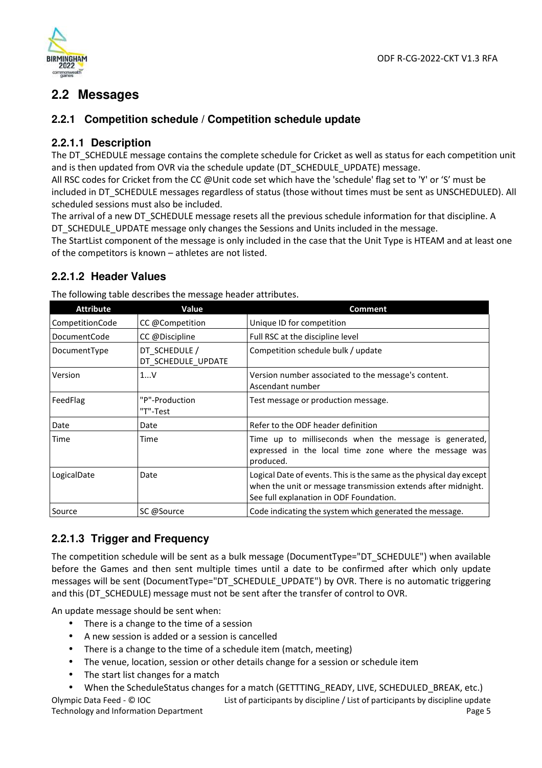## 2.2 Messages

### 2.2.1 Competition schedule / Competition schedule update

#### 2.2.1.1 Description

The DT_SCHEDULE message contains the complete schedule for Cricket as well as status for each competition unit and is then updated from OVR via the schedule update (DT_SCHEDULE_UPDATE) message.

All RSC codes for Cricket from the CC @Unit code set which have the 'schedule' flag set to 'Y' or 'S' must be included in DT_SCHEDULE messages regardless of status (those without times must be sent as UNSCHEDULED). All scheduled sessions must also be included.

The arrival of a new DT_SCHEDULE message resets all the previous schedule information for that discipline. A DT_SCHEDULE_UPDATE message only changes the Sessions and Units included in the message.

The StartList component of the message is only included in the case that the Unit Type is HTEAM and at least one of the competitors is known – athletes are not listed.

#### 2.2.1.2 Header Values

The following table describes the message header attributes.

| Attribute | Value | Comment |
|---|---|---|
| CompetitionCode | CC @Competition | Unique ID for competition |
| DocumentCode | CC @Discipline | Full RSC at the discipline level |
| DocumentType | DT_SCHEDULE / DT_SCHEDULE_UPDATE | Competition schedule bulk / update |
| Version | 1...V | Version number associated to the message's content. Ascendant number |
| FeedFlag | "P"-Production "T"-Test | Test message or production message. |
| Date | Date | Refer to the ODF header definition |
| Time | Time | Time up to milliseconds when the message is generated, expressed in the local time zone where the message was produced. |
| LogicalDate | Date | Logical Date of events. This is the same as the physical day except when the unit or message transmission extends after midnight. See full explanation in ODF Foundation. |
| Source | SC @Source | Code indicating the system which generated the message. |

#### 2.2.1.3 Trigger and Frequency

The competition schedule will be sent as a bulk message (DocumentType="DT_SCHEDULE") when available before the Games and then sent multiple times until a date to be confirmed after which only update messages will be sent (DocumentType="DT_SCHEDULE_UPDATE") by OVR. There is no automatic triggering and this (DT_SCHEDULE) message must not be sent after the transfer of control to OVR.

An update message should be sent when:

- There is a change to the time of a session
- A new session is added or a session is cancelled
- There is a change to the time of a schedule item (match, meeting)
- The venue, location, session or other details change for a session or schedule item
- The start list changes for a match
- When the ScheduleStatus changes for a match (GETTTING_READY, LIVE, SCHEDULED_BREAK, etc.)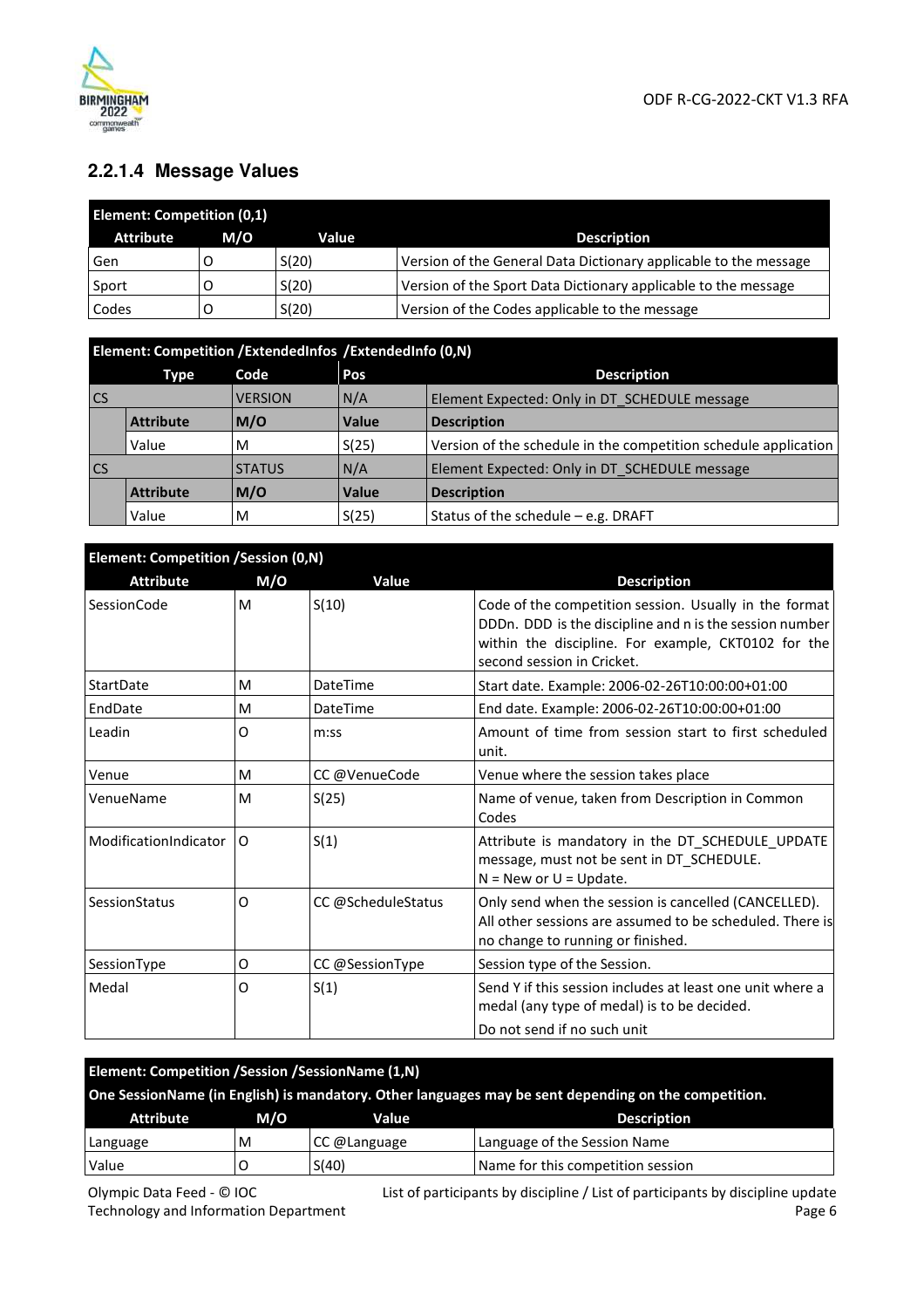### 2.2.1.4 Message Values

| Element: Competition (0,1) | | | |
|---|---|---|---|
| **Attribute** | **M/O** | **Value** | **Description** |
| Gen | O | S(20) | Version of the General Data Dictionary applicable to the message |
| Sport | O | S(20) | Version of the Sport Data Dictionary applicable to the message |
| Codes | O | S(20) | Version of the Codes applicable to the message |

| Element: Competition /ExtendedInfos /ExtendedInfo (0,N) | | | | |
|---|---|---|---|---|
| **Type** | | **Code** | **Pos** | **Description** |
| CS | | VERSION | N/A | Element Expected: Only in DT_SCHEDULE message |
| | **Attribute** | **M/O** | **Value** | **Description** |
| | Value | M | S(25) | Version of the schedule in the competition schedule application |
| CS | | STATUS | N/A | Element Expected: Only in DT_SCHEDULE message |
| | **Attribute** | **M/O** | **Value** | **Description** |
| | Value | M | S(25) | Status of the schedule – e.g. DRAFT |

| Element: Competition /Session (0,N) | | | |
|---|---|---|---|
| **Attribute** | **M/O** | **Value** | **Description** |
| SessionCode | M | S(10) | Code of the competition session. Usually in the format DDDn. DDD is the discipline and n is the session number within the discipline. For example, CKT0102 for the second session in Cricket. |
| StartDate | M | DateTime | Start date. Example: 2006-02-26T10:00:00+01:00 |
| EndDate | M | DateTime | End date. Example: 2006-02-26T10:00:00+01:00 |
| Leadin | O | m:ss | Amount of time from session start to first scheduled unit. |
| Venue | M | CC @VenueCode | Venue where the session takes place |
| VenueName | M | S(25) | Name of venue, taken from Description in Common Codes |
| ModificationIndicator | O | S(1) | Attribute is mandatory in the DT_SCHEDULE_UPDATE message, must not be sent in DT_SCHEDULE.<br>N = New or U = Update. |
| SessionStatus | O | CC @ScheduleStatus | Only send when the session is cancelled (CANCELLED). All other sessions are assumed to be scheduled. There is no change to running or finished. |
| SessionType | O | CC @SessionType | Session type of the Session. |
| Medal | O | S(1) | Send Y if this session includes at least one unit where a medal (any type of medal) is to be decided.<br>Do not send if no such unit |

| Element: Competition /Session /SessionName (1,N)<br>One SessionName (in English) is mandatory. Other languages may be sent depending on the competition. | | | |
|---|---|---|---|
| **Attribute** | **M/O** | **Value** | **Description** |
| Language | M | CC @Language | Language of the Session Name |
| Value | O | S(40) | Name for this competition session |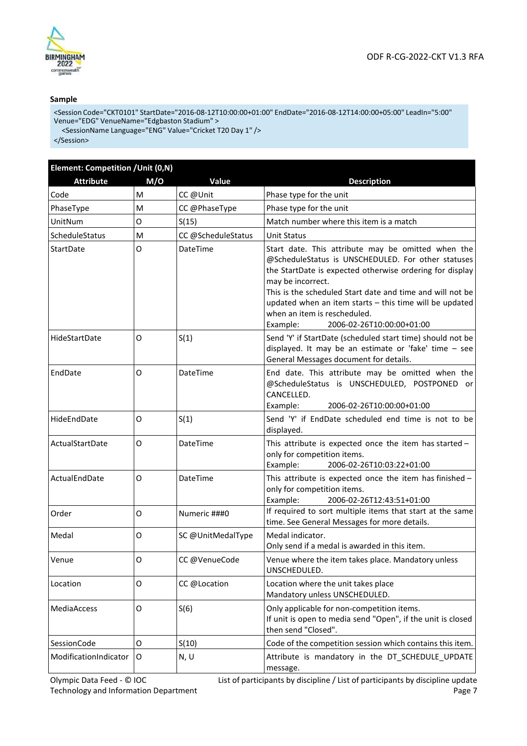**Sample**

```
<Session Code="CKT0101" StartDate="2016-08-12T10:00:00+01:00" EndDate="2016-08-12T14:00:00+05:00" LeadIn="5:00"
Venue="EDG" VenueName="Edgbaston Stadium" >
   <SessionName Language="ENG" Value="Cricket T20 Day 1" />
</Session>
```

| Element: Competition /Unit (0,N) | | | |
|---|---|---|---|
| **Attribute** | **M/O** | **Value** | **Description** |
| Code | M | CC @Unit | Phase type for the unit |
| PhaseType | M | CC @PhaseType | Phase type for the unit |
| UnitNum | O | S(15) | Match number where this item is a match |
| ScheduleStatus | M | CC @ScheduleStatus | Unit Status |
| StartDate | O | DateTime | Start date. This attribute may be omitted when the @ScheduleStatus is UNSCHEDULED. For other statuses the StartDate is expected otherwise ordering for display may be incorrect.<br>This is the scheduled Start date and time and will not be updated when an item starts – this time will be updated when an item is rescheduled.<br>Example: 2006-02-26T10:00:00+01:00 |
| HideStartDate | O | S(1) | Send 'Y' if StartDate (scheduled start time) should not be displayed. It may be an estimate or 'fake' time – see General Messages document for details. |
| EndDate | O | DateTime | End date. This attribute may be omitted when the @ScheduleStatus is UNSCHEDULED, POSTPONED or CANCELLED.<br>Example: 2006-02-26T10:00:00+01:00 |
| HideEndDate | O | S(1) | Send 'Y' if EndDate scheduled end time is not to be displayed. |
| ActualStartDate | O | DateTime | This attribute is expected once the item has started – only for competition items.<br>Example: 2006-02-26T10:03:22+01:00 |
| ActualEndDate | O | DateTime | This attribute is expected once the item has finished – only for competition items.<br>Example: 2006-02-26T12:43:51+01:00 |
| Order | O | Numeric ###0 | If required to sort multiple items that start at the same time. See General Messages for more details. |
| Medal | O | SC @UnitMedalType | Medal indicator.<br>Only send if a medal is awarded in this item. |
| Venue | O | CC @VenueCode | Venue where the item takes place. Mandatory unless UNSCHEDULED. |
| Location | O | CC @Location | Location where the unit takes place<br>Mandatory unless UNSCHEDULED. |
| MediaAccess | O | S(6) | Only applicable for non-competition items.<br>If unit is open to media send "Open", if the unit is closed then send "Closed". |
| SessionCode | O | S(10) | Code of the competition session which contains this item. |
| ModificationIndicator | O | N, U | Attribute is mandatory in the DT_SCHEDULE_UPDATE message. |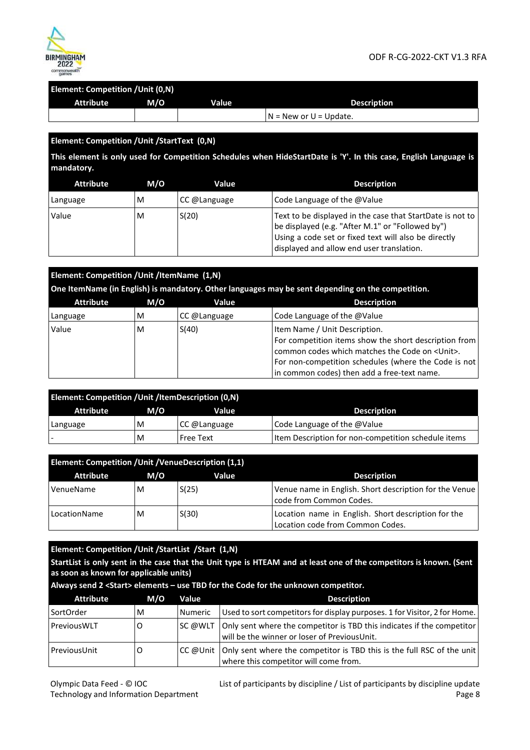**Element: Competition /Unit (0,N)**

| Attribute | M/O | Value | Description |
|---|---|---|---|
| | | | N = New or U = Update. |

**Element: Competition /Unit /StartText (0,N)**

**This element is only used for Competition Schedules when HideStartDate is 'Y'. In this case, English Language is mandatory.**

| Attribute | M/O | Value | Description |
|---|---|---|---|
| Language | M | CC @Language | Code Language of the @Value |
| Value | M | S(20) | Text to be displayed in the case that StartDate is not to be displayed (e.g. "After M.1" or "Followed by") Using a code set or fixed text will also be directly displayed and allow end user translation. |

**Element: Competition /Unit /ItemName (1,N)**

**One ItemName (in English) is mandatory. Other languages may be sent depending on the competition.**

| Attribute | M/O | Value | Description |
|---|---|---|---|
| Language | M | CC @Language | Code Language of the @Value |
| Value | M | S(40) | Item Name / Unit Description. For competition items show the short description from common codes which matches the Code on <Unit>. For non-competition schedules (where the Code is not in common codes) then add a free-text name. |

**Element: Competition /Unit /ItemDescription (0,N)**

| Attribute | M/O | Value | Description |
|---|---|---|---|
| Language | M | CC @Language | Code Language of the @Value |
| - | M | Free Text | Item Description for non-competition schedule items |

**Element: Competition /Unit /VenueDescription (1,1)**

| Attribute | M/O | Value | Description |
|---|---|---|---|
| VenueName | M | S(25) | Venue name in English. Short description for the Venue code from Common Codes. |
| LocationName | M | S(30) | Location name in English. Short description for the Location code from Common Codes. |

**Element: Competition /Unit /StartList /Start (1,N)**

**StartList is only sent in the case that the Unit type is HTEAM and at least one of the competitors is known. (Sent as soon as known for applicable units)**

**Always send 2 <Start> elements – use TBD for the Code for the unknown competitor.**

| Attribute | M/O | Value | Description |
|---|---|---|---|
| SortOrder | M | Numeric | Used to sort competitors for display purposes. 1 for Visitor, 2 for Home. |
| PreviousWLT | O | SC @WLT | Only sent where the competitor is TBD this indicates if the competitor will be the winner or loser of PreviousUnit. |
| PreviousUnit | O | CC @Unit | Only sent where the competitor is TBD this is the full RSC of the unit where this competitor will come from. |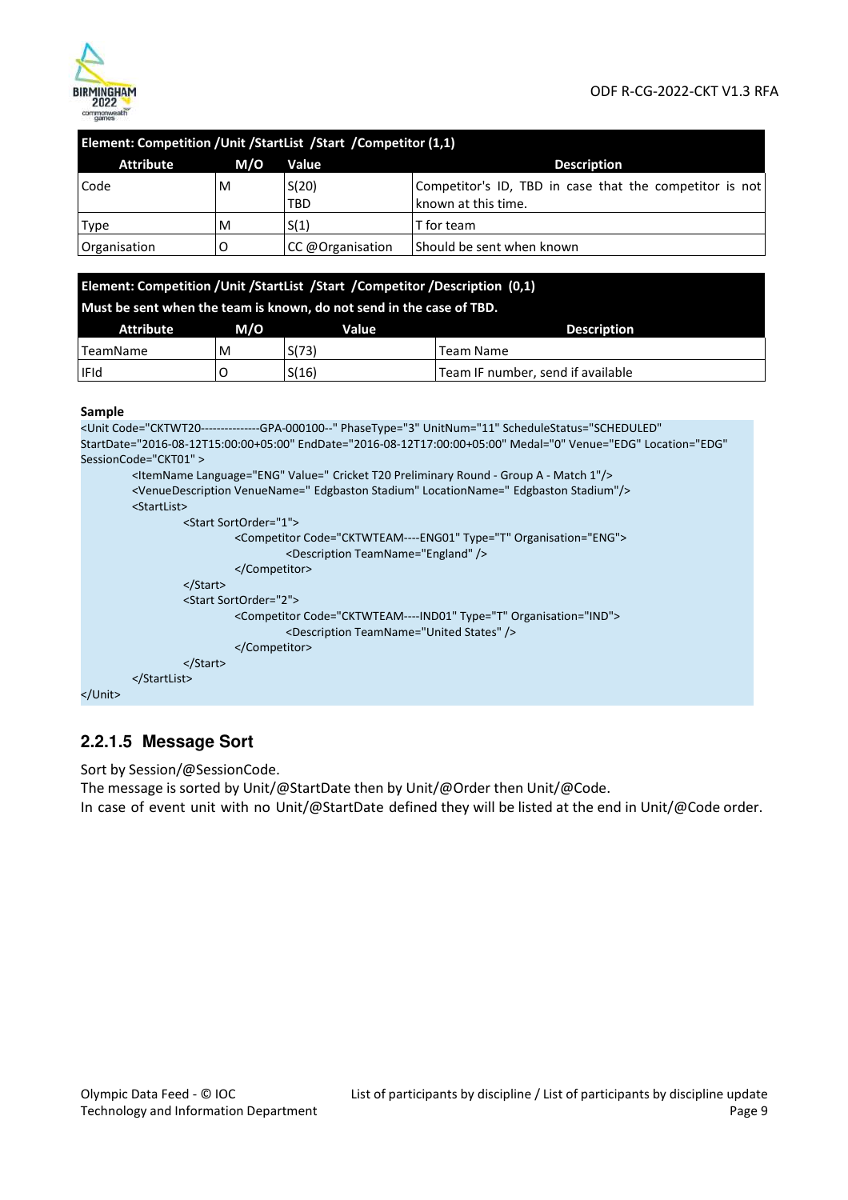| Element: Competition /Unit /StartList /Start /Competitor (1,1) | | | |
|---|---|---|---|
| **Attribute** | **M/O** | **Value** | **Description** |
| Code | M | S(20)<br>TBD | Competitor's ID, TBD in case that the competitor is not known at this time. |
| Type | M | S(1) | T for team |
| Organisation | O | CC @Organisation | Should be sent when known |

| Element: Competition /Unit /StartList /Start /Competitor /Description (0,1)<br>Must be sent when the team is known, do not send in the case of TBD. | | | |
|---|---|---|---|
| **Attribute** | **M/O** | **Value** | **Description** |
| TeamName | M | S(73) | Team Name |
| IFId | O | S(16) | Team IF number, send if available |

**Sample**

```
<Unit Code="CKTWT20---------------GPA-000100--" PhaseType="3" UnitNum="11" ScheduleStatus="SCHEDULED"
StartDate="2016-08-12T15:00:00+05:00" EndDate="2016-08-12T17:00:00+05:00" Medal="0" Venue="EDG" Location="EDG"
SessionCode="CKT01" >
        <ItemName Language="ENG" Value=" Cricket T20 Preliminary Round - Group A - Match 1"/>
        <VenueDescription VenueName=" Edgbaston Stadium" LocationName=" Edgbaston Stadium"/>
        <StartList>
                <Start SortOrder="1">
                        <Competitor Code="CKTWTEAM----ENG01" Type="T" Organisation="ENG">
                                <Description TeamName="England" />
                        </Competitor>
                </Start>
                <Start SortOrder="2">
                        <Competitor Code="CKTWTEAM----IND01" Type="T" Organisation="IND">
                                <Description TeamName="United States" />
                        </Competitor>
                </Start>
        </StartList>
</Unit>
```

### 2.2.1.5 Message Sort

Sort by Session/@SessionCode.

The message is sorted by Unit/@StartDate then by Unit/@Order then Unit/@Code.

In case of event unit with no Unit/@StartDate defined they will be listed at the end in Unit/@Code order.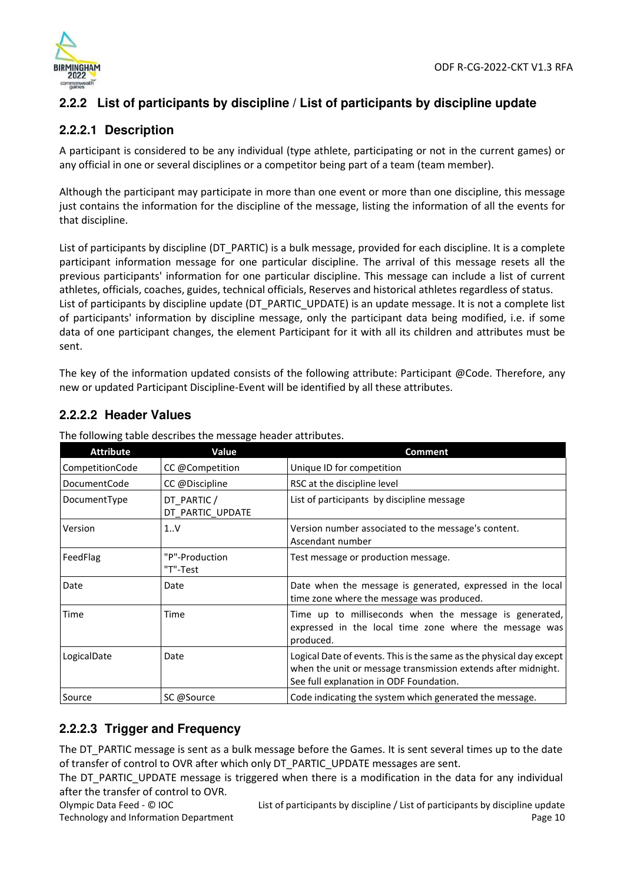## 2.2.2 List of participants by discipline / List of participants by discipline update

### 2.2.2.1 Description

A participant is considered to be any individual (type athlete, participating or not in the current games) or any official in one or several disciplines or a competitor being part of a team (team member).

Although the participant may participate in more than one event or more than one discipline, this message just contains the information for the discipline of the message, listing the information of all the events for that discipline.

List of participants by discipline (DT_PARTIC) is a bulk message, provided for each discipline. It is a complete participant information message for one particular discipline. The arrival of this message resets all the previous participants' information for one particular discipline. This message can include a list of current athletes, officials, coaches, guides, technical officials, Reserves and historical athletes regardless of status.
List of participants by discipline update (DT_PARTIC_UPDATE) is an update message. It is not a complete list of participants' information by discipline message, only the participant data being modified, i.e. if some data of one participant changes, the element Participant for it with all its children and attributes must be sent.

The key of the information updated consists of the following attribute: Participant @Code. Therefore, any new or updated Participant Discipline-Event will be identified by all these attributes.

### 2.2.2.2 Header Values

The following table describes the message header attributes.

| Attribute | Value | Comment |
|---|---|---|
| CompetitionCode | CC @Competition | Unique ID for competition |
| DocumentCode | CC @Discipline | RSC at the discipline level |
| DocumentType | DT_PARTIC / DT_PARTIC_UPDATE | List of participants by discipline message |
| Version | 1..V | Version number associated to the message's content. Ascendant number |
| FeedFlag | "P"-Production "T"-Test | Test message or production message. |
| Date | Date | Date when the message is generated, expressed in the local time zone where the message was produced. |
| Time | Time | Time up to milliseconds when the message is generated, expressed in the local time zone where the message was produced. |
| LogicalDate | Date | Logical Date of events. This is the same as the physical day except when the unit or message transmission extends after midnight. See full explanation in ODF Foundation. |
| Source | SC @Source | Code indicating the system which generated the message. |

### 2.2.2.3 Trigger and Frequency

The DT_PARTIC message is sent as a bulk message before the Games. It is sent several times up to the date of transfer of control to OVR after which only DT_PARTIC_UPDATE messages are sent.
The DT_PARTIC_UPDATE message is triggered when there is a modification in the data for any individual after the transfer of control to OVR.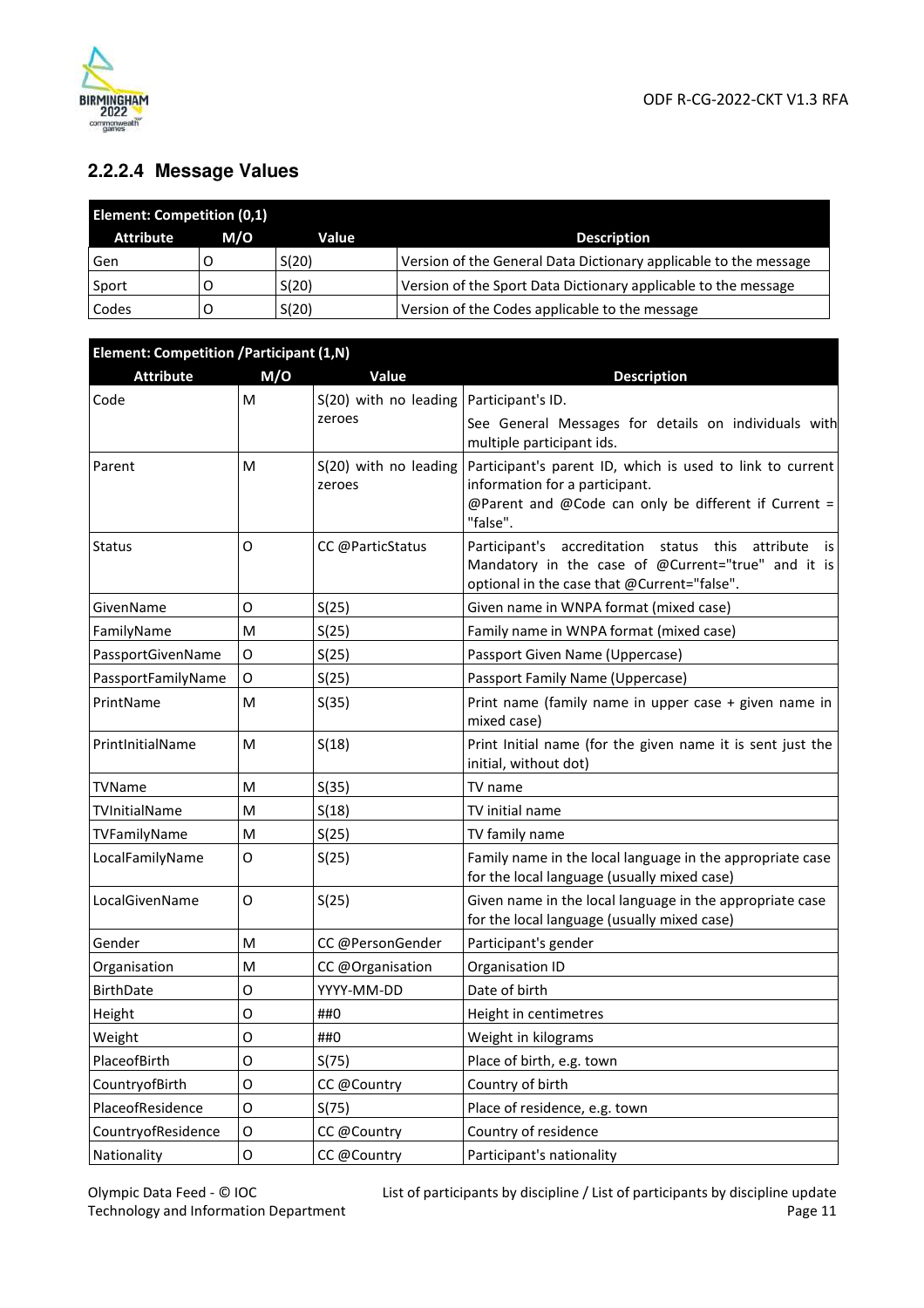### 2.2.2.4 Message Values

| Element: Competition (0,1) | | | |
|---|---|---|---|
| **Attribute** | **M/O** | **Value** | **Description** |
| Gen | O | S(20) | Version of the General Data Dictionary applicable to the message |
| Sport | O | S(20) | Version of the Sport Data Dictionary applicable to the message |
| Codes | O | S(20) | Version of the Codes applicable to the message |

| Element: Competition /Participant (1,N) | | | |
|---|---|---|---|
| **Attribute** | **M/O** | **Value** | **Description** |
| Code | M | S(20) with no leading zeroes | Participant's ID.<br>See General Messages for details on individuals with multiple participant ids. |
| Parent | M | S(20) with no leading zeroes | Participant's parent ID, which is used to link to current information for a participant.<br>@Parent and @Code can only be different if Current = "false". |
| Status | O | CC @ParticStatus | Participant's accreditation status this attribute is Mandatory in the case of @Current="true" and it is optional in the case that @Current="false". |
| GivenName | O | S(25) | Given name in WNPA format (mixed case) |
| FamilyName | M | S(25) | Family name in WNPA format (mixed case) |
| PassportGivenName | O | S(25) | Passport Given Name (Uppercase) |
| PassportFamilyName | O | S(25) | Passport Family Name (Uppercase) |
| PrintName | M | S(35) | Print name (family name in upper case + given name in mixed case) |
| PrintInitialName | M | S(18) | Print Initial name (for the given name it is sent just the initial, without dot) |
| TVName | M | S(35) | TV name |
| TVInitialName | M | S(18) | TV initial name |
| TVFamilyName | M | S(25) | TV family name |
| LocalFamilyName | O | S(25) | Family name in the local language in the appropriate case for the local language (usually mixed case) |
| LocalGivenName | O | S(25) | Given name in the local language in the appropriate case for the local language (usually mixed case) |
| Gender | M | CC @PersonGender | Participant's gender |
| Organisation | M | CC @Organisation | Organisation ID |
| BirthDate | O | YYYY-MM-DD | Date of birth |
| Height | O | ##0 | Height in centimetres |
| Weight | O | ##0 | Weight in kilograms |
| PlaceofBirth | O | S(75) | Place of birth, e.g. town |
| CountryofBirth | O | CC @Country | Country of birth |
| PlaceofResidence | O | S(75) | Place of residence, e.g. town |
| CountryofResidence | O | CC @Country | Country of residence |
| Nationality | O | CC @Country | Participant's nationality |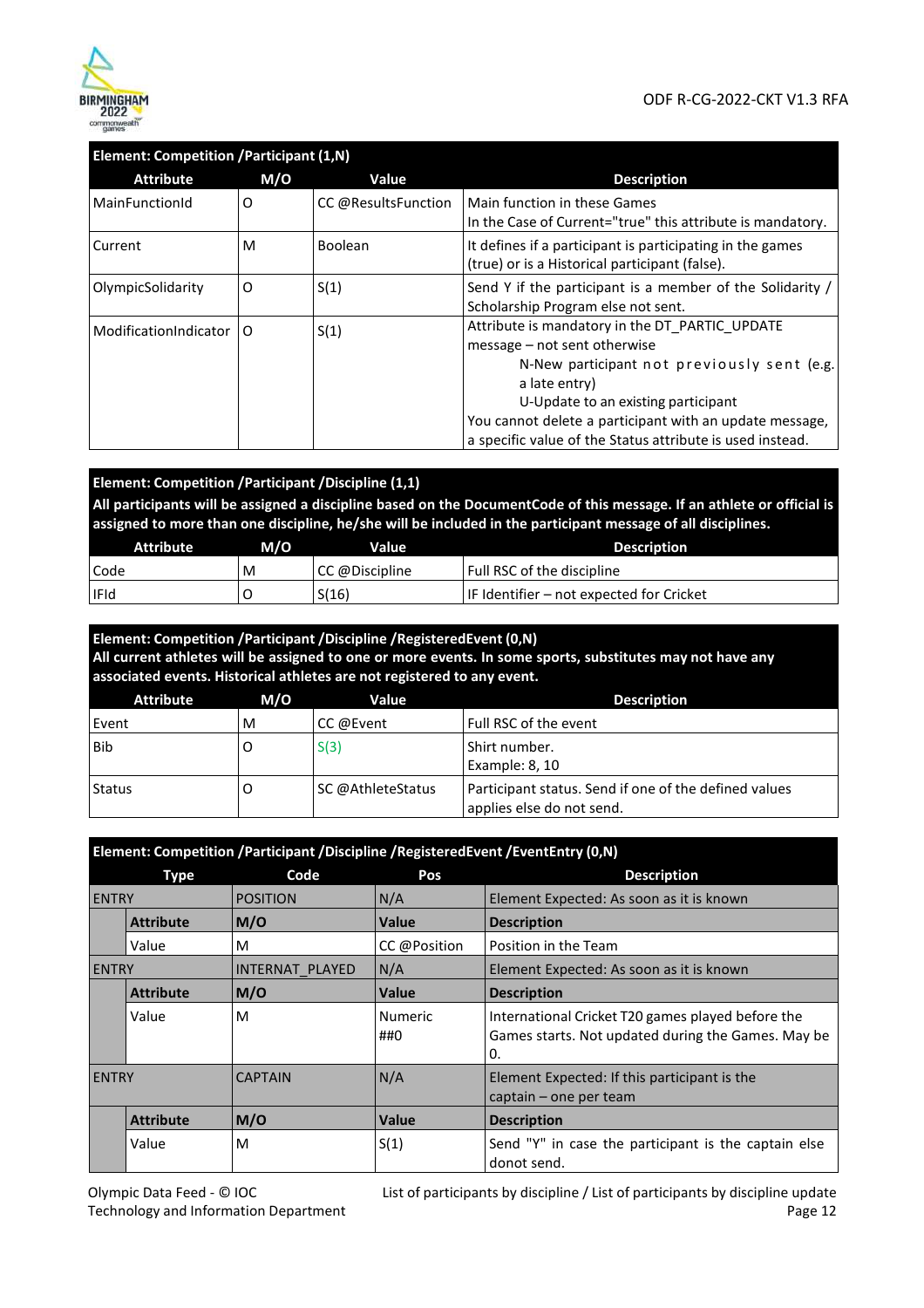| Element: Competition /Participant (1,N) | | | |
|---|---|---|---|
| **Attribute** | **M/O** | **Value** | **Description** |
| MainFunctionId | O | CC @ResultsFunction | Main function in these Games<br>In the Case of Current="true" this attribute is mandatory. |
| Current | M | Boolean | It defines if a participant is participating in the games (true) or is a Historical participant (false). |
| OlympicSolidarity | O | S(1) | Send Y if the participant is a member of the Solidarity / Scholarship Program else not sent. |
| ModificationIndicator | O | S(1) | Attribute is mandatory in the DT_PARTIC_UPDATE message – not sent otherwise<br>N-New participant not previously sent (e.g. a late entry)<br>U-Update to an existing participant<br>You cannot delete a participant with an update message, a specific value of the Status attribute is used instead. |

**Element: Competition /Participant /Discipline (1,1)**

**All participants will be assigned a discipline based on the DocumentCode of this message. If an athlete or official is assigned to more than one discipline, he/she will be included in the participant message of all disciplines.**

| Attribute | M/O | Value | Description |
|---|---|---|---|
| Code | M | CC @Discipline | Full RSC of the discipline |
| IFId | O | S(16) | IF Identifier – not expected for Cricket |

**Element: Competition /Participant /Discipline /RegisteredEvent (0,N)**

**All current athletes will be assigned to one or more events. In some sports, substitutes may not have any associated events. Historical athletes are not registered to any event.**

| Attribute | M/O | Value | Description |
|---|---|---|---|
| Event | M | CC @Event | Full RSC of the event |
| Bib | O | S(3) | Shirt number.<br>Example: 8, 10 |
| Status | O | SC @AthleteStatus | Participant status. Send if one of the defined values applies else do not send. |

**Element: Competition /Participant /Discipline /RegisteredEvent /EventEntry (0,N)**

| Type | | Code | Pos | Description |
|---|---|---|---|---|
| ENTRY | | POSITION | N/A | Element Expected: As soon as it is known |
| | **Attribute** | **M/O** | **Value** | **Description** |
| | Value | M | CC @Position | Position in the Team |
| ENTRY | | INTERNAT_PLAYED | N/A | Element Expected: As soon as it is known |
| | **Attribute** | **M/O** | **Value** | **Description** |
| | Value | M | Numeric ##0 | International Cricket T20 games played before the Games starts. Not updated during the Games. May be 0. |
| ENTRY | | CAPTAIN | N/A | Element Expected: If this participant is the captain – one per team |
| | **Attribute** | **M/O** | **Value** | **Description** |
| | Value | M | S(1) | Send "Y" in case the participant is the captain else donot send. |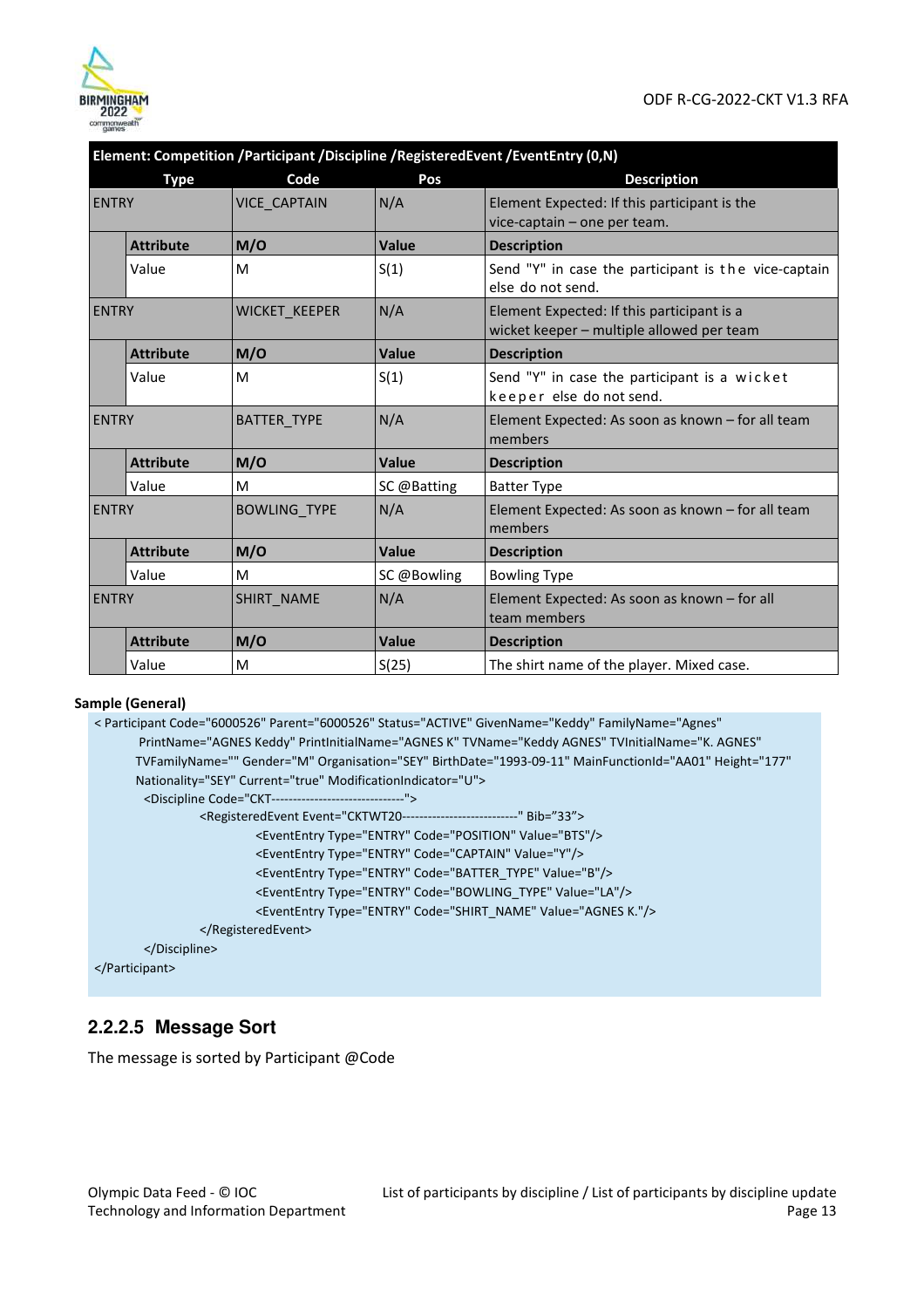| Element: Competition /Participant /Discipline /RegisteredEvent /EventEntry (0,N) | | | | |
|---|---|---|---|---|
| **Type** | | **Code** | **Pos** | **Description** |
| ENTRY | | VICE_CAPTAIN | N/A | Element Expected: If this participant is the vice-captain – one per team. |
| | **Attribute** | **M/O** | **Value** | **Description** |
| | Value | M | S(1) | Send "Y" in case the participant is the vice-captain else do not send. |
| ENTRY | | WICKET_KEEPER | N/A | Element Expected: If this participant is a wicket keeper – multiple allowed per team |
| | **Attribute** | **M/O** | **Value** | **Description** |
| | Value | M | S(1) | Send "Y" in case the participant is a wicket keeper else do not send. |
| ENTRY | | BATTER_TYPE | N/A | Element Expected: As soon as known – for all team members |
| | **Attribute** | **M/O** | **Value** | **Description** |
| | Value | M | SC @Batting | Batter Type |
| ENTRY | | BOWLING_TYPE | N/A | Element Expected: As soon as known – for all team members |
| | **Attribute** | **M/O** | **Value** | **Description** |
| | Value | M | SC @Bowling | Bowling Type |
| ENTRY | | SHIRT_NAME | N/A | Element Expected: As soon as known – for all team members |
| | **Attribute** | **M/O** | **Value** | **Description** |
| | Value | M | S(25) | The shirt name of the player. Mixed case. |

**Sample (General)**

```
< Participant Code="6000526" Parent="6000526" Status="ACTIVE" GivenName="Keddy" FamilyName="Agnes"
    PrintName="AGNES Keddy" PrintInitialName="AGNES K" TVName="Keddy AGNES" TVInitialName="K. AGNES"
    TVFamilyName="" Gender="M" Organisation="SEY" BirthDate="1993-09-11" MainFunctionId="AA01" Height="177"
    Nationality="SEY" Current="true" ModificationIndicator="U">
    <Discipline Code="CKT-------------------------------">
        <RegisteredEvent Event="CKTWT20---------------------------" Bib="33">
            <EventEntry Type="ENTRY" Code="POSITION" Value="BTS"/>
            <EventEntry Type="ENTRY" Code="CAPTAIN" Value="Y"/>
            <EventEntry Type="ENTRY" Code="BATTER_TYPE" Value="B"/>
            <EventEntry Type="ENTRY" Code="BOWLING_TYPE" Value="LA"/>
            <EventEntry Type="ENTRY" Code="SHIRT_NAME" Value="AGNES K."/>
        </RegisteredEvent>
    </Discipline>
</Participant>
```

### 2.2.2.5 Message Sort

The message is sorted by Participant @Code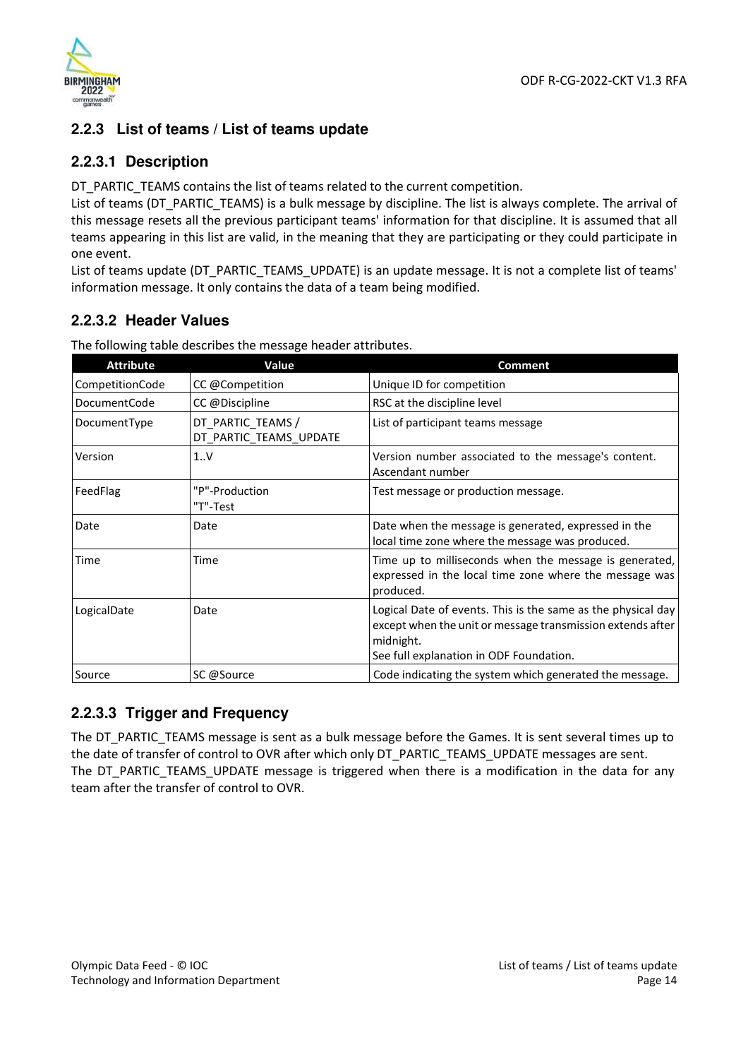### 2.2.3 List of teams / List of teams update

#### 2.2.3.1 Description

DT_PARTIC_TEAMS contains the list of teams related to the current competition.

List of teams (DT_PARTIC_TEAMS) is a bulk message by discipline. The list is always complete. The arrival of this message resets all the previous participant teams' information for that discipline. It is assumed that all teams appearing in this list are valid, in the meaning that they are participating or they could participate in one event.

List of teams update (DT_PARTIC_TEAMS_UPDATE) is an update message. It is not a complete list of teams' information message. It only contains the data of a team being modified.

#### 2.2.3.2 Header Values

The following table describes the message header attributes.

| Attribute | Value | Comment |
|---|---|---|
| CompetitionCode | CC @Competition | Unique ID for competition |
| DocumentCode | CC @Discipline | RSC at the discipline level |
| DocumentType | DT_PARTIC_TEAMS / DT_PARTIC_TEAMS_UPDATE | List of participant teams message |
| Version | 1..V | Version number associated to the message's content. Ascendant number |
| FeedFlag | "P"-Production<br>"T"-Test | Test message or production message. |
| Date | Date | Date when the message is generated, expressed in the local time zone where the message was produced. |
| Time | Time | Time up to milliseconds when the message is generated, expressed in the local time zone where the message was produced. |
| LogicalDate | Date | Logical Date of events. This is the same as the physical day except when the unit or message transmission extends after midnight.<br>See full explanation in ODF Foundation. |
| Source | SC @Source | Code indicating the system which generated the message. |

#### 2.2.3.3 Trigger and Frequency

The DT_PARTIC_TEAMS message is sent as a bulk message before the Games. It is sent several times up to the date of transfer of control to OVR after which only DT_PARTIC_TEAMS_UPDATE messages are sent.

The DT_PARTIC_TEAMS_UPDATE message is triggered when there is a modification in the data for any team after the transfer of control to OVR.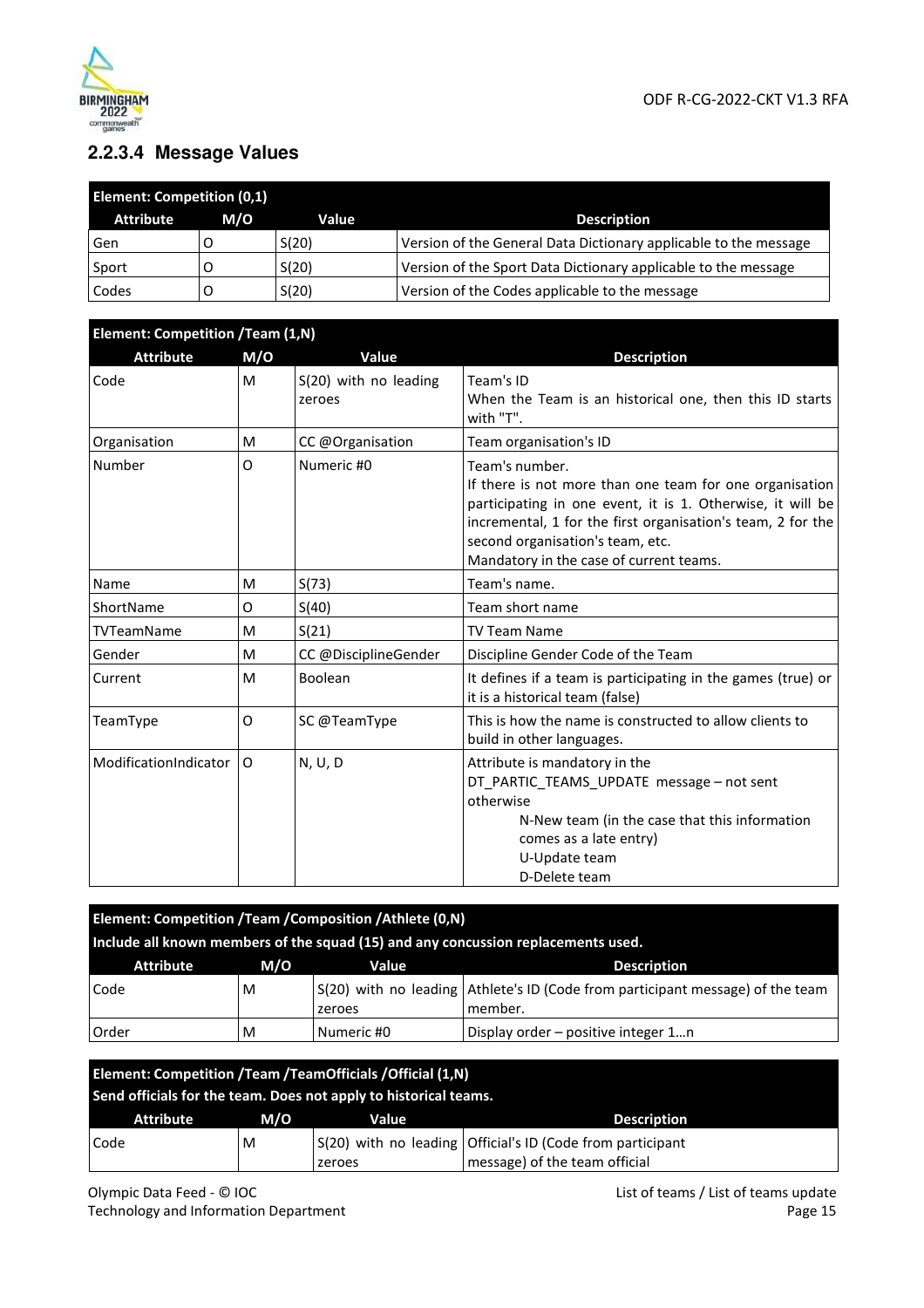### 2.2.3.4 Message Values

| Element: Competition (0,1) | | | |
|---|---|---|---|
| **Attribute** | **M/O** | **Value** | **Description** |
| Gen | O | S(20) | Version of the General Data Dictionary applicable to the message |
| Sport | O | S(20) | Version of the Sport Data Dictionary applicable to the message |
| Codes | O | S(20) | Version of the Codes applicable to the message |

| Element: Competition /Team (1,N) | | | |
|---|---|---|---|
| **Attribute** | **M/O** | **Value** | **Description** |
| Code | M | S(20) with no leading zeroes | Team's ID<br>When the Team is an historical one, then this ID starts with "T". |
| Organisation | M | CC @Organisation | Team organisation's ID |
| Number | O | Numeric #0 | Team's number.<br>If there is not more than one team for one organisation participating in one event, it is 1. Otherwise, it will be incremental, 1 for the first organisation's team, 2 for the second organisation's team, etc.<br>Mandatory in the case of current teams. |
| Name | M | S(73) | Team's name. |
| ShortName | O | S(40) | Team short name |
| TVTeamName | M | S(21) | TV Team Name |
| Gender | M | CC @DisciplineGender | Discipline Gender Code of the Team |
| Current | M | Boolean | It defines if a team is participating in the games (true) or it is a historical team (false) |
| TeamType | O | SC @TeamType | This is how the name is constructed to allow clients to build in other languages. |
| ModificationIndicator | O | N, U, D | Attribute is mandatory in the DT_PARTIC_TEAMS_UPDATE message – not sent otherwise<br>N-New team (in the case that this information comes as a late entry)<br>U-Update team<br>D-Delete team |

| Element: Competition /Team /Composition /Athlete (0,N)<br>Include all known members of the squad (15) and any concussion replacements used. | | | |
|---|---|---|---|
| **Attribute** | **M/O** | **Value** | **Description** |
| Code | M | S(20) with no leading zeroes | Athlete's ID (Code from participant message) of the team member. |
| Order | M | Numeric #0 | Display order – positive integer 1…n |

| Element: Competition /Team /TeamOfficials /Official (1,N)<br>Send officials for the team. Does not apply to historical teams. | | | |
|---|---|---|---|
| **Attribute** | **M/O** | **Value** | **Description** |
| Code | M | S(20) with no leading zeroes | Official's ID (Code from participant message) of the team official |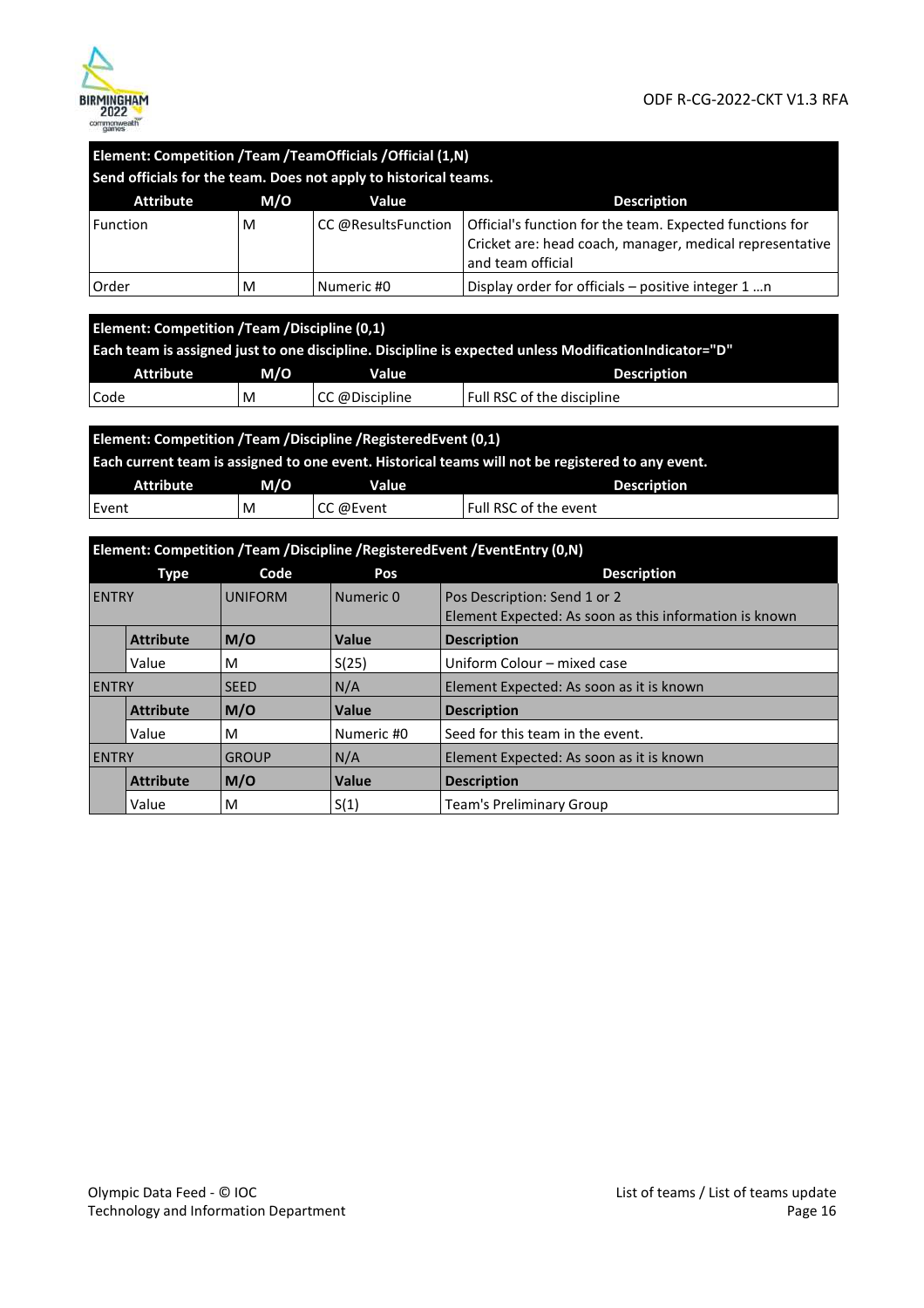**Element: Competition /Team /TeamOfficials /Official (1,N)**
**Send officials for the team. Does not apply to historical teams.**

| Attribute | M/O | Value | Description |
|---|---|---|---|
| Function | M | CC @ResultsFunction | Official's function for the team. Expected functions for Cricket are: head coach, manager, medical representative and team official |
| Order | M | Numeric #0 | Display order for officials – positive integer 1 …n |

**Element: Competition /Team /Discipline (0,1)**
**Each team is assigned just to one discipline. Discipline is expected unless ModificationIndicator="D"**

| Attribute | M/O | Value | Description |
|---|---|---|---|
| Code | M | CC @Discipline | Full RSC of the discipline |

**Element: Competition /Team /Discipline /RegisteredEvent (0,1)**
**Each current team is assigned to one event. Historical teams will not be registered to any event.**

| Attribute | M/O | Value | Description |
|---|---|---|---|
| Event | M | CC @Event | Full RSC of the event |

**Element: Competition /Team /Discipline /RegisteredEvent /EventEntry (0,N)**

| Type | | Code | Pos | Description |
|---|---|---|---|---|
| ENTRY | | UNIFORM | Numeric 0 | Pos Description: Send 1 or 2<br>Element Expected: As soon as this information is known |
| | **Attribute** | **M/O** | **Value** | **Description** |
| | Value | M | S(25) | Uniform Colour – mixed case |
| ENTRY | | SEED | N/A | Element Expected: As soon as it is known |
| | **Attribute** | **M/O** | **Value** | **Description** |
| | Value | M | Numeric #0 | Seed for this team in the event. |
| ENTRY | | GROUP | N/A | Element Expected: As soon as it is known |
| | **Attribute** | **M/O** | **Value** | **Description** |
| | Value | M | S(1) | Team's Preliminary Group |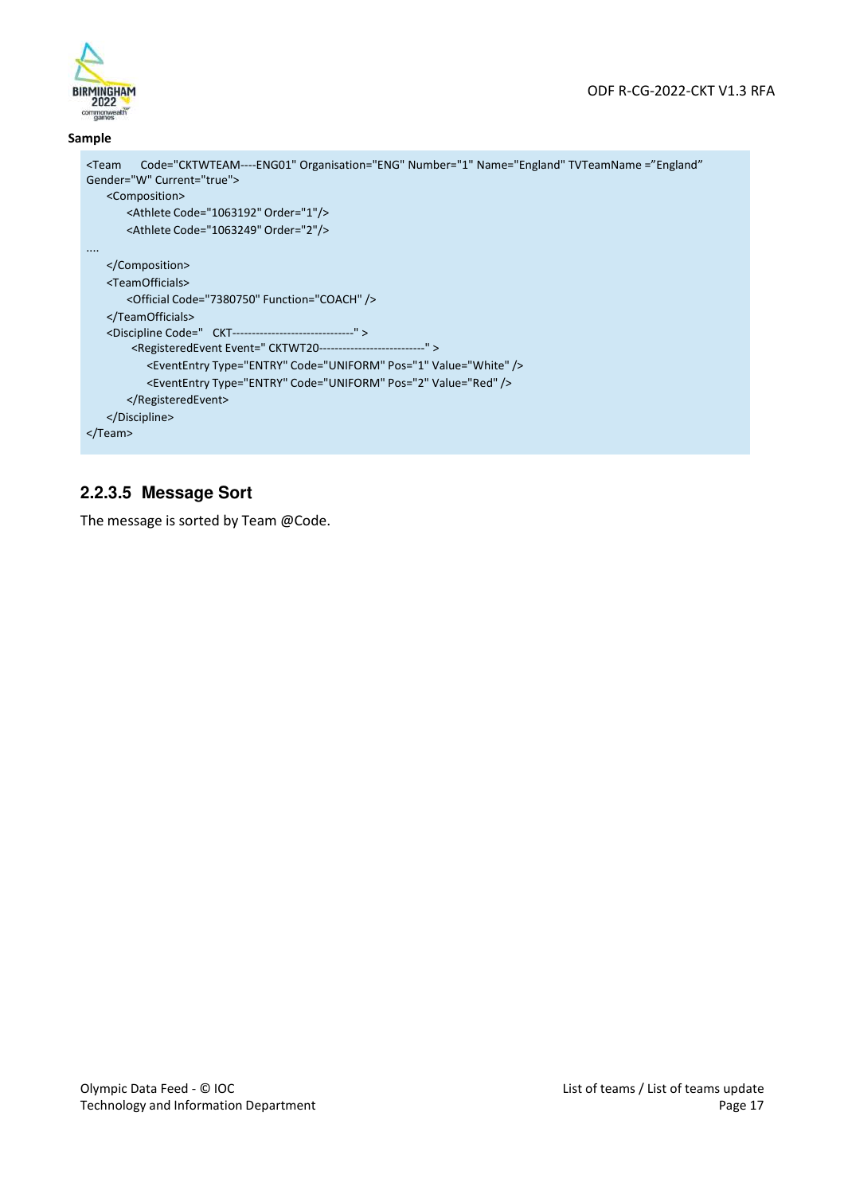**Sample**

```
<Team     Code="CKTWTEAM----ENG01" Organisation="ENG" Number="1" Name="England" TVTeamName =”England”
Gender="W" Current="true">
    <Composition>
        <Athlete Code="1063192" Order="1"/>
        <Athlete Code="1063249" Order="2"/>
....
    </Composition>
    <TeamOfficials>
        <Official Code="7380750" Function="COACH" />
    </TeamOfficials>
    <Discipline Code="   CKT-------------------------------" >
         <RegisteredEvent Event=" CKTWT20---------------------------" >
            <EventEntry Type="ENTRY" Code="UNIFORM" Pos="1" Value="White" />
            <EventEntry Type="ENTRY" Code="UNIFORM" Pos="2" Value="Red" />
        </RegisteredEvent>
    </Discipline>
</Team>
```

### 2.2.3.5 Message Sort

The message is sorted by Team @Code.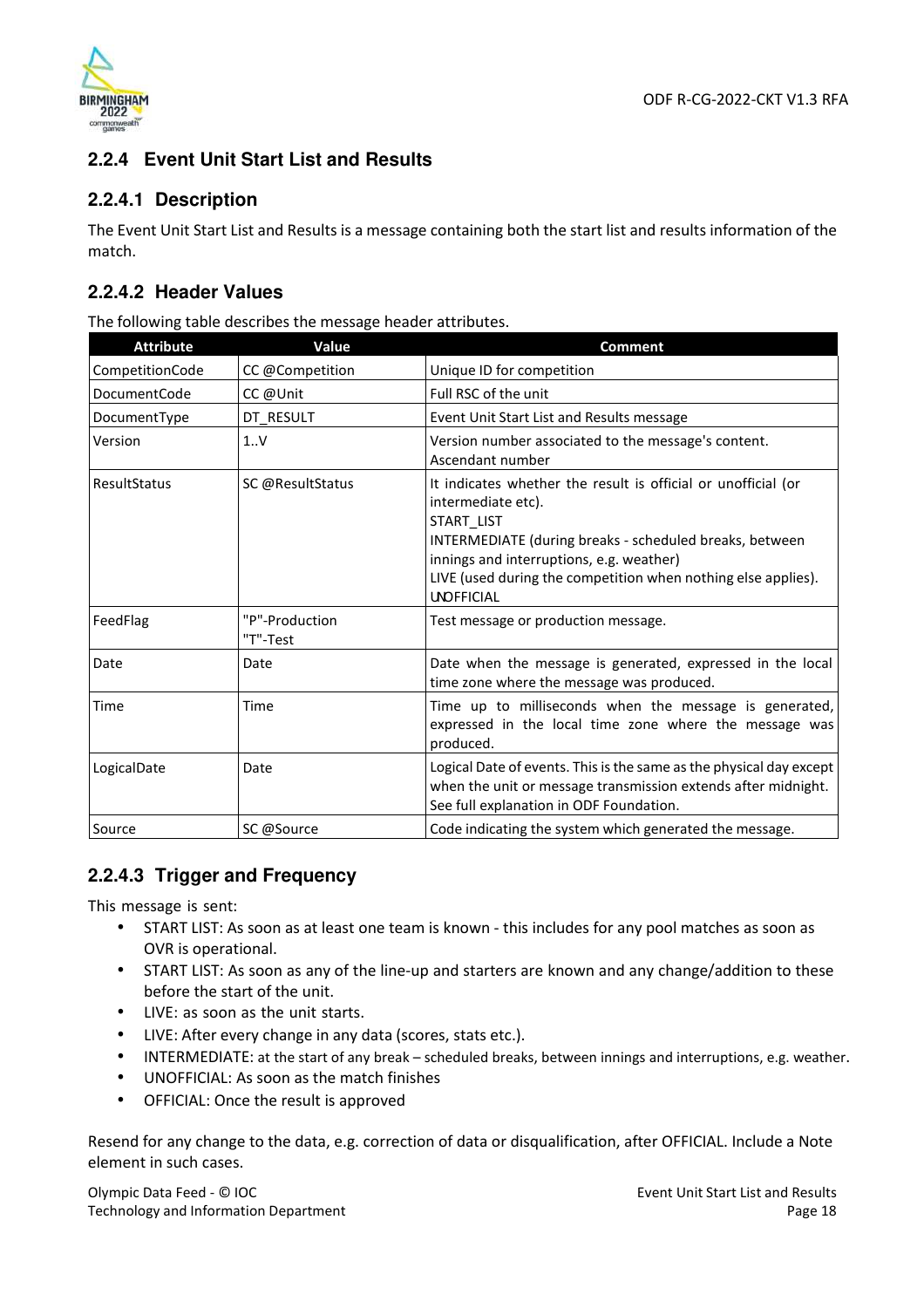### 2.2.4 Event Unit Start List and Results

#### 2.2.4.1 Description

The Event Unit Start List and Results is a message containing both the start list and results information of the match.

#### 2.2.4.2 Header Values

The following table describes the message header attributes.

| Attribute | Value | Comment |
|---|---|---|
| CompetitionCode | CC @Competition | Unique ID for competition |
| DocumentCode | CC @Unit | Full RSC of the unit |
| DocumentType | DT_RESULT | Event Unit Start List and Results message |
| Version | 1..V | Version number associated to the message's content. Ascendant number |
| ResultStatus | SC @ResultStatus | It indicates whether the result is official or unofficial (or intermediate etc).<br>START_LIST<br>INTERMEDIATE (during breaks - scheduled breaks, between innings and interruptions, e.g. weather)<br>LIVE (used during the competition when nothing else applies).<br>UNOFFICIAL |
| FeedFlag | "P"-Production<br>"T"-Test | Test message or production message. |
| Date | Date | Date when the message is generated, expressed in the local time zone where the message was produced. |
| Time | Time | Time up to milliseconds when the message is generated, expressed in the local time zone where the message was produced. |
| LogicalDate | Date | Logical Date of events. This is the same as the physical day except when the unit or message transmission extends after midnight. See full explanation in ODF Foundation. |
| Source | SC @Source | Code indicating the system which generated the message. |

#### 2.2.4.3 Trigger and Frequency

This message is sent:

- START LIST: As soon as at least one team is known - this includes for any pool matches as soon as OVR is operational.
- START LIST: As soon as any of the line-up and starters are known and any change/addition to these before the start of the unit.
- LIVE: as soon as the unit starts.
- LIVE: After every change in any data (scores, stats etc.).
- INTERMEDIATE: at the start of any break – scheduled breaks, between innings and interruptions, e.g. weather.
- UNOFFICIAL: As soon as the match finishes
- OFFICIAL: Once the result is approved

Resend for any change to the data, e.g. correction of data or disqualification, after OFFICIAL. Include a Note element in such cases.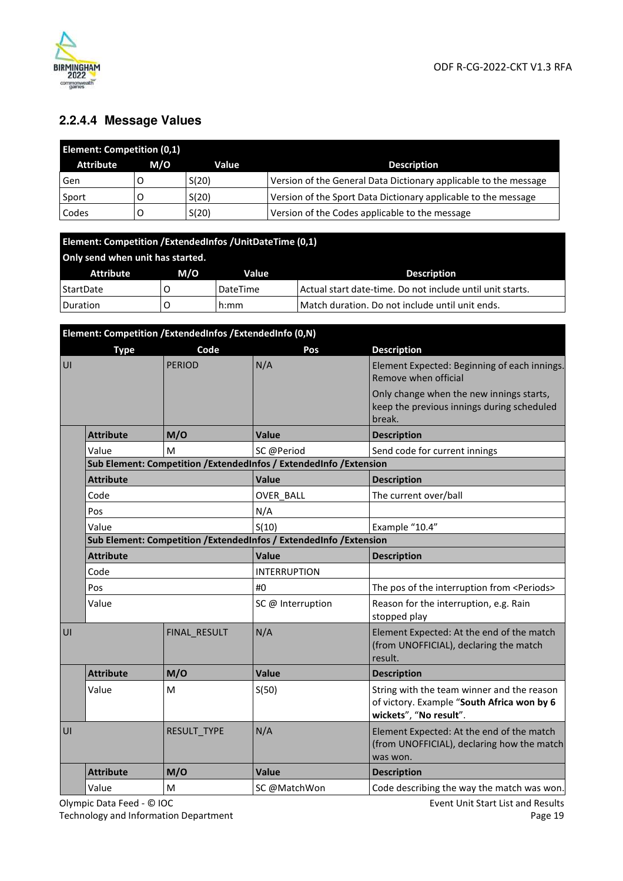### 2.2.4.4 Message Values

| Element: Competition (0,1) | | | |
|---|---|---|---|
| **Attribute** | **M/O** | **Value** | **Description** |
| Gen | O | S(20) | Version of the General Data Dictionary applicable to the message |
| Sport | O | S(20) | Version of the Sport Data Dictionary applicable to the message |
| Codes | O | S(20) | Version of the Codes applicable to the message |

| Element: Competition /ExtendedInfos /UnitDateTime (0,1) Only send when unit has started. | | | |
|---|---|---|---|
| **Attribute** | **M/O** | **Value** | **Description** |
| StartDate | O | DateTime | Actual start date-time. Do not include until unit starts. |
| Duration | O | h:mm | Match duration. Do not include until unit ends. |

| Element: Competition /ExtendedInfos /ExtendedInfo (0,N) | | | | |
|---|---|---|---|---|
| **Type** | | **Code** | **Pos** | **Description** |
| UI | | PERIOD | N/A | Element Expected: Beginning of each innings. Remove when official<br>Only change when the new innings starts, keep the previous innings during scheduled break. |
| | **Attribute** | **M/O** | **Value** | **Description** |
| | Value | M | SC @Period | Send code for current innings |
| | **Sub Element: Competition /ExtendedInfos / ExtendedInfo /Extension** | | | |
| | **Attribute** | | **Value** | **Description** |
| | Code | | OVER_BALL | The current over/ball |
| | Pos | | N/A | |
| | Value | | S(10) | Example "10.4" |
| | **Sub Element: Competition /ExtendedInfos / ExtendedInfo /Extension** | | | |
| | **Attribute** | | **Value** | **Description** |
| | Code | | INTERRUPTION | |
| | Pos | | #0 | The pos of the interruption from <Periods> |
| | Value | | SC @ Interruption | Reason for the interruption, e.g. Rain stopped play |
| UI | | FINAL_RESULT | N/A | Element Expected: At the end of the match (from UNOFFICIAL), declaring the match result. |
| | **Attribute** | **M/O** | **Value** | **Description** |
| | Value | M | S(50) | String with the team winner and the reason of victory. Example "**South Africa won by 6 wickets**", "**No result**". |
| UI | | RESULT_TYPE | N/A | Element Expected: At the end of the match (from UNOFFICIAL), declaring how the match was won. |
| | **Attribute** | **M/O** | **Value** | **Description** |
| | Value | M | SC @MatchWon | Code describing the way the match was won. |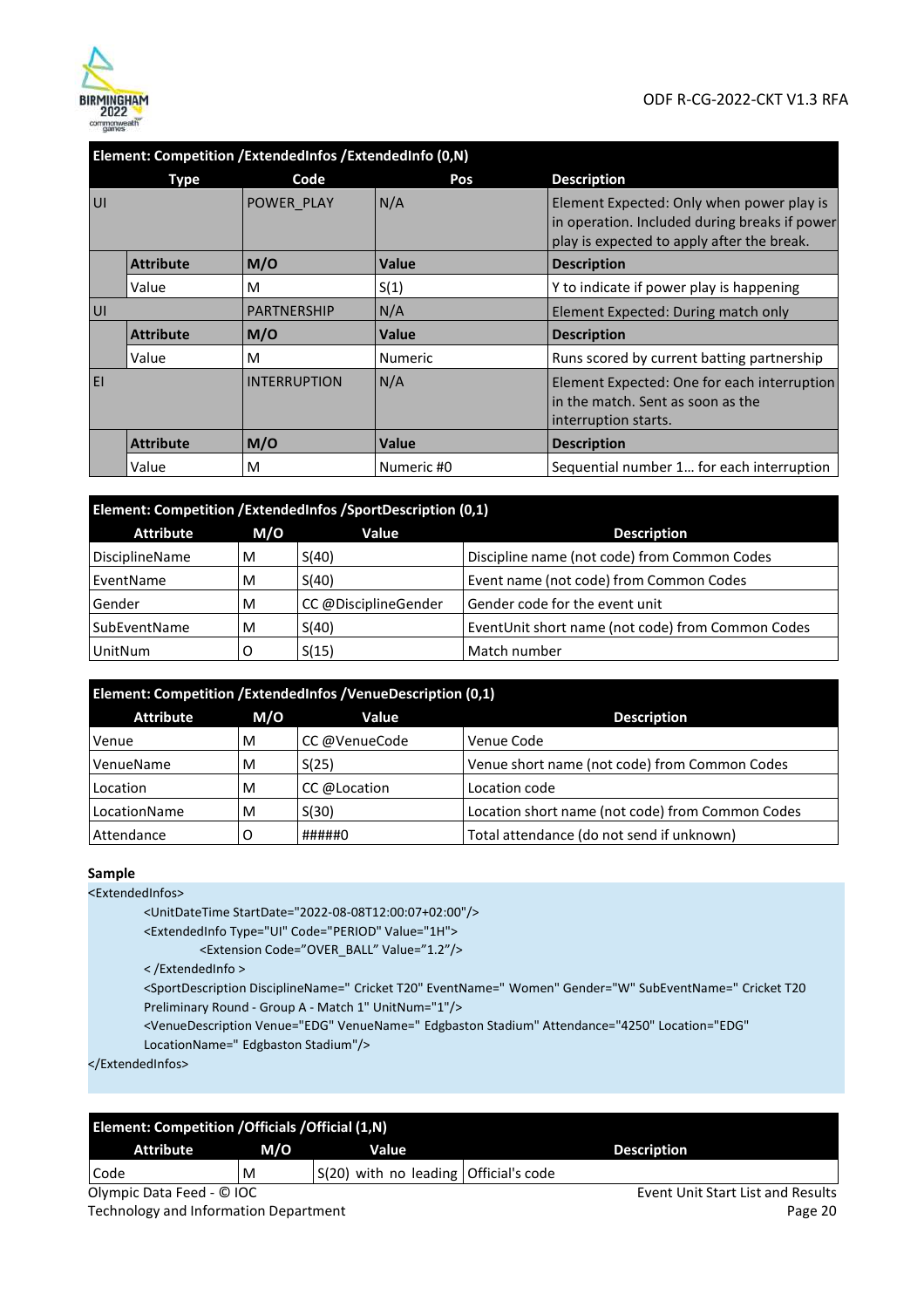| Element: Competition /ExtendedInfos /ExtendedInfo (0,N) | | | | |
|---|---|---|---|---|
| Type | | Code | Pos | Description |
| UI | | POWER_PLAY | N/A | Element Expected: Only when power play is in operation. Included during breaks if power play is expected to apply after the break. |
| | Attribute | M/O | Value | Description |
| | Value | M | S(1) | Y to indicate if power play is happening |
| UI | | PARTNERSHIP | N/A | Element Expected: During match only |
| | Attribute | M/O | Value | Description |
| | Value | M | Numeric | Runs scored by current batting partnership |
| EI | | INTERRUPTION | N/A | Element Expected: One for each interruption in the match. Sent as soon as the interruption starts. |
| | Attribute | M/O | Value | Description |
| | Value | M | Numeric #0 | Sequential number 1… for each interruption |

| Element: Competition /ExtendedInfos /SportDescription (0,1) | | | |
|---|---|---|---|
| Attribute | M/O | Value | Description |
| DisciplineName | M | S(40) | Discipline name (not code) from Common Codes |
| EventName | M | S(40) | Event name (not code) from Common Codes |
| Gender | M | CC @DisciplineGender | Gender code for the event unit |
| SubEventName | M | S(40) | EventUnit short name (not code) from Common Codes |
| UnitNum | O | S(15) | Match number |

| Element: Competition /ExtendedInfos /VenueDescription (0,1) | | | |
|---|---|---|---|
| Attribute | M/O | Value | Description |
| Venue | M | CC @VenueCode | Venue Code |
| VenueName | M | S(25) | Venue short name (not code) from Common Codes |
| Location | M | CC @Location | Location code |
| LocationName | M | S(30) | Location short name (not code) from Common Codes |
| Attendance | O | #####0 | Total attendance (do not send if unknown) |

**Sample**

```
<ExtendedInfos>
        <UnitDateTime StartDate="2022-08-08T12:00:07+02:00"/>
        <ExtendedInfo Type="UI" Code="PERIOD" Value="1H">
                <Extension Code="OVER_BALL" Value="1.2"/>
        < /ExtendedInfo >
        <SportDescription DisciplineName=" Cricket T20" EventName=" Women" Gender="W" SubEventName=" Cricket T20
        Preliminary Round - Group A - Match 1" UnitNum="1"/>
        <VenueDescription Venue="EDG" VenueName=" Edgbaston Stadium" Attendance="4250" Location="EDG"
        LocationName=" Edgbaston Stadium"/>
</ExtendedInfos>
```

| Element: Competition /Officials /Official (1,N) | | | |
|---|---|---|---|
| Attribute | M/O | Value | Description |
| Code | M | S(20) with no leading | Official's code |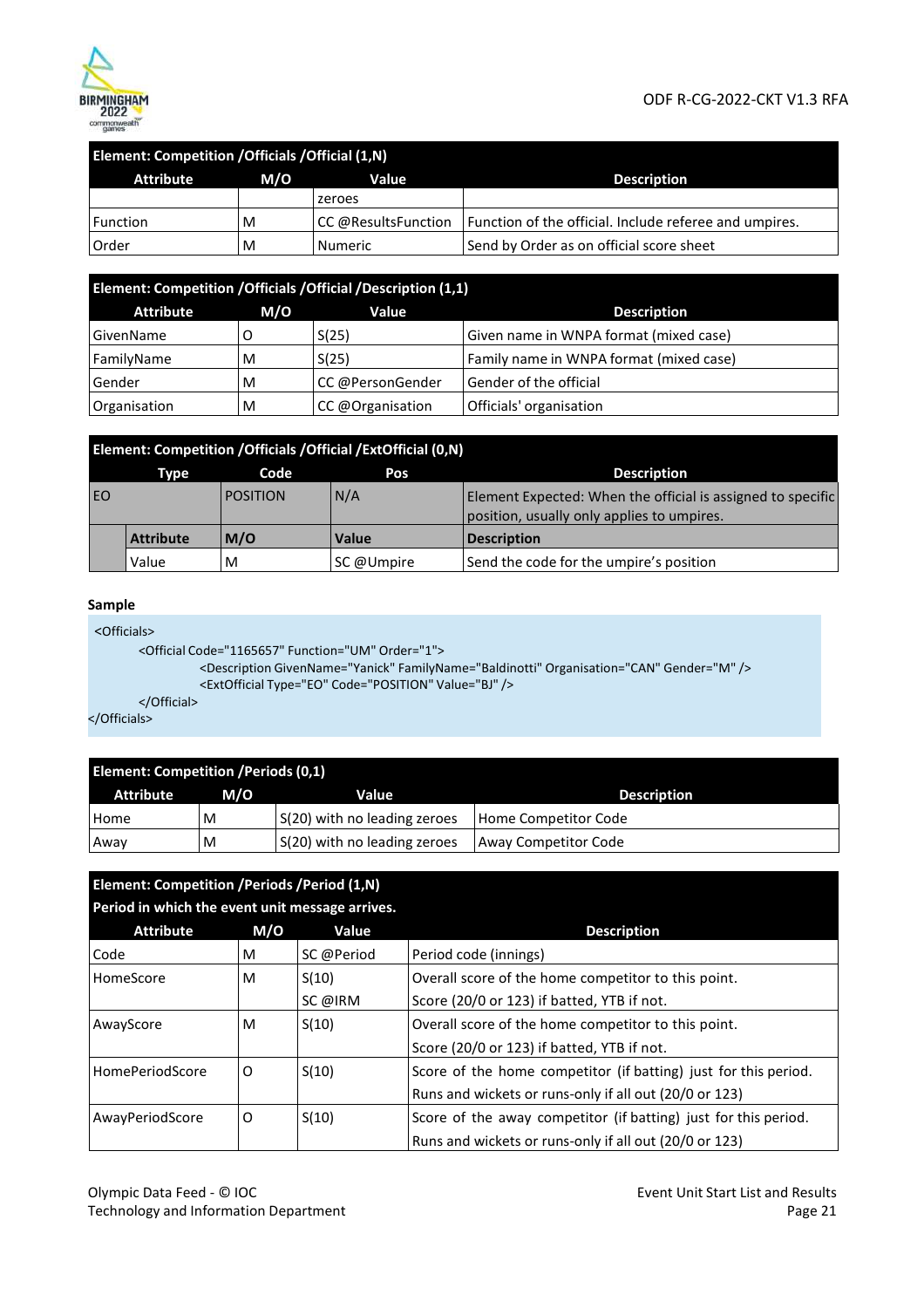| Element: Competition /Officials /Official (1,N) | | | |
|---|---|---|---|
| **Attribute** | **M/O** | **Value** | **Description** |
| | | zeroes | |
| Function | M | CC @ResultsFunction | Function of the official. Include referee and umpires. |
| Order | M | Numeric | Send by Order as on official score sheet |

| Element: Competition /Officials /Official /Description (1,1) | | | |
|---|---|---|---|
| **Attribute** | **M/O** | **Value** | **Description** |
| GivenName | O | S(25) | Given name in WNPA format (mixed case) |
| FamilyName | M | S(25) | Family name in WNPA format (mixed case) |
| Gender | M | CC @PersonGender | Gender of the official |
| Organisation | M | CC @Organisation | Officials' organisation |

| Element: Competition /Officials /Official /ExtOfficial (0,N) | | | | |
|---|---|---|---|---|
| **Type** | | **Code** | **Pos** | **Description** |
| EO | | POSITION | N/A | Element Expected: When the official is assigned to specific position, usually only applies to umpires. |
| | **Attribute** | **M/O** | **Value** | **Description** |
| | Value | M | SC @Umpire | Send the code for the umpire's position |

**Sample**

```
<Officials>
        <Official Code="1165657" Function="UM" Order="1">
                <Description GivenName="Yanick" FamilyName="Baldinotti" Organisation="CAN" Gender="M" />
                <ExtOfficial Type="EO" Code="POSITION" Value="BJ" />
        </Official>
</Officials>
```

| Element: Competition /Periods (0,1) | | | |
|---|---|---|---|
| **Attribute** | **M/O** | **Value** | **Description** |
| Home | M | S(20) with no leading zeroes | Home Competitor Code |
| Away | M | S(20) with no leading zeroes | Away Competitor Code |

| Element: Competition /Periods /Period (1,N)<br>Period in which the event unit message arrives. | | | |
|---|---|---|---|
| **Attribute** | **M/O** | **Value** | **Description** |
| Code | M | SC @Period | Period code (innings) |
| HomeScore | M | S(10)<br>SC @IRM | Overall score of the home competitor to this point.<br>Score (20/0 or 123) if batted, YTB if not. |
| AwayScore | M | S(10) | Overall score of the home competitor to this point.<br>Score (20/0 or 123) if batted, YTB if not. |
| HomePeriodScore | O | S(10) | Score of the home competitor (if batting) just for this period.<br>Runs and wickets or runs-only if all out (20/0 or 123) |
| AwayPeriodScore | O | S(10) | Score of the away competitor (if batting) just for this period.<br>Runs and wickets or runs-only if all out (20/0 or 123) |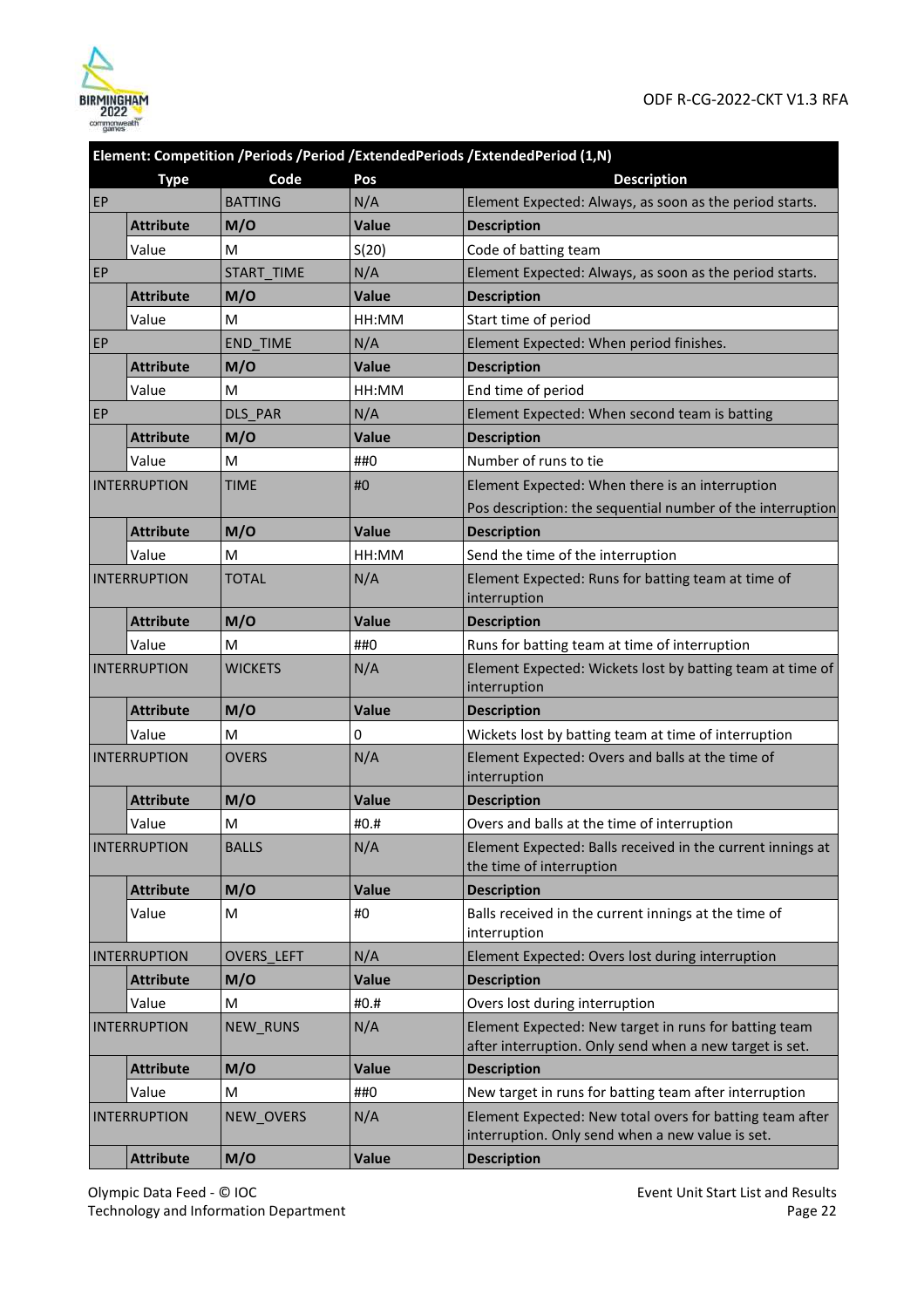| Element: Competition /Periods /Period /ExtendedPeriods /ExtendedPeriod (1,N) | | | | |
|---|---|---|---|---|
| **Type** | | **Code** | **Pos** | **Description** |
| EP | | BATTING | N/A | Element Expected: Always, as soon as the period starts. |
| | **Attribute** | **M/O** | **Value** | **Description** |
| | Value | M | S(20) | Code of batting team |
| EP | | START_TIME | N/A | Element Expected: Always, as soon as the period starts. |
| | **Attribute** | **M/O** | **Value** | **Description** |
| | Value | M | HH:MM | Start time of period |
| EP | | END_TIME | N/A | Element Expected: When period finishes. |
| | **Attribute** | **M/O** | **Value** | **Description** |
| | Value | M | HH:MM | End time of period |
| EP | | DLS_PAR | N/A | Element Expected: When second team is batting |
| | **Attribute** | **M/O** | **Value** | **Description** |
| | Value | M | ##0 | Number of runs to tie |
| INTERRUPTION | | TIME | #0 | Element Expected: When there is an interruption<br>Pos description: the sequential number of the interruption |
| | **Attribute** | **M/O** | **Value** | **Description** |
| | Value | M | HH:MM | Send the time of the interruption |
| INTERRUPTION | | TOTAL | N/A | Element Expected: Runs for batting team at time of interruption |
| | **Attribute** | **M/O** | **Value** | **Description** |
| | Value | M | ##0 | Runs for batting team at time of interruption |
| INTERRUPTION | | WICKETS | N/A | Element Expected: Wickets lost by batting team at time of interruption |
| | **Attribute** | **M/O** | **Value** | **Description** |
| | Value | M | 0 | Wickets lost by batting team at time of interruption |
| INTERRUPTION | | OVERS | N/A | Element Expected: Overs and balls at the time of interruption |
| | **Attribute** | **M/O** | **Value** | **Description** |
| | Value | M | #0.# | Overs and balls at the time of interruption |
| INTERRUPTION | | BALLS | N/A | Element Expected: Balls received in the current innings at the time of interruption |
| | **Attribute** | **M/O** | **Value** | **Description** |
| | Value | M | #0 | Balls received in the current innings at the time of interruption |
| INTERRUPTION | | OVERS_LEFT | N/A | Element Expected: Overs lost during interruption |
| | **Attribute** | **M/O** | **Value** | **Description** |
| | Value | M | #0.# | Overs lost during interruption |
| INTERRUPTION | | NEW_RUNS | N/A | Element Expected: New target in runs for batting team after interruption. Only send when a new target is set. |
| | **Attribute** | **M/O** | **Value** | **Description** |
| | Value | M | ##0 | New target in runs for batting team after interruption |
| INTERRUPTION | | NEW_OVERS | N/A | Element Expected: New total overs for batting team after interruption. Only send when a new value is set. |
| | **Attribute** | **M/O** | **Value** | **Description** |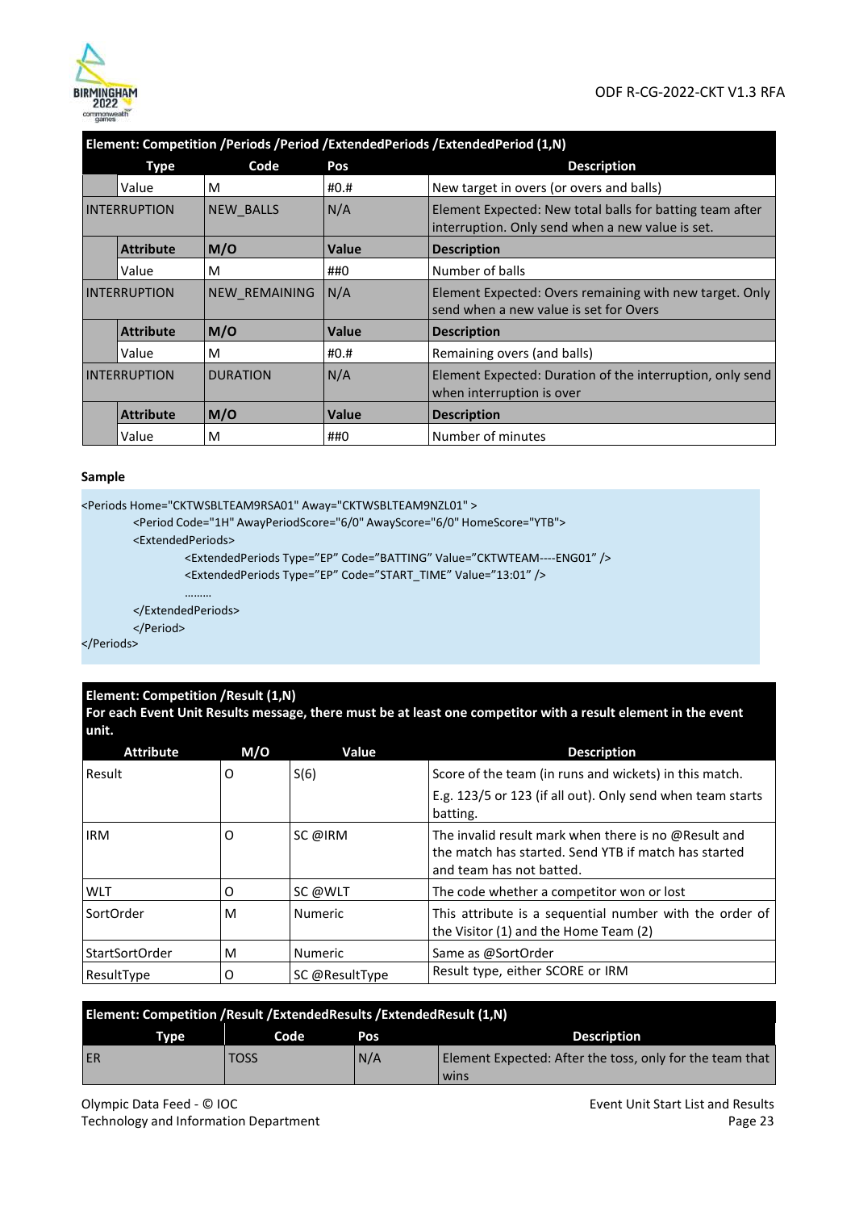| Element: Competition /Periods /Period /ExtendedPeriods /ExtendedPeriod (1,N) | | | | |
|---|---|---|---|---|
| Type | | Code | Pos | Description |
| | Value | M | #0.# | New target in overs (or overs and balls) |
| INTERRUPTION | | NEW_BALLS | N/A | Element Expected: New total balls for batting team after interruption. Only send when a new value is set. |
| | **Attribute** | **M/O** | **Value** | **Description** |
| | Value | M | ##0 | Number of balls |
| INTERRUPTION | | NEW_REMAINING | N/A | Element Expected: Overs remaining with new target. Only send when a new value is set for Overs |
| | **Attribute** | **M/O** | **Value** | **Description** |
| | Value | M | #0.# | Remaining overs (and balls) |
| INTERRUPTION | | DURATION | N/A | Element Expected: Duration of the interruption, only send when interruption is over |
| | **Attribute** | **M/O** | **Value** | **Description** |
| | Value | M | ##0 | Number of minutes |

**Sample**

```
<Periods Home="CKTWSBLTEAM9RSA01" Away="CKTWSBLTEAM9NZL01" >
        <Period Code="1H" AwayPeriodScore="6/0" AwayScore="6/0" HomeScore="YTB">
        <ExtendedPeriods>
                <ExtendedPeriods Type="EP" Code="BATTING" Value="CKTWTEAM----ENG01" />
                <ExtendedPeriods Type="EP" Code="START_TIME" Value="13:01" />
                ………
        </ExtendedPeriods>
        </Period>
</Periods>
```

**Element: Competition /Result (1,N)**
**For each Event Unit Results message, there must be at least one competitor with a result element in the event unit.**

| Attribute | M/O | Value | Description |
|---|---|---|---|
| Result | O | S(6) | Score of the team (in runs and wickets) in this match.<br>E.g. 123/5 or 123 (if all out). Only send when team starts batting. |
| IRM | O | SC @IRM | The invalid result mark when there is no @Result and the match has started. Send YTB if match has started and team has not batted. |
| WLT | O | SC @WLT | The code whether a competitor won or lost |
| SortOrder | M | Numeric | This attribute is a sequential number with the order of the Visitor (1) and the Home Team (2) |
| StartSortOrder | M | Numeric | Same as @SortOrder |
| ResultType | O | SC @ResultType | Result type, either SCORE or IRM |

| Element: Competition /Result /ExtendedResults /ExtendedResult (1,N) | | | |
|---|---|---|---|
| Type | Code | Pos | Description |
| ER | TOSS | N/A | Element Expected: After the toss, only for the team that wins |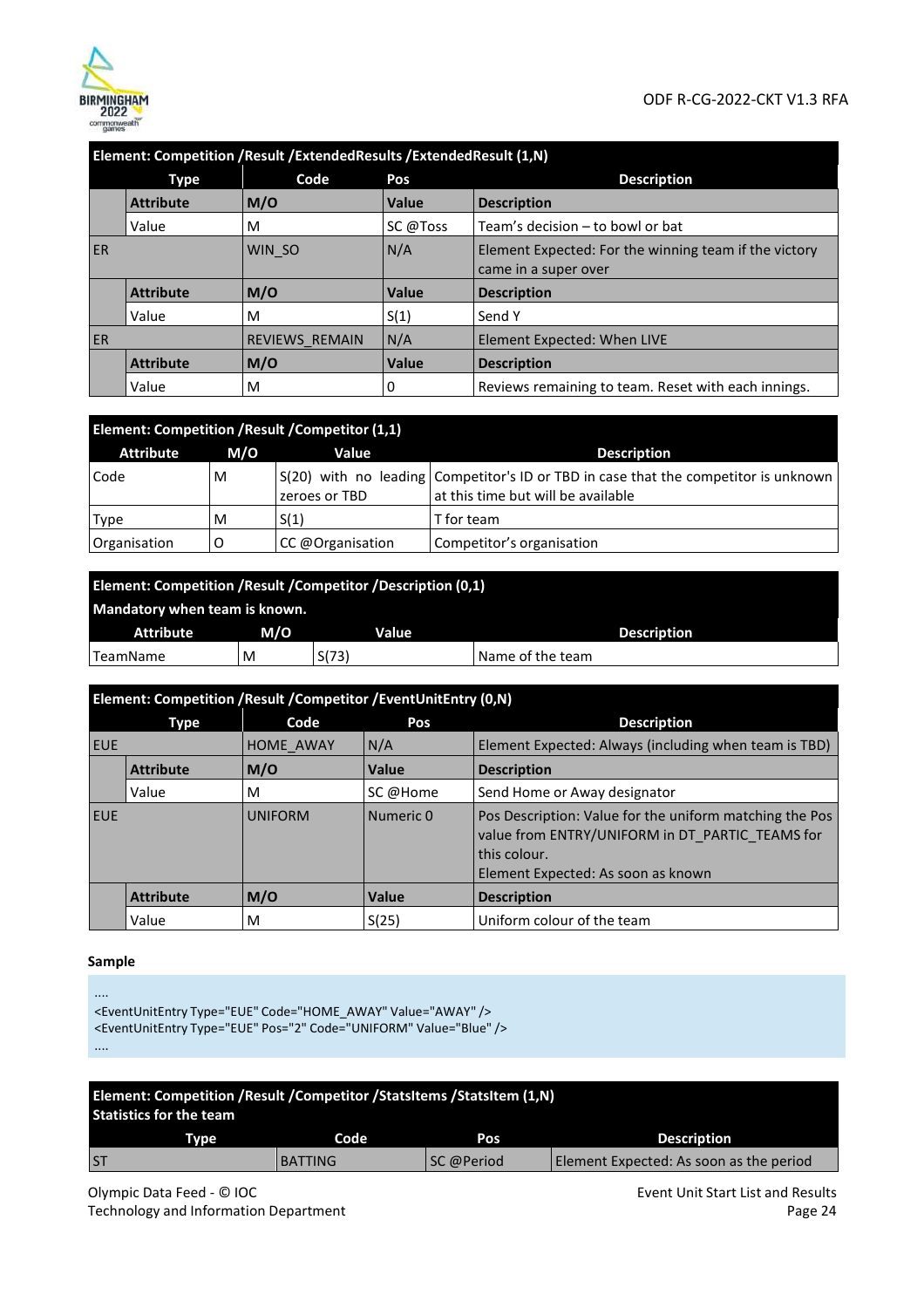| Element: Competition /Result /ExtendedResults /ExtendedResult (1,N) | | | | |
|---|---|---|---|---|
| Type | | Code | Pos | Description |
| | **Attribute** | **M/O** | **Value** | **Description** |
| | Value | M | SC @Toss | Team's decision – to bowl or bat |
| ER | | WIN_SO | N/A | Element Expected: For the winning team if the victory came in a super over |
| | **Attribute** | **M/O** | **Value** | **Description** |
| | Value | M | S(1) | Send Y |
| ER | | REVIEWS_REMAIN | N/A | Element Expected: When LIVE |
| | **Attribute** | **M/O** | **Value** | **Description** |
| | Value | M | 0 | Reviews remaining to team. Reset with each innings. |

| Element: Competition /Result /Competitor (1,1) | | | |
|---|---|---|---|
| Attribute | M/O | Value | Description |
| Code | M | S(20) with no leading zeroes or TBD | Competitor's ID or TBD in case that the competitor is unknown at this time but will be available |
| Type | M | S(1) | T for team |
| Organisation | O | CC @Organisation | Competitor's organisation |

| Element: Competition /Result /Competitor /Description (0,1) Mandatory when team is known. | | | |
|---|---|---|---|
| Attribute | M/O | Value | Description |
| TeamName | M | S(73) | Name of the team |

| Element: Competition /Result /Competitor /EventUnitEntry (0,N) | | | | |
|---|---|---|---|---|
| Type | | Code | Pos | Description |
| EUE | | HOME_AWAY | N/A | Element Expected: Always (including when team is TBD) |
| | **Attribute** | **M/O** | **Value** | **Description** |
| | Value | M | SC @Home | Send Home or Away designator |
| EUE | | UNIFORM | Numeric 0 | Pos Description: Value for the uniform matching the Pos value from ENTRY/UNIFORM in DT_PARTIC_TEAMS for this colour.<br>Element Expected: As soon as known |
| | **Attribute** | **M/O** | **Value** | **Description** |
| | Value | M | S(25) | Uniform colour of the team |

**Sample**

```
....
<EventUnitEntry Type="EUE" Code="HOME_AWAY" Value="AWAY" />
<EventUnitEntry Type="EUE" Pos="2" Code="UNIFORM" Value="Blue" />
....
```

| Element: Competition /Result /Competitor /StatsItems /StatsItem (1,N) Statistics for the team | | | |
|---|---|---|---|
| Type | Code | Pos | Description |
| ST | BATTING | SC @Period | Element Expected: As soon as the period |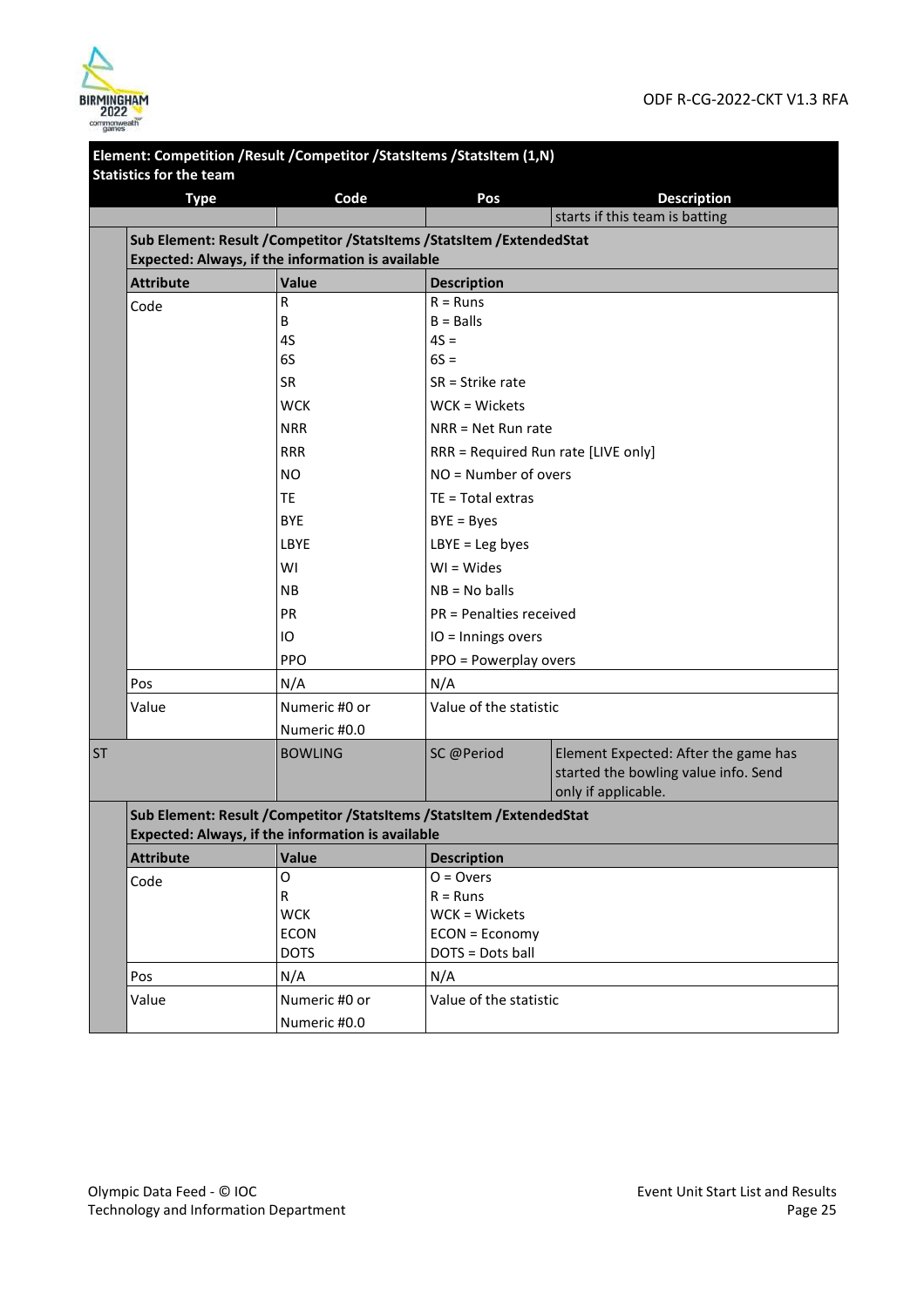**Element: Competition /Result /Competitor /StatsItems /StatsItem (1,N)**
**Statistics for the team**

| Type | Code | Pos | Description |
|---|---|---|---|
| | | | starts if this team is batting |

**Sub Element: Result /Competitor /StatsItems /StatsItem /ExtendedStat**
**Expected: Always, if the information is available**

| Attribute | Value | Description |
|---|---|---|
| Code | R<br>B<br>4S<br>6S<br>SR<br>WCK<br>NRR<br>RRR<br>NO<br>TE<br>BYE<br>LBYE<br>WI<br>NB<br>PR<br>IO<br>PPO | R = Runs<br>B = Balls<br>4S =<br>6S =<br>SR = Strike rate<br>WCK = Wickets<br>NRR = Net Run rate<br>RRR = Required Run rate [LIVE only]<br>NO = Number of overs<br>TE = Total extras<br>BYE = Byes<br>LBYE = Leg byes<br>WI = Wides<br>NB = No balls<br>PR = Penalties received<br>IO = Innings overs<br>PPO = Powerplay overs |
| Pos | N/A | N/A |
| Value | Numeric #0 or<br>Numeric #0.0 | Value of the statistic |

| Type | Code | Pos | Description |
|---|---|---|---|
| ST | BOWLING | SC @Period | Element Expected: After the game has started the bowling value info. Send only if applicable. |

**Sub Element: Result /Competitor /StatsItems /StatsItem /ExtendedStat**
**Expected: Always, if the information is available**

| Attribute | Value | Description |
|---|---|---|
| Code | O<br>R<br>WCK<br>ECON<br>DOTS | O = Overs<br>R = Runs<br>WCK = Wickets<br>ECON = Economy<br>DOTS = Dots ball |
| Pos | N/A | N/A |
| Value | Numeric #0 or<br>Numeric #0.0 | Value of the statistic |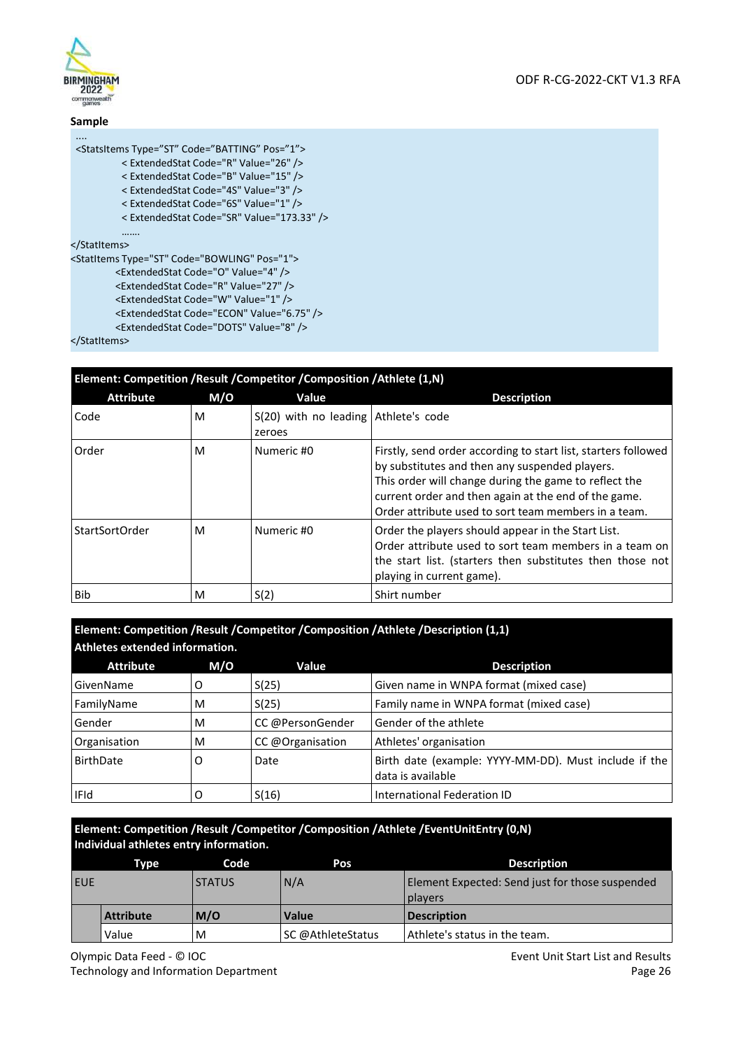**Sample**

```
....
<StatsItems Type="ST" Code="BATTING" Pos="1">
        < ExtendedStat Code="R" Value="26" />
        < ExtendedStat Code="B" Value="15" />
        < ExtendedStat Code="4S" Value="3" />
        < ExtendedStat Code="6S" Value="1" />
        < ExtendedStat Code="SR" Value="173.33" />
        …….
</StatItems>
<StatItems Type="ST" Code="BOWLING" Pos="1">
        <ExtendedStat Code="O" Value="4" />
        <ExtendedStat Code="R" Value="27" />
        <ExtendedStat Code="W" Value="1" />
        <ExtendedStat Code="ECON" Value="6.75" />
        <ExtendedStat Code="DOTS" Value="8" />
</StatItems>
```

| **Element: Competition /Result /Competitor /Composition /Athlete (1,N)** | | | |
|---|---|---|---|
| **Attribute** | **M/O** | **Value** | **Description** |
| Code | M | S(20) with no leading zeroes | Athlete's code |
| Order | M | Numeric #0 | Firstly, send order according to start list, starters followed by substitutes and then any suspended players.<br>This order will change during the game to reflect the current order and then again at the end of the game.<br>Order attribute used to sort team members in a team. |
| StartSortOrder | M | Numeric #0 | Order the players should appear in the Start List.<br>Order attribute used to sort team members in a team on the start list. (starters then substitutes then those not playing in current game). |
| Bib | M | S(2) | Shirt number |

| **Element: Competition /Result /Competitor /Composition /Athlete /Description (1,1)**<br>**Athletes extended information.** | | | |
|---|---|---|---|
| **Attribute** | **M/O** | **Value** | **Description** |
| GivenName | O | S(25) | Given name in WNPA format (mixed case) |
| FamilyName | M | S(25) | Family name in WNPA format (mixed case) |
| Gender | M | CC @PersonGender | Gender of the athlete |
| Organisation | M | CC @Organisation | Athletes' organisation |
| BirthDate | O | Date | Birth date (example: YYYY-MM-DD). Must include if the data is available |
| IFId | O | S(16) | International Federation ID |

| **Element: Competition /Result /Competitor /Composition /Athlete /EventUnitEntry (0,N)**<br>**Individual athletes entry information.** | | | | |
|---|---|---|---|---|
| **Type** | | **Code** | **Pos** | **Description** |
| EUE | | STATUS | N/A | Element Expected: Send just for those suspended players |
| | **Attribute** | **M/O** | **Value** | **Description** |
| | Value | M | SC @AthleteStatus | Athlete's status in the team. |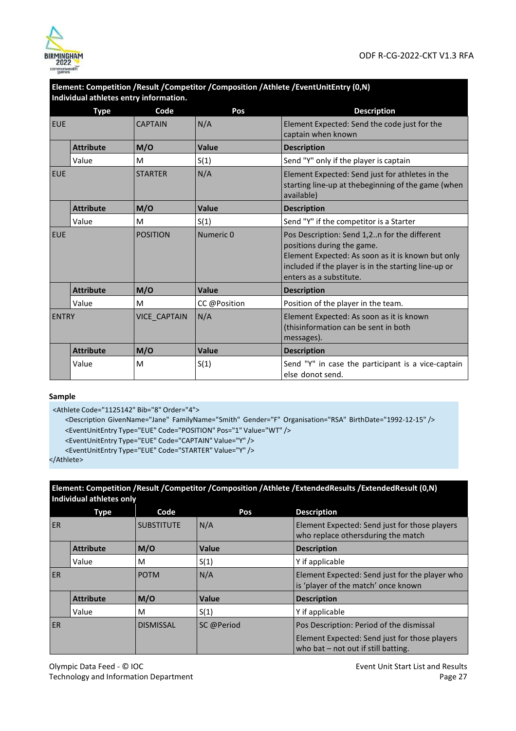**Element: Competition /Result /Competitor /Composition /Athlete /EventUnitEntry (0,N)**
**Individual athletes entry information.**

| Type | | Code | Pos | Description |
|---|---|---|---|---|
| EUE | | CAPTAIN | N/A | Element Expected: Send the code just for the captain when known |
| | **Attribute** | **M/O** | **Value** | **Description** |
| | Value | M | S(1) | Send "Y" only if the player is captain |
| EUE | | STARTER | N/A | Element Expected: Send just for athletes in the starting line-up at thebeginning of the game (when available) |
| | **Attribute** | **M/O** | **Value** | **Description** |
| | Value | M | S(1) | Send "Y" if the competitor is a Starter |
| EUE | | POSITION | Numeric 0 | Pos Description: Send 1,2..n for the different positions during the game.<br>Element Expected: As soon as it is known but only included if the player is in the starting line-up or enters as a substitute. |
| | **Attribute** | **M/O** | **Value** | **Description** |
| | Value | M | CC @Position | Position of the player in the team. |
| ENTRY | | VICE_CAPTAIN | N/A | Element Expected: As soon as it is known (thisinformation can be sent in both messages). |
| | **Attribute** | **M/O** | **Value** | **Description** |
| | Value | M | S(1) | Send "Y" in case the participant is a vice-captain else donot send. |

**Sample**

```
<Athlete Code="1125142" Bib="8" Order="4">
    <Description GivenName="Jane" FamilyName="Smith" Gender="F" Organisation="RSA" BirthDate="1992-12-15" />
    <EventUnitEntry Type="EUE" Code="POSITION" Pos="1" Value="WT" />
    <EventUnitEntry Type="EUE" Code="CAPTAIN" Value="Y" />
    <EventUnitEntry Type="EUE" Code="STARTER" Value="Y" />
</Athlete>
```

**Element: Competition /Result /Competitor /Composition /Athlete /ExtendedResults /ExtendedResult (0,N)**
**Individual athletes only**

| Type | | Code | Pos | Description |
|---|---|---|---|---|
| ER | | SUBSTITUTE | N/A | Element Expected: Send just for those players who replace othersduring the match |
| | **Attribute** | **M/O** | **Value** | **Description** |
| | Value | M | S(1) | Y if applicable |
| ER | | POTM | N/A | Element Expected: Send just for the player who is 'player of the match' once known |
| | **Attribute** | **M/O** | **Value** | **Description** |
| | Value | M | S(1) | Y if applicable |
| ER | | DISMISSAL | SC @Period | Pos Description: Period of the dismissal<br>Element Expected: Send just for those players who bat – not out if still batting. |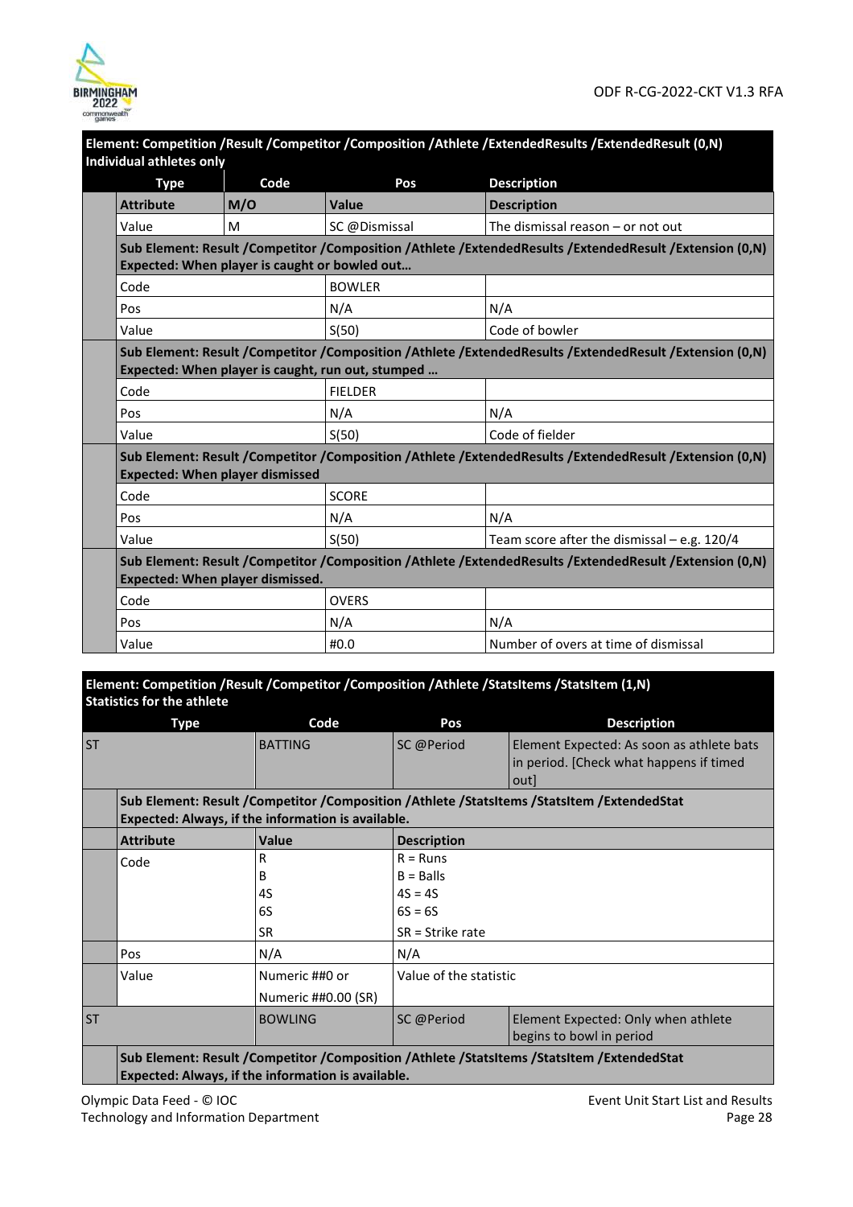**Element: Competition /Result /Competitor /Composition /Athlete /ExtendedResults /ExtendedResult (0,N)**
**Individual athletes only**

| Type | Code | Pos | Description |
|---|---|---|---|
| **Attribute** | **M/O** | **Value** | **Description** |
| Value | M | SC @Dismissal | The dismissal reason – or not out |
| **Sub Element: Result /Competitor /Composition /Athlete /ExtendedResults /ExtendedResult /Extension (0,N)** **Expected: When player is caught or bowled out…** | | | |
| Code | | BOWLER | |
| Pos | | N/A | N/A |
| Value | | S(50) | Code of bowler |
| **Sub Element: Result /Competitor /Composition /Athlete /ExtendedResults /ExtendedResult /Extension (0,N)** **Expected: When player is caught, run out, stumped …** | | | |
| Code | | FIELDER | |
| Pos | | N/A | N/A |
| Value | | S(50) | Code of fielder |
| **Sub Element: Result /Competitor /Composition /Athlete /ExtendedResults /ExtendedResult /Extension (0,N)** **Expected: When player dismissed** | | | |
| Code | | SCORE | |
| Pos | | N/A | N/A |
| Value | | S(50) | Team score after the dismissal – e.g. 120/4 |
| **Sub Element: Result /Competitor /Composition /Athlete /ExtendedResults /ExtendedResult /Extension (0,N)** **Expected: When player dismissed.** | | | |
| Code | | OVERS | |
| Pos | | N/A | N/A |
| Value | | #0.0 | Number of overs at time of dismissal |

**Element: Competition /Result /Competitor /Composition /Athlete /StatsItems /StatsItem (1,N)**
**Statistics for the athlete**

| Type | Code | Pos | Description |
|---|---|---|---|
| ST | BATTING | SC @Period | Element Expected: As soon as athlete bats in period. [Check what happens if timed out] |
| **Sub Element: Result /Competitor /Composition /Athlete /StatsItems /StatsItem /ExtendedStat** **Expected: Always, if the information is available.** | | | |
| **Attribute** | **Value** | **Description** | |
| Code | R<br>B<br>4S<br>6S<br>SR | R = Runs<br>B = Balls<br>4S = 4S<br>6S = 6S<br>SR = Strike rate | |
| Pos | N/A | N/A | |
| Value | Numeric ##0 or<br>Numeric ##0.00 (SR) | Value of the statistic | |
| ST | BOWLING | SC @Period | Element Expected: Only when athlete begins to bowl in period |
| **Sub Element: Result /Competitor /Composition /Athlete /StatsItems /StatsItem /ExtendedStat** **Expected: Always, if the information is available.** | | | |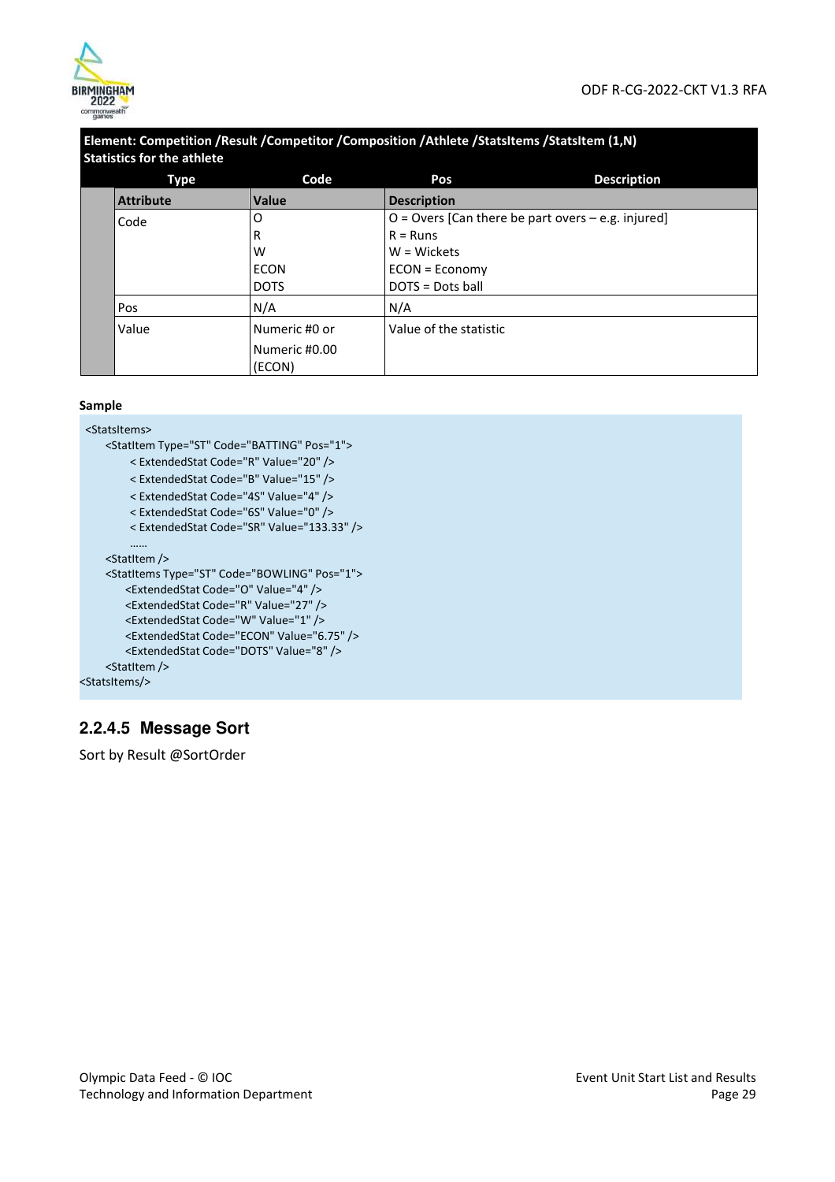**Element: Competition /Result /Competitor /Composition /Athlete /StatsItems /StatsItem (1,N)**
**Statistics for the athlete**

| Type | Code | Pos | Description |
|---|---|---|---|
| **Attribute** | **Value** | **Description** | |
| Code | O<br>R<br>W<br>ECON<br>DOTS | O = Overs [Can there be part overs – e.g. injured]<br>R = Runs<br>W = Wickets<br>ECON = Economy<br>DOTS = Dots ball | |
| Pos | N/A | N/A | |
| Value | Numeric #0 or<br>Numeric #0.00 (ECON) | Value of the statistic | |

**Sample**

```
 <StatsItems>
     <StatItem Type="ST" Code="BATTING" Pos="1">
          < ExtendedStat Code="R" Value="20" />
          < ExtendedStat Code="B" Value="15" />
          < ExtendedStat Code="4S" Value="4" />
          < ExtendedStat Code="6S" Value="0" />
          < ExtendedStat Code="SR" Value="133.33" />
          ……
     <StatItem />
     <StatItems Type="ST" Code="BOWLING" Pos="1">
          <ExtendedStat Code="O" Value="4" />
          <ExtendedStat Code="R" Value="27" />
          <ExtendedStat Code="W" Value="1" />
          <ExtendedStat Code="ECON" Value="6.75" />
          <ExtendedStat Code="DOTS" Value="8" />
     <StatItem />
<StatsItems/>
```

### 2.2.4.5 Message Sort

Sort by Result @SortOrder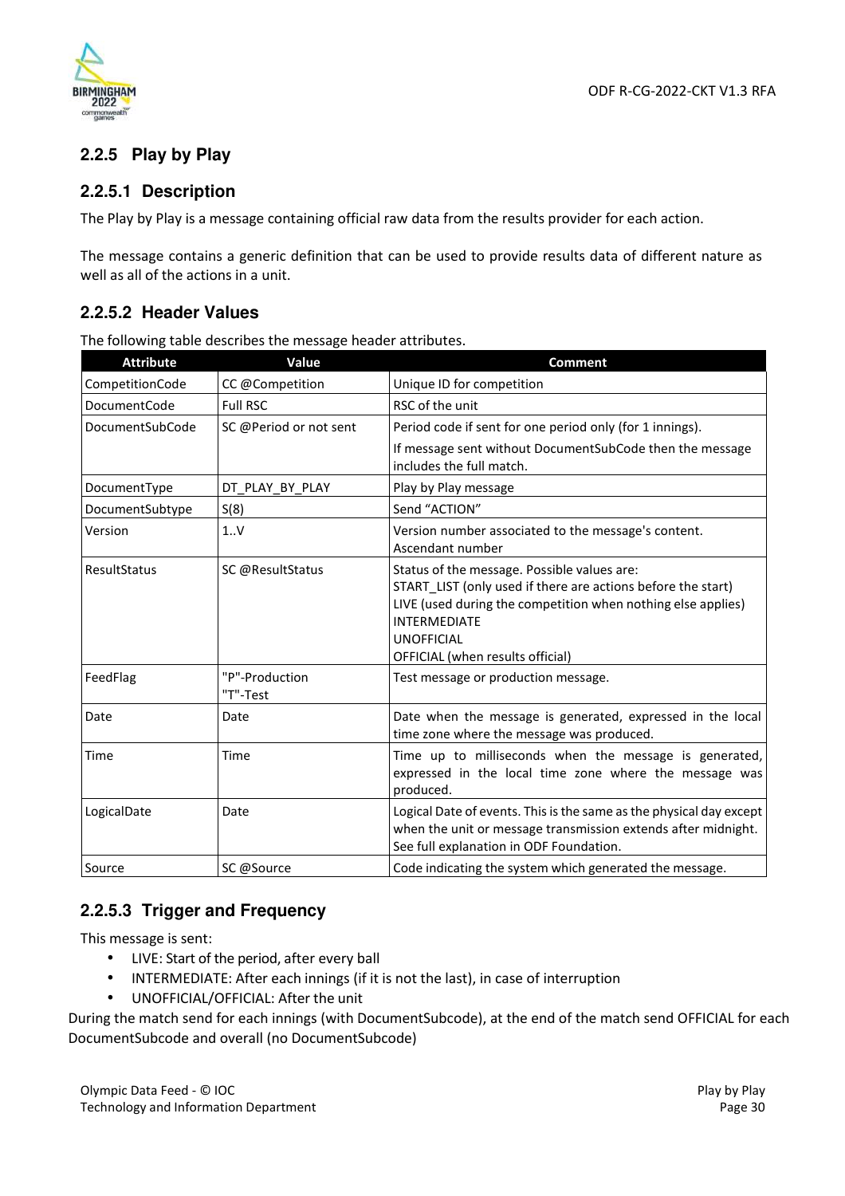### 2.2.5 Play by Play

#### 2.2.5.1 Description

The Play by Play is a message containing official raw data from the results provider for each action.

The message contains a generic definition that can be used to provide results data of different nature as well as all of the actions in a unit.

#### 2.2.5.2 Header Values

The following table describes the message header attributes.

| Attribute | Value | Comment |
|---|---|---|
| CompetitionCode | CC @Competition | Unique ID for competition |
| DocumentCode | Full RSC | RSC of the unit |
| DocumentSubCode | SC @Period or not sent | Period code if sent for one period only (for 1 innings).<br>If message sent without DocumentSubCode then the message includes the full match. |
| DocumentType | DT_PLAY_BY_PLAY | Play by Play message |
| DocumentSubtype | S(8) | Send "ACTION" |
| Version | 1..V | Version number associated to the message's content. Ascendant number |
| ResultStatus | SC @ResultStatus | Status of the message. Possible values are:<br>START_LIST (only used if there are actions before the start)<br>LIVE (used during the competition when nothing else applies)<br>INTERMEDIATE<br>UNOFFICIAL<br>OFFICIAL (when results official) |
| FeedFlag | "P"-Production<br>"T"-Test | Test message or production message. |
| Date | Date | Date when the message is generated, expressed in the local time zone where the message was produced. |
| Time | Time | Time up to milliseconds when the message is generated, expressed in the local time zone where the message was produced. |
| LogicalDate | Date | Logical Date of events. This is the same as the physical day except when the unit or message transmission extends after midnight. See full explanation in ODF Foundation. |
| Source | SC @Source | Code indicating the system which generated the message. |

#### 2.2.5.3 Trigger and Frequency

This message is sent:

- LIVE: Start of the period, after every ball
- INTERMEDIATE: After each innings (if it is not the last), in case of interruption
- UNOFFICIAL/OFFICIAL: After the unit

During the match send for each innings (with DocumentSubcode), at the end of the match send OFFICIAL for each DocumentSubcode and overall (no DocumentSubcode)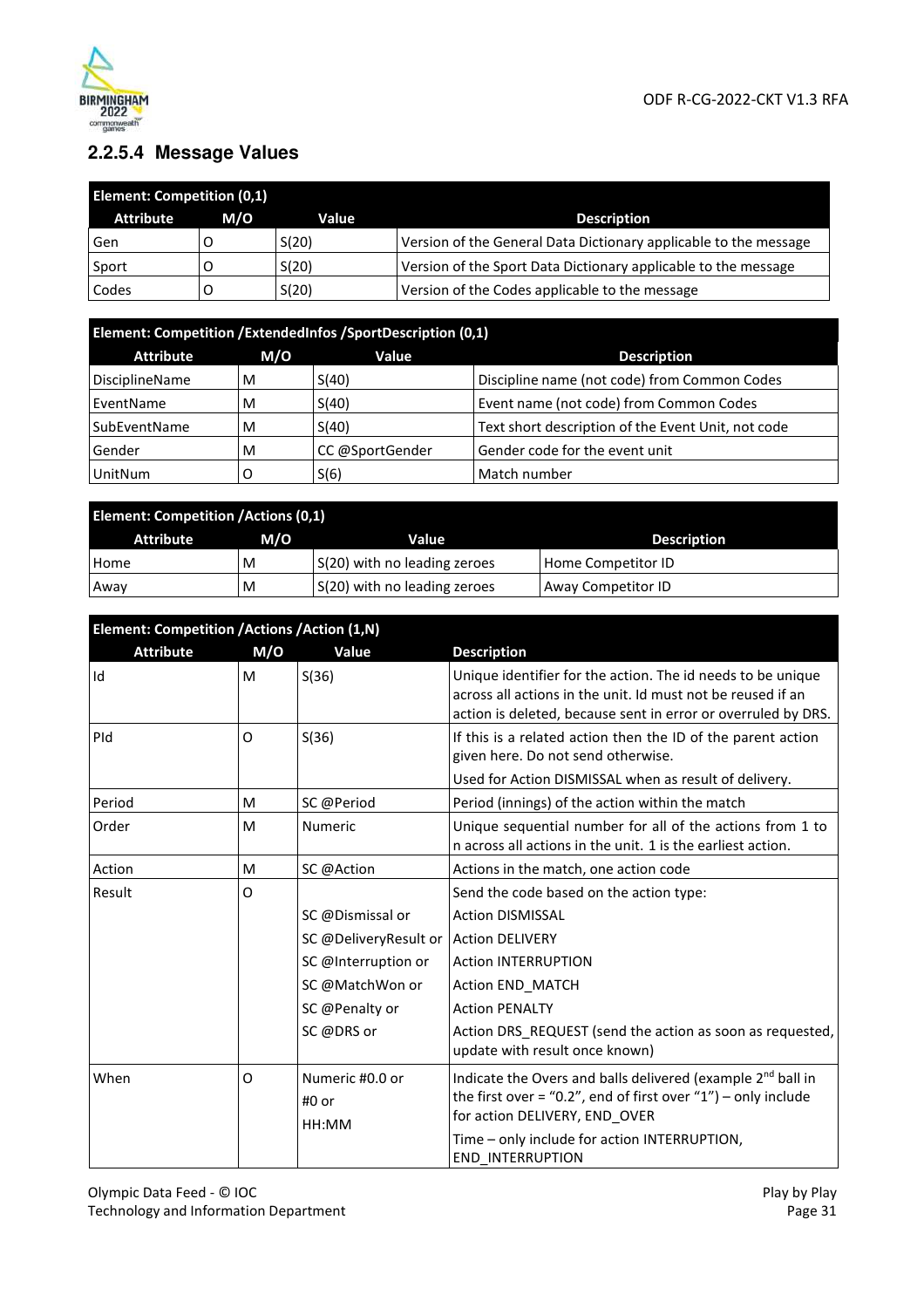### 2.2.5.4 Message Values

| Element: Competition (0,1) | | | |
|---|---|---|---|
| **Attribute** | **M/O** | **Value** | **Description** |
| Gen | O | S(20) | Version of the General Data Dictionary applicable to the message |
| Sport | O | S(20) | Version of the Sport Data Dictionary applicable to the message |
| Codes | O | S(20) | Version of the Codes applicable to the message |

| Element: Competition /ExtendedInfos /SportDescription (0,1) | | | |
|---|---|---|---|
| **Attribute** | **M/O** | **Value** | **Description** |
| DisciplineName | M | S(40) | Discipline name (not code) from Common Codes |
| EventName | M | S(40) | Event name (not code) from Common Codes |
| SubEventName | M | S(40) | Text short description of the Event Unit, not code |
| Gender | M | CC @SportGender | Gender code for the event unit |
| UnitNum | O | S(6) | Match number |

| Element: Competition /Actions (0,1) | | | |
|---|---|---|---|
| **Attribute** | **M/O** | **Value** | **Description** |
| Home | M | S(20) with no leading zeroes | Home Competitor ID |
| Away | M | S(20) with no leading zeroes | Away Competitor ID |

| Element: Competition /Actions /Action (1,N) | | | |
|---|---|---|---|
| **Attribute** | **M/O** | **Value** | **Description** |
| Id | M | S(36) | Unique identifier for the action. The id needs to be unique across all actions in the unit. Id must not be reused if an action is deleted, because sent in error or overruled by DRS. |
| PId | O | S(36) | If this is a related action then the ID of the parent action given here. Do not send otherwise.<br>Used for Action DISMISSAL when as result of delivery. |
| Period | M | SC @Period | Period (innings) of the action within the match |
| Order | M | Numeric | Unique sequential number for all of the actions from 1 to n across all actions in the unit. 1 is the earliest action. |
| Action | M | SC @Action | Actions in the match, one action code |
| Result | O | <br>SC @Dismissal or<br>SC @DeliveryResult or<br>SC @Interruption or<br>SC @MatchWon or<br>SC @Penalty or<br>SC @DRS or | Send the code based on the action type:<br>Action DISMISSAL<br>Action DELIVERY<br>Action INTERRUPTION<br>Action END_MATCH<br>Action PENALTY<br>Action DRS_REQUEST (send the action as soon as requested, update with result once known) |
| When | O | Numeric #0.0 or<br>#0 or<br>HH:MM | Indicate the Overs and balls delivered (example 2nd ball in the first over = "0.2", end of first over "1") – only include for action DELIVERY, END_OVER<br>Time – only include for action INTERRUPTION, END_INTERRUPTION |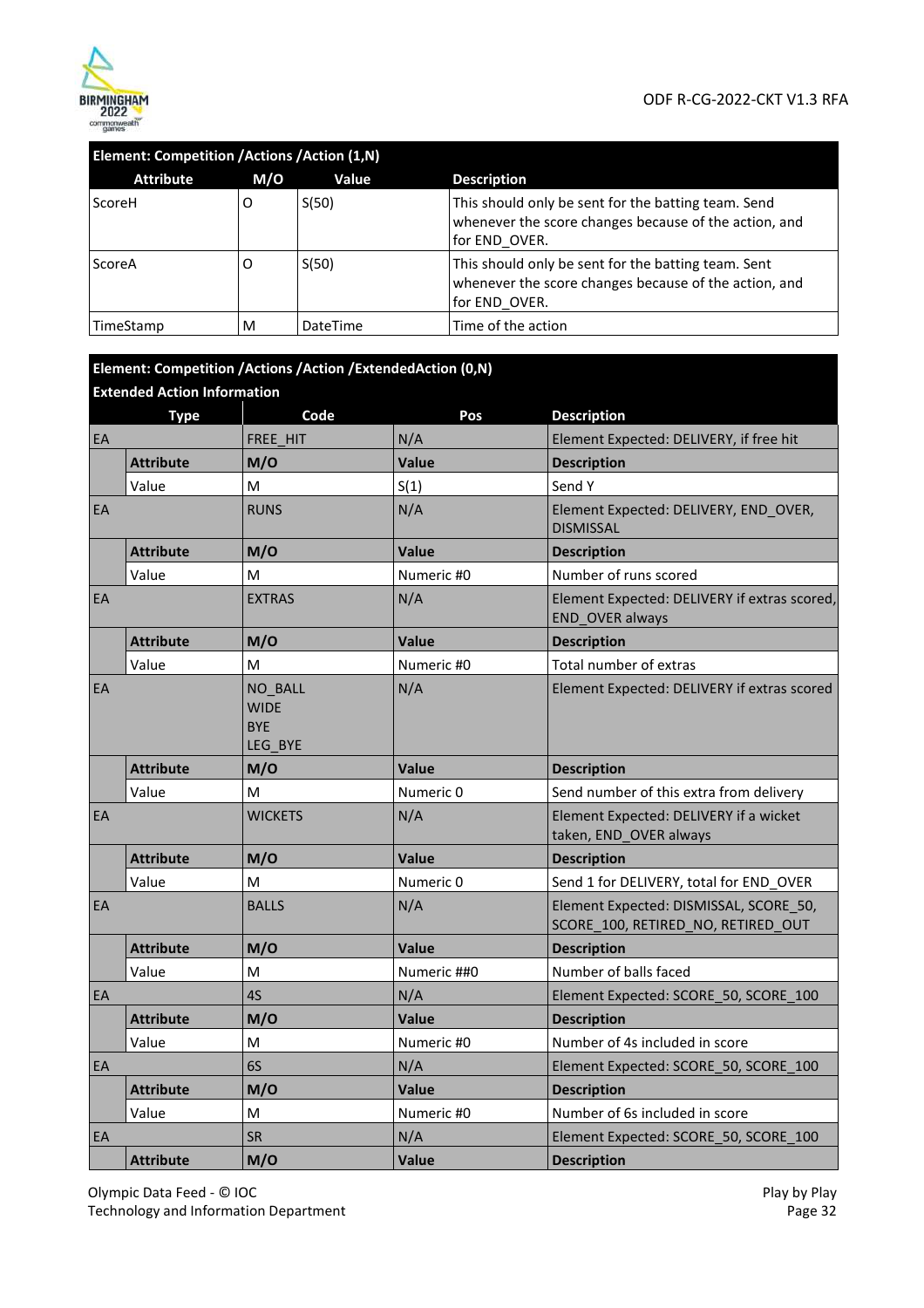**Element: Competition /Actions /Action (1,N)**

| Attribute | M/O | Value | Description |
|---|---|---|---|
| ScoreH | O | S(50) | This should only be sent for the batting team. Send whenever the score changes because of the action, and for END_OVER. |
| ScoreA | O | S(50) | This should only be sent for the batting team. Sent whenever the score changes because of the action, and for END_OVER. |
| TimeStamp | M | DateTime | Time of the action |

**Element: Competition /Actions /Action /ExtendedAction (0,N)**

**Extended Action Information**

| Type | | Code | Pos | Description |
|---|---|---|---|---|
| EA | | FREE_HIT | N/A | Element Expected: DELIVERY, if free hit |
| | **Attribute** | **M/O** | **Value** | **Description** |
| | Value | M | S(1) | Send Y |
| EA | | RUNS | N/A | Element Expected: DELIVERY, END_OVER, DISMISSAL |
| | **Attribute** | **M/O** | **Value** | **Description** |
| | Value | M | Numeric #0 | Number of runs scored |
| EA | | EXTRAS | N/A | Element Expected: DELIVERY if extras scored, END_OVER always |
| | **Attribute** | **M/O** | **Value** | **Description** |
| | Value | M | Numeric #0 | Total number of extras |
| EA | | NO_BALL<br>WIDE<br>BYE<br>LEG_BYE | N/A | Element Expected: DELIVERY if extras scored |
| | **Attribute** | **M/O** | **Value** | **Description** |
| | Value | M | Numeric 0 | Send number of this extra from delivery |
| EA | | WICKETS | N/A | Element Expected: DELIVERY if a wicket taken, END_OVER always |
| | **Attribute** | **M/O** | **Value** | **Description** |
| | Value | M | Numeric 0 | Send 1 for DELIVERY, total for END_OVER |
| EA | | BALLS | N/A | Element Expected: DISMISSAL, SCORE_50, SCORE_100, RETIRED_NO, RETIRED_OUT |
| | **Attribute** | **M/O** | **Value** | **Description** |
| | Value | M | Numeric ##0 | Number of balls faced |
| EA | | 4S | N/A | Element Expected: SCORE_50, SCORE_100 |
| | **Attribute** | **M/O** | **Value** | **Description** |
| | Value | M | Numeric #0 | Number of 4s included in score |
| EA | | 6S | N/A | Element Expected: SCORE_50, SCORE_100 |
| | **Attribute** | **M/O** | **Value** | **Description** |
| | Value | M | Numeric #0 | Number of 6s included in score |
| EA | | SR | N/A | Element Expected: SCORE_50, SCORE_100 |
| | **Attribute** | **M/O** | **Value** | **Description** |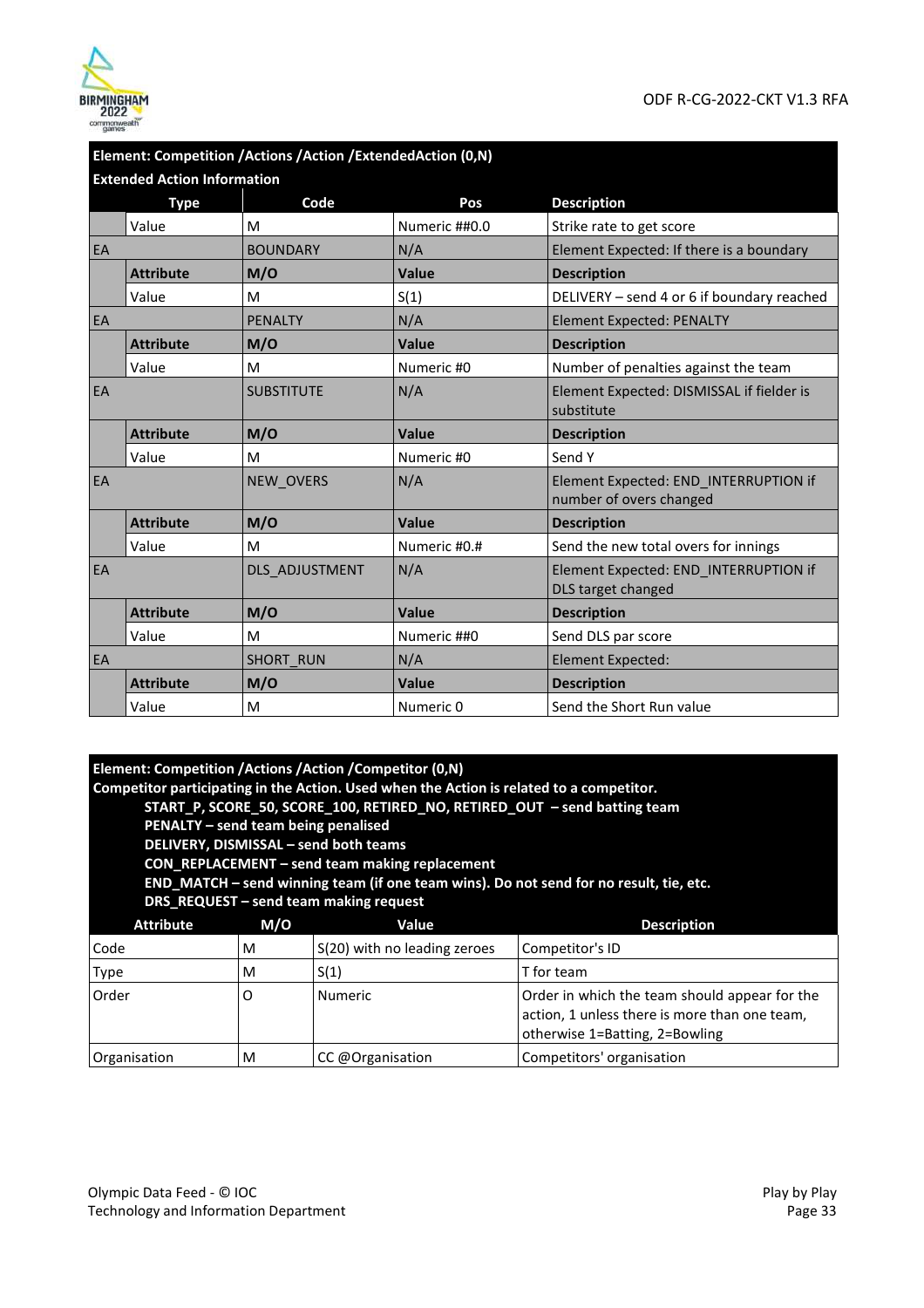**Element: Competition /Actions /Action /ExtendedAction (0,N)**

**Extended Action Information**

| | Type | Code | Pos | Description |
|---|---|---|---|---|
| | Value | M | Numeric ##0.0 | Strike rate to get score |
| EA | | BOUNDARY | N/A | Element Expected: If there is a boundary |
| | **Attribute** | **M/O** | **Value** | **Description** |
| | Value | M | S(1) | DELIVERY – send 4 or 6 if boundary reached |
| EA | | PENALTY | N/A | Element Expected: PENALTY |
| | **Attribute** | **M/O** | **Value** | **Description** |
| | Value | M | Numeric #0 | Number of penalties against the team |
| EA | | SUBSTITUTE | N/A | Element Expected: DISMISSAL if fielder is substitute |
| | **Attribute** | **M/O** | **Value** | **Description** |
| | Value | M | Numeric #0 | Send Y |
| EA | | NEW_OVERS | N/A | Element Expected: END_INTERRUPTION if number of overs changed |
| | **Attribute** | **M/O** | **Value** | **Description** |
| | Value | M | Numeric #0.# | Send the new total overs for innings |
| EA | | DLS_ADJUSTMENT | N/A | Element Expected: END_INTERRUPTION if DLS target changed |
| | **Attribute** | **M/O** | **Value** | **Description** |
| | Value | M | Numeric ##0 | Send DLS par score |
| EA | | SHORT_RUN | N/A | Element Expected: |
| | **Attribute** | **M/O** | **Value** | **Description** |
| | Value | M | Numeric 0 | Send the Short Run value |

**Element: Competition /Actions /Action /Competitor (0,N)**

**Competitor participating in the Action. Used when the Action is related to a competitor.**

- **START_P, SCORE_50, SCORE_100, RETIRED_NO, RETIRED_OUT – send batting team**
- **PENALTY – send team being penalised**
- **DELIVERY, DISMISSAL – send both teams**
- **CON_REPLACEMENT – send team making replacement**
- **END_MATCH – send winning team (if one team wins). Do not send for no result, tie, etc.**
- **DRS_REQUEST – send team making request**

| Attribute | M/O | Value | Description |
|---|---|---|---|
| Code | M | S(20) with no leading zeroes | Competitor's ID |
| Type | M | S(1) | T for team |
| Order | O | Numeric | Order in which the team should appear for the action, 1 unless there is more than one team, otherwise 1=Batting, 2=Bowling |
| Organisation | M | CC @Organisation | Competitors' organisation |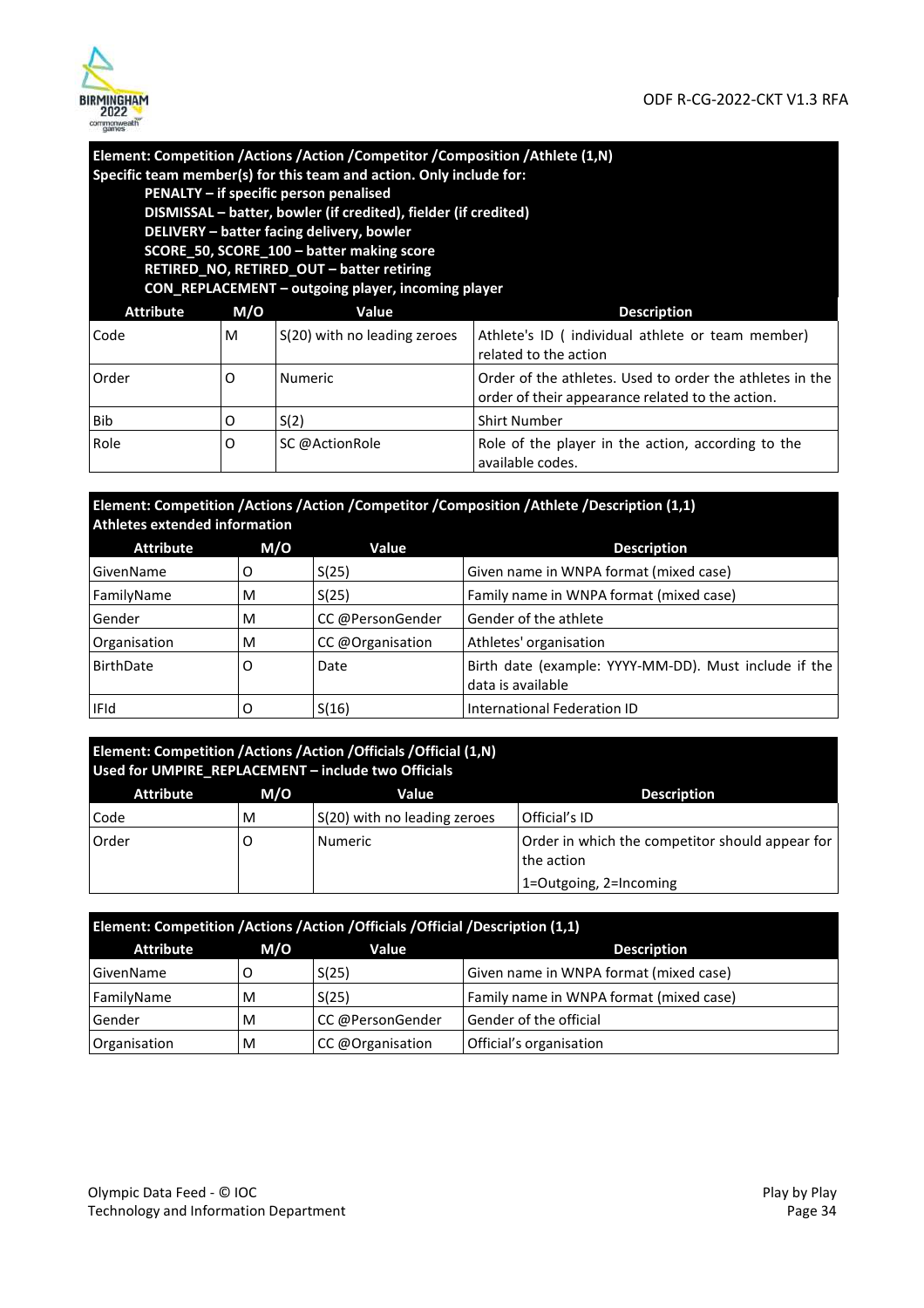**Element: Competition /Actions /Action /Competitor /Composition /Athlete (1,N)**
**Specific team member(s) for this team and action. Only include for:**
**PENALTY – if specific person penalised**
**DISMISSAL – batter, bowler (if credited), fielder (if credited)**
**DELIVERY – batter facing delivery, bowler**
**SCORE_50, SCORE_100 – batter making score**
**RETIRED_NO, RETIRED_OUT – batter retiring**
**CON_REPLACEMENT – outgoing player, incoming player**

| Attribute | M/O | Value | Description |
|---|---|---|---|
| Code | M | S(20) with no leading zeroes | Athlete's ID ( individual athlete or team member) related to the action |
| Order | O | Numeric | Order of the athletes. Used to order the athletes in the order of their appearance related to the action. |
| Bib | O | S(2) | Shirt Number |
| Role | O | SC @ActionRole | Role of the player in the action, according to the available codes. |

**Element: Competition /Actions /Action /Competitor /Composition /Athlete /Description (1,1)**
**Athletes extended information**

| Attribute | M/O | Value | Description |
|---|---|---|---|
| GivenName | O | S(25) | Given name in WNPA format (mixed case) |
| FamilyName | M | S(25) | Family name in WNPA format (mixed case) |
| Gender | M | CC @PersonGender | Gender of the athlete |
| Organisation | M | CC @Organisation | Athletes' organisation |
| BirthDate | O | Date | Birth date (example: YYYY-MM-DD). Must include if the data is available |
| IFId | O | S(16) | International Federation ID |

**Element: Competition /Actions /Action /Officials /Official (1,N)**
**Used for UMPIRE_REPLACEMENT – include two Officials**

| Attribute | M/O | Value | Description |
|---|---|---|---|
| Code | M | S(20) with no leading zeroes | Official's ID |
| Order | O | Numeric | Order in which the competitor should appear for the action<br>1=Outgoing, 2=Incoming |

**Element: Competition /Actions /Action /Officials /Official /Description (1,1)**

| Attribute | M/O | Value | Description |
|---|---|---|---|
| GivenName | O | S(25) | Given name in WNPA format (mixed case) |
| FamilyName | M | S(25) | Family name in WNPA format (mixed case) |
| Gender | M | CC @PersonGender | Gender of the official |
| Organisation | M | CC @Organisation | Official's organisation |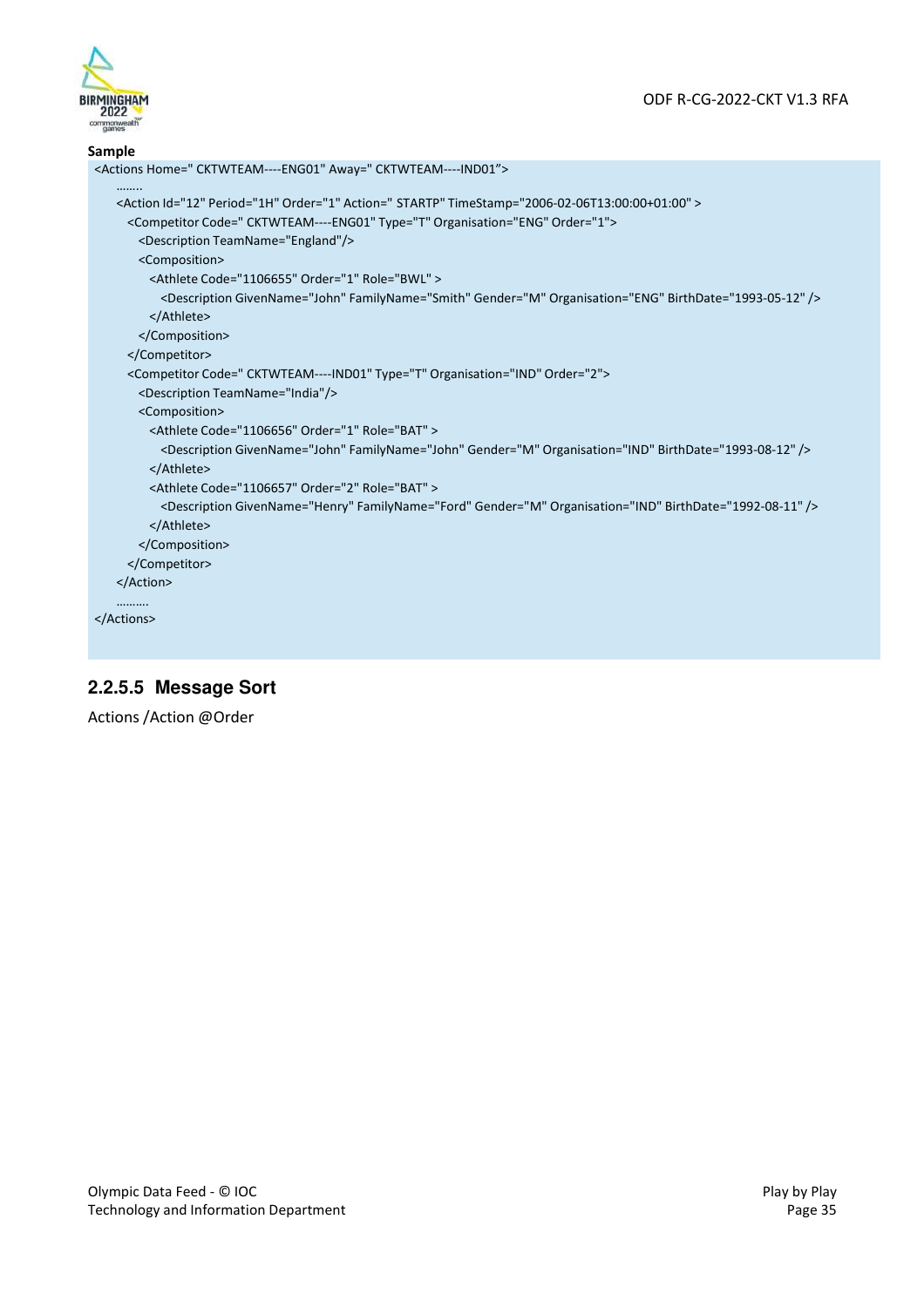**Sample**

```
<Actions Home=" CKTWTEAM----ENG01" Away=" CKTWTEAM----IND01">
    ........
    <Action Id="12" Period="1H" Order="1" Action=" STARTP" TimeStamp="2006-02-06T13:00:00+01:00" >
      <Competitor Code=" CKTWTEAM----ENG01" Type="T" Organisation="ENG" Order="1">
        <Description TeamName="England"/>
        <Composition>
          <Athlete Code="1106655" Order="1" Role="BWL" >
            <Description GivenName="John" FamilyName="Smith" Gender="M" Organisation="ENG" BirthDate="1993-05-12" />
          </Athlete>
        </Composition>
      </Competitor>
      <Competitor Code=" CKTWTEAM----IND01" Type="T" Organisation="IND" Order="2">
        <Description TeamName="India"/>
        <Composition>
          <Athlete Code="1106656" Order="1" Role="BAT" >
            <Description GivenName="John" FamilyName="John" Gender="M" Organisation="IND" BirthDate="1993-08-12" />
          </Athlete>
          <Athlete Code="1106657" Order="2" Role="BAT" >
            <Description GivenName="Henry" FamilyName="Ford" Gender="M" Organisation="IND" BirthDate="1992-08-11" />
          </Athlete>
        </Composition>
      </Competitor>
    </Action>
    .........
</Actions>
```

### 2.2.5.5 Message Sort

Actions /Action @Order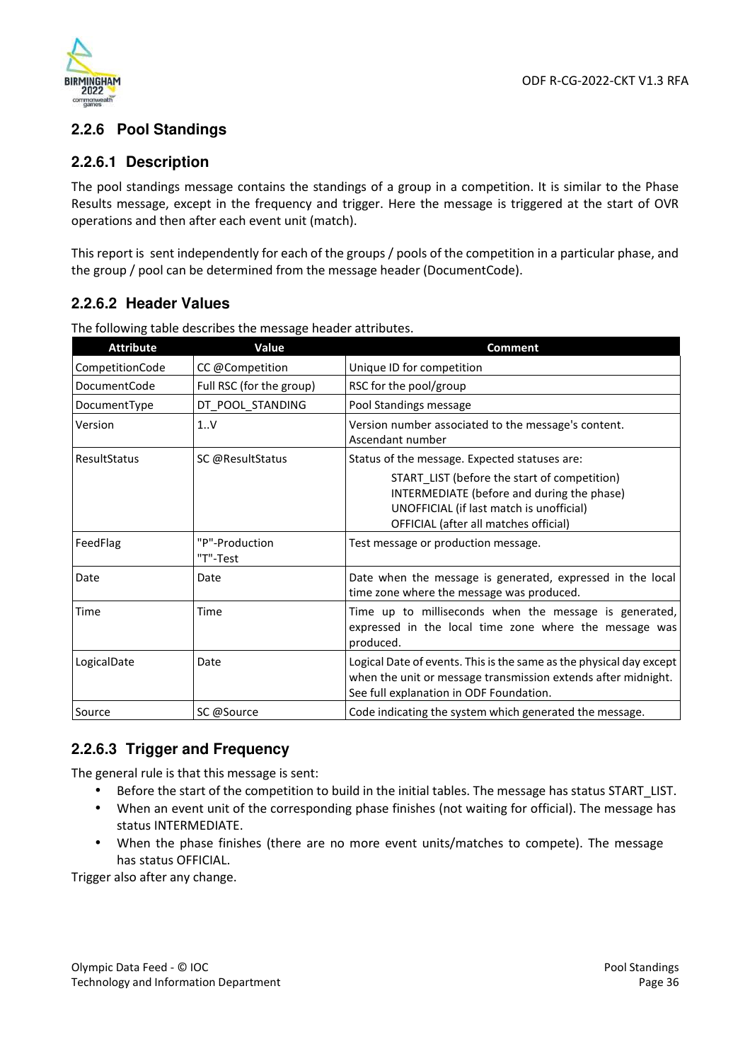### 2.2.6 Pool Standings

#### 2.2.6.1 Description

The pool standings message contains the standings of a group in a competition. It is similar to the Phase Results message, except in the frequency and trigger. Here the message is triggered at the start of OVR operations and then after each event unit (match).

This report is sent independently for each of the groups / pools of the competition in a particular phase, and the group / pool can be determined from the message header (DocumentCode).

#### 2.2.6.2 Header Values

The following table describes the message header attributes.

| Attribute | Value | Comment |
|---|---|---|
| CompetitionCode | CC @Competition | Unique ID for competition |
| DocumentCode | Full RSC (for the group) | RSC for the pool/group |
| DocumentType | DT_POOL_STANDING | Pool Standings message |
| Version | 1..V | Version number associated to the message's content. Ascendant number |
| ResultStatus | SC @ResultStatus | Status of the message. Expected statuses are:<br>START_LIST (before the start of competition)<br>INTERMEDIATE (before and during the phase)<br>UNOFFICIAL (if last match is unofficial)<br>OFFICIAL (after all matches official) |
| FeedFlag | "P"-Production<br>"T"-Test | Test message or production message. |
| Date | Date | Date when the message is generated, expressed in the local time zone where the message was produced. |
| Time | Time | Time up to milliseconds when the message is generated, expressed in the local time zone where the message was produced. |
| LogicalDate | Date | Logical Date of events. This is the same as the physical day except when the unit or message transmission extends after midnight. See full explanation in ODF Foundation. |
| Source | SC @Source | Code indicating the system which generated the message. |

#### 2.2.6.3 Trigger and Frequency

The general rule is that this message is sent:

- Before the start of the competition to build in the initial tables. The message has status START_LIST.
- When an event unit of the corresponding phase finishes (not waiting for official). The message has status INTERMEDIATE.
- When the phase finishes (there are no more event units/matches to compete). The message has status OFFICIAL.

Trigger also after any change.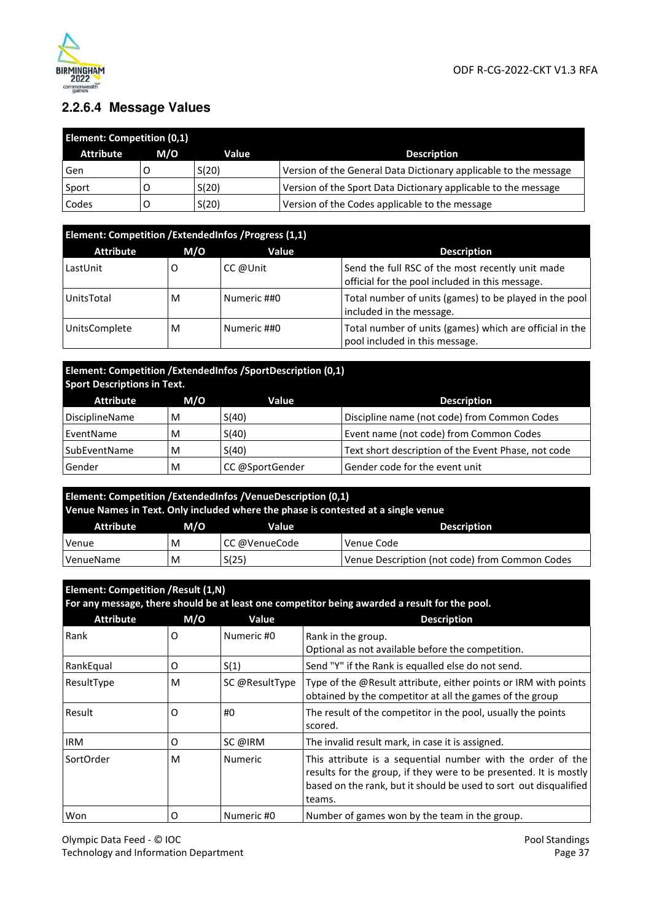### 2.2.6.4 Message Values

| Element: Competition (0,1) | | | |
|---|---|---|---|
| **Attribute** | **M/O** | **Value** | **Description** |
| Gen | O | S(20) | Version of the General Data Dictionary applicable to the message |
| Sport | O | S(20) | Version of the Sport Data Dictionary applicable to the message |
| Codes | O | S(20) | Version of the Codes applicable to the message |

| Element: Competition /ExtendedInfos /Progress (1,1) | | | |
|---|---|---|---|
| **Attribute** | **M/O** | **Value** | **Description** |
| LastUnit | O | CC @Unit | Send the full RSC of the most recently unit made official for the pool included in this message. |
| UnitsTotal | M | Numeric ##0 | Total number of units (games) to be played in the pool included in the message. |
| UnitsComplete | M | Numeric ##0 | Total number of units (games) which are official in the pool included in this message. |

| Element: Competition /ExtendedInfos /SportDescription (0,1) Sport Descriptions in Text. | | | |
|---|---|---|---|
| **Attribute** | **M/O** | **Value** | **Description** |
| DisciplineName | M | S(40) | Discipline name (not code) from Common Codes |
| EventName | M | S(40) | Event name (not code) from Common Codes |
| SubEventName | M | S(40) | Text short description of the Event Phase, not code |
| Gender | M | CC @SportGender | Gender code for the event unit |

| Element: Competition /ExtendedInfos /VenueDescription (0,1) Venue Names in Text. Only included where the phase is contested at a single venue | | | |
|---|---|---|---|
| **Attribute** | **M/O** | **Value** | **Description** |
| Venue | M | CC @VenueCode | Venue Code |
| VenueName | M | S(25) | Venue Description (not code) from Common Codes |

| Element: Competition /Result (1,N) For any message, there should be at least one competitor being awarded a result for the pool. | | | |
|---|---|---|---|
| **Attribute** | **M/O** | **Value** | **Description** |
| Rank | O | Numeric #0 | Rank in the group.<br>Optional as not available before the competition. |
| RankEqual | O | S(1) | Send "Y" if the Rank is equalled else do not send. |
| ResultType | M | SC @ResultType | Type of the @Result attribute, either points or IRM with points obtained by the competitor at all the games of the group |
| Result | O | #0 | The result of the competitor in the pool, usually the points scored. |
| IRM | O | SC @IRM | The invalid result mark, in case it is assigned. |
| SortOrder | M | Numeric | This attribute is a sequential number with the order of the results for the group, if they were to be presented. It is mostly based on the rank, but it should be used to sort out disqualified teams. |
| Won | O | Numeric #0 | Number of games won by the team in the group. |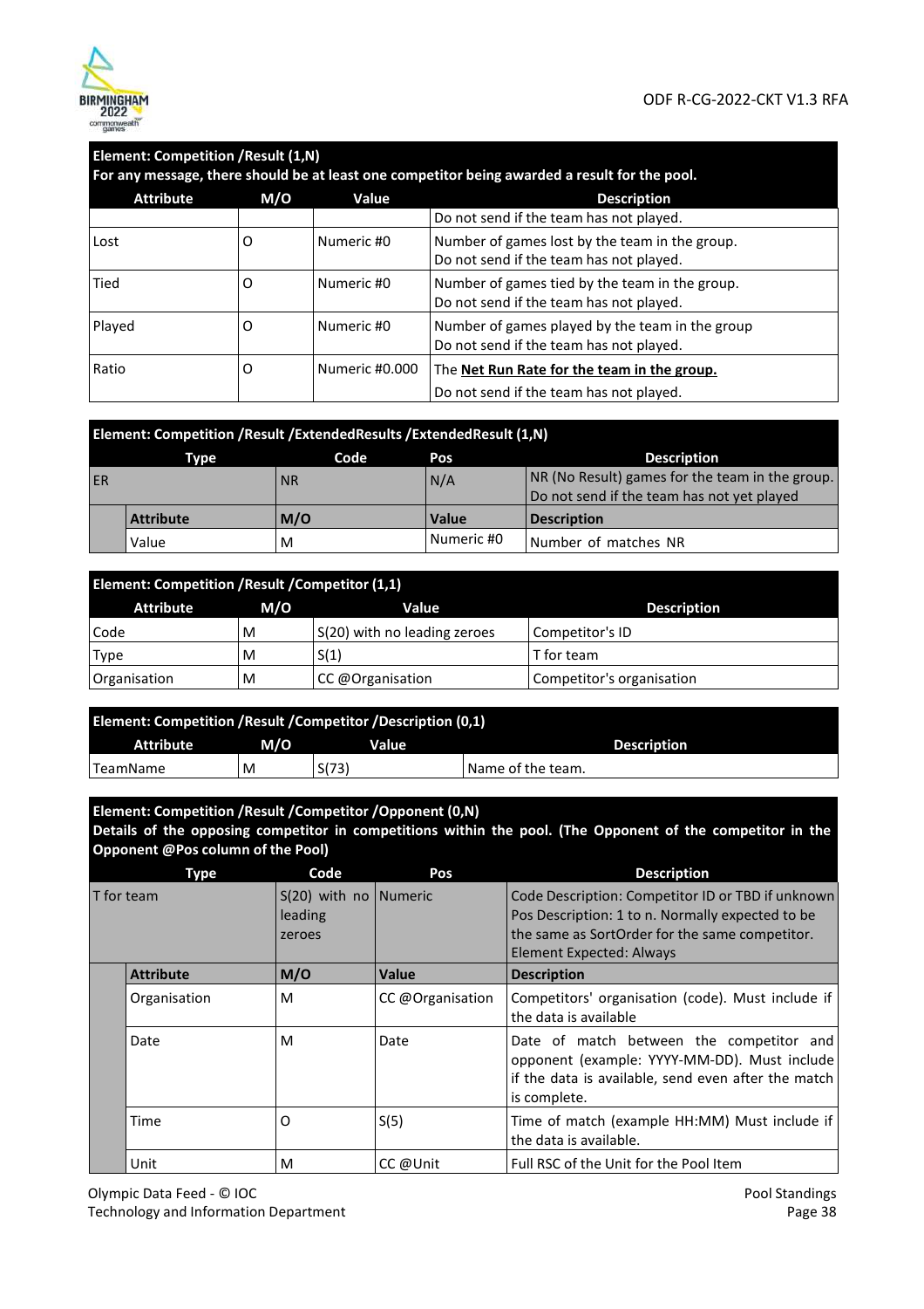**Element: Competition /Result (1,N)**
**For any message, there should be at least one competitor being awarded a result for the pool.**

| Attribute | M/O | Value | Description |
|---|---|---|---|
| | | | Do not send if the team has not played. |
| Lost | O | Numeric #0 | Number of games lost by the team in the group. Do not send if the team has not played. |
| Tied | O | Numeric #0 | Number of games tied by the team in the group. Do not send if the team has not played. |
| Played | O | Numeric #0 | Number of games played by the team in the group Do not send if the team has not played. |
| Ratio | O | Numeric #0.000 | The **Net Run Rate for the team in the group.** Do not send if the team has not played. |

**Element: Competition /Result /ExtendedResults /ExtendedResult (1,N)**

| Type | | Code | Pos | Description |
|---|---|---|---|---|
| ER | | NR | N/A | NR (No Result) games for the team in the group. Do not send if the team has not yet played |
| | **Attribute** | **M/O** | **Value** | **Description** |
| | Value | M | Numeric #0 | Number of matches NR |

**Element: Competition /Result /Competitor (1,1)**

| Attribute | M/O | Value | Description |
|---|---|---|---|
| Code | M | S(20) with no leading zeroes | Competitor's ID |
| Type | M | S(1) | T for team |
| Organisation | M | CC @Organisation | Competitor's organisation |

**Element: Competition /Result /Competitor /Description (0,1)**

| Attribute | M/O | Value | Description |
|---|---|---|---|
| TeamName | M | S(73) | Name of the team. |

**Element: Competition /Result /Competitor /Opponent (0,N)**
**Details of the opposing competitor in competitions within the pool. (The Opponent of the competitor in the Opponent @Pos column of the Pool)**

| Type | | Code | Pos | Description |
|---|---|---|---|---|
| T for team | | S(20) with no leading zeroes | Numeric | Code Description: Competitor ID or TBD if unknown Pos Description: 1 to n. Normally expected to be the same as SortOrder for the same competitor. Element Expected: Always |
| | **Attribute** | **M/O** | **Value** | **Description** |
| | Organisation | M | CC @Organisation | Competitors' organisation (code). Must include if the data is available |
| | Date | M | Date | Date of match between the competitor and opponent (example: YYYY-MM-DD). Must include if the data is available, send even after the match is complete. |
| | Time | O | S(5) | Time of match (example HH:MM) Must include if the data is available. |
| | Unit | M | CC @Unit | Full RSC of the Unit for the Pool Item |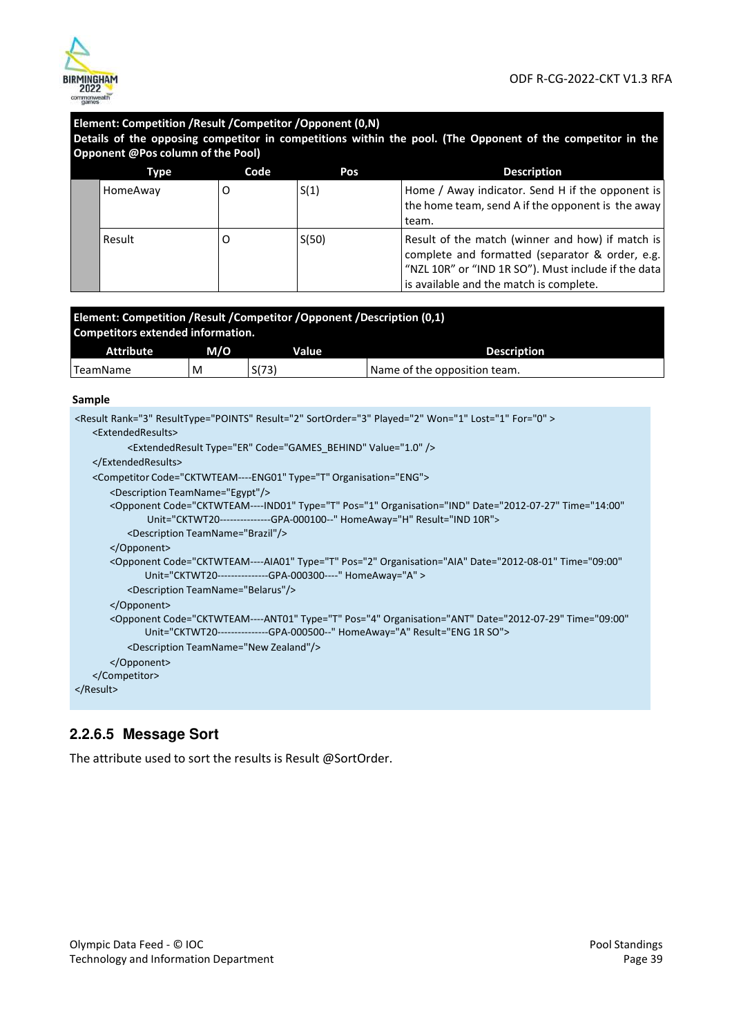**Element: Competition /Result /Competitor /Opponent (0,N)**
**Details of the opposing competitor in competitions within the pool. (The Opponent of the competitor in the Opponent @Pos column of the Pool)**

| | Type | Code | Pos | Description |
|---|---|---|---|---|
| | HomeAway | O | S(1) | Home / Away indicator. Send H if the opponent is the home team, send A if the opponent is the away team. |
| | Result | O | S(50) | Result of the match (winner and how) if match is complete and formatted (separator & order, e.g. "NZL 10R" or "IND 1R SO"). Must include if the data is available and the match is complete. |

**Element: Competition /Result /Competitor /Opponent /Description (0,1)**
**Competitors extended information.**

| Attribute | M/O | Value | Description |
|---|---|---|---|
| TeamName | M | S(73) | Name of the opposition team. |

**Sample**

```
<Result Rank="3" ResultType="POINTS" Result="2" SortOrder="3" Played="2" Won="1" Lost="1" For="0" >
    <ExtendedResults>
            <ExtendedResult Type="ER" Code="GAMES_BEHIND" Value="1.0" />
    </ExtendedResults>
    <Competitor Code="CKTWTEAM----ENG01" Type="T" Organisation="ENG">
        <Description TeamName="Egypt"/>
        <Opponent Code="CKTWTEAM----IND01" Type="T" Pos="1" Organisation="IND" Date="2012-07-27" Time="14:00"
                Unit="CKTWT20---------------GPA-000100--" HomeAway="H" Result="IND 10R">
            <Description TeamName="Brazil"/>
        </Opponent>
        <Opponent Code="CKTWTEAM----AIA01" Type="T" Pos="2" Organisation="AIA" Date="2012-08-01" Time="09:00"
                Unit="CKTWT20---------------GPA-000300----" HomeAway="A" >
            <Description TeamName="Belarus"/>
        </Opponent>
        <Opponent Code="CKTWTEAM----ANT01" Type="T" Pos="4" Organisation="ANT" Date="2012-07-29" Time="09:00"
                Unit="CKTWT20--------------GPA-000500--" HomeAway="A" Result="ENG 1R SO">
            <Description TeamName="New Zealand"/>
        </Opponent>
    </Competitor>
</Result>
```

### 2.2.6.5 Message Sort

The attribute used to sort the results is Result @SortOrder.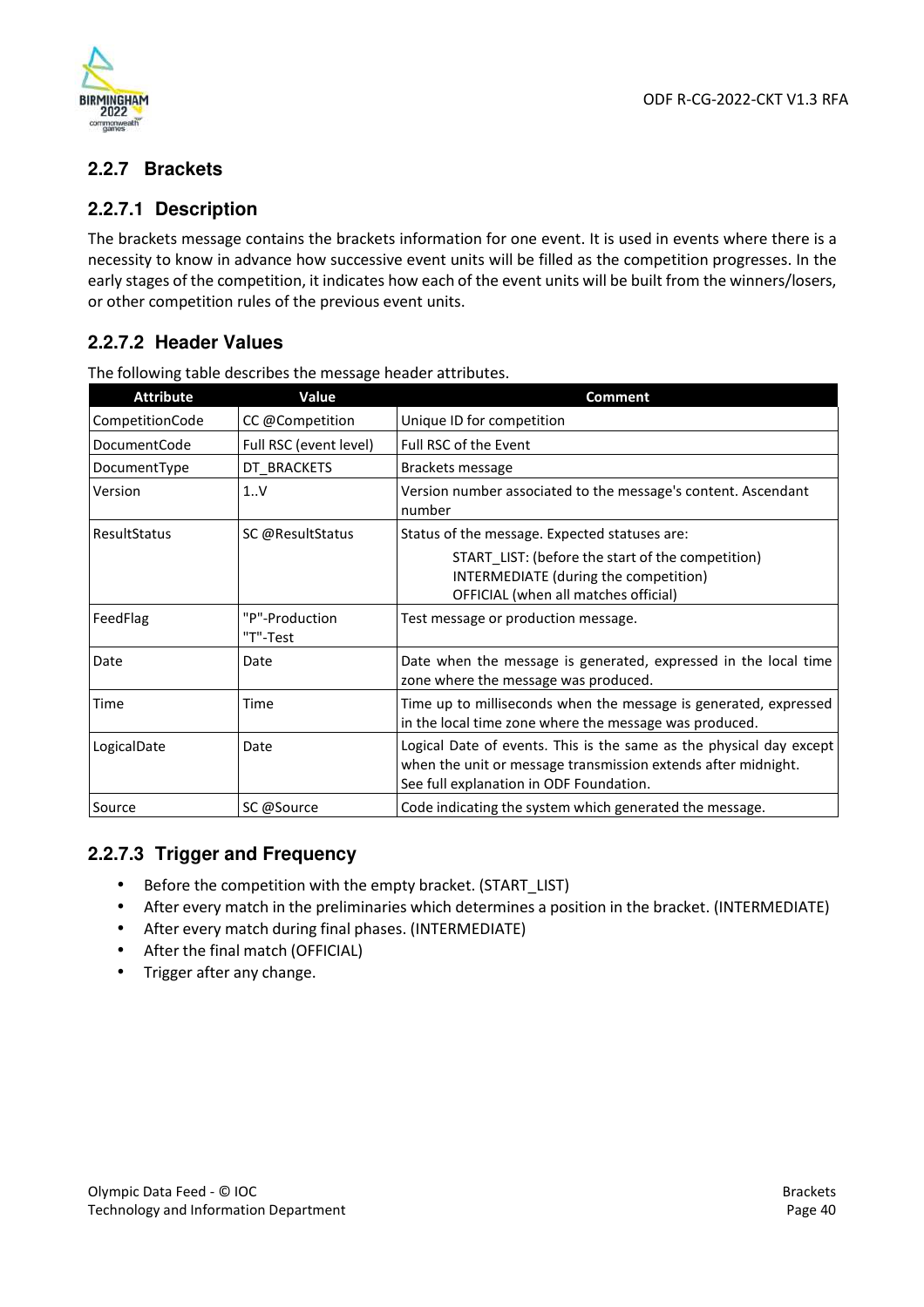### 2.2.7 Brackets

#### 2.2.7.1 Description

The brackets message contains the brackets information for one event. It is used in events where there is a necessity to know in advance how successive event units will be filled as the competition progresses. In the early stages of the competition, it indicates how each of the event units will be built from the winners/losers, or other competition rules of the previous event units.

#### 2.2.7.2 Header Values

The following table describes the message header attributes.

| Attribute | Value | Comment |
|---|---|---|
| CompetitionCode | CC @Competition | Unique ID for competition |
| DocumentCode | Full RSC (event level) | Full RSC of the Event |
| DocumentType | DT_BRACKETS | Brackets message |
| Version | 1..V | Version number associated to the message's content. Ascendant number |
| ResultStatus | SC @ResultStatus | Status of the message. Expected statuses are:<br>START_LIST: (before the start of the competition)<br>INTERMEDIATE (during the competition)<br>OFFICIAL (when all matches official) |
| FeedFlag | "P"-Production<br>"T"-Test | Test message or production message. |
| Date | Date | Date when the message is generated, expressed in the local time zone where the message was produced. |
| Time | Time | Time up to milliseconds when the message is generated, expressed in the local time zone where the message was produced. |
| LogicalDate | Date | Logical Date of events. This is the same as the physical day except when the unit or message transmission extends after midnight.<br>See full explanation in ODF Foundation. |
| Source | SC @Source | Code indicating the system which generated the message. |

#### 2.2.7.3 Trigger and Frequency

- Before the competition with the empty bracket. (START_LIST)
- After every match in the preliminaries which determines a position in the bracket. (INTERMEDIATE)
- After every match during final phases. (INTERMEDIATE)
- After the final match (OFFICIAL)
- Trigger after any change.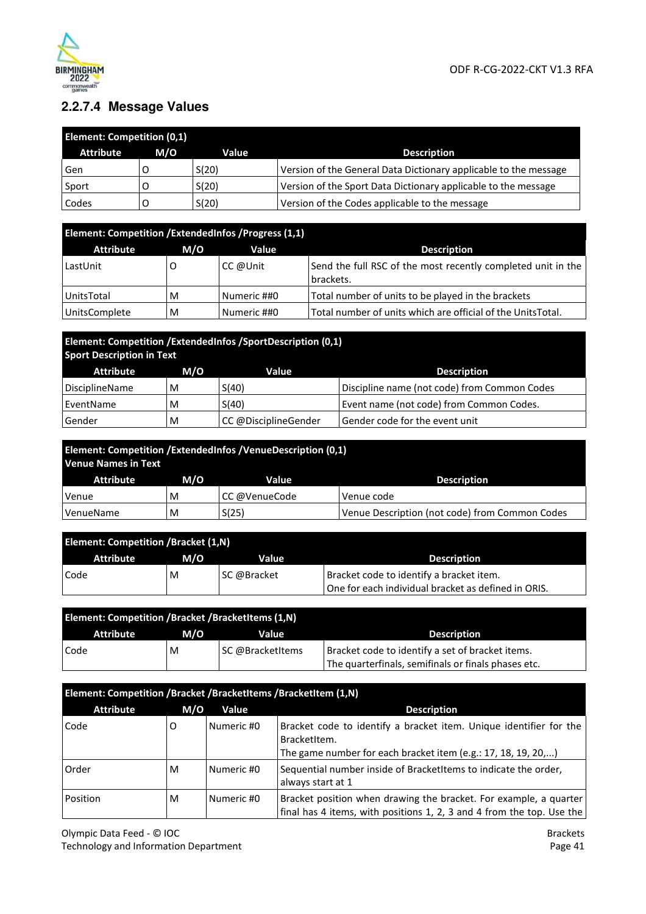### 2.2.7.4 Message Values

| Element: Competition (0,1) | | | |
|---|---|---|---|
| **Attribute** | **M/O** | **Value** | **Description** |
| Gen | O | S(20) | Version of the General Data Dictionary applicable to the message |
| Sport | O | S(20) | Version of the Sport Data Dictionary applicable to the message |
| Codes | O | S(20) | Version of the Codes applicable to the message |

| Element: Competition /ExtendedInfos /Progress (1,1) | | | |
|---|---|---|---|
| **Attribute** | **M/O** | **Value** | **Description** |
| LastUnit | O | CC @Unit | Send the full RSC of the most recently completed unit in the brackets. |
| UnitsTotal | M | Numeric ##0 | Total number of units to be played in the brackets |
| UnitsComplete | M | Numeric ##0 | Total number of units which are official of the UnitsTotal. |

| Element: Competition /ExtendedInfos /SportDescription (0,1) Sport Description in Text | | | |
|---|---|---|---|
| **Attribute** | **M/O** | **Value** | **Description** |
| DisciplineName | M | S(40) | Discipline name (not code) from Common Codes |
| EventName | M | S(40) | Event name (not code) from Common Codes. |
| Gender | M | CC @DisciplineGender | Gender code for the event unit |

| Element: Competition /ExtendedInfos /VenueDescription (0,1) Venue Names in Text | | | |
|---|---|---|---|
| **Attribute** | **M/O** | **Value** | **Description** |
| Venue | M | CC @VenueCode | Venue code |
| VenueName | M | S(25) | Venue Description (not code) from Common Codes |

| Element: Competition /Bracket (1,N) | | | |
|---|---|---|---|
| **Attribute** | **M/O** | **Value** | **Description** |
| Code | M | SC @Bracket | Bracket code to identify a bracket item. One for each individual bracket as defined in ORIS. |

| Element: Competition /Bracket /BracketItems (1,N) | | | |
|---|---|---|---|
| **Attribute** | **M/O** | **Value** | **Description** |
| Code | M | SC @BracketItems | Bracket code to identify a set of bracket items. The quarterfinals, semifinals or finals phases etc. |

| Element: Competition /Bracket /BracketItems /BracketItem (1,N) | | | |
|---|---|---|---|
| **Attribute** | **M/O** | **Value** | **Description** |
| Code | O | Numeric #0 | Bracket code to identify a bracket item. Unique identifier for the BracketItem. The game number for each bracket item (e.g.: 17, 18, 19, 20,...) |
| Order | M | Numeric #0 | Sequential number inside of BracketItems to indicate the order, always start at 1 |
| Position | M | Numeric #0 | Bracket position when drawing the bracket. For example, a quarter final has 4 items, with positions 1, 2, 3 and 4 from the top. Use the |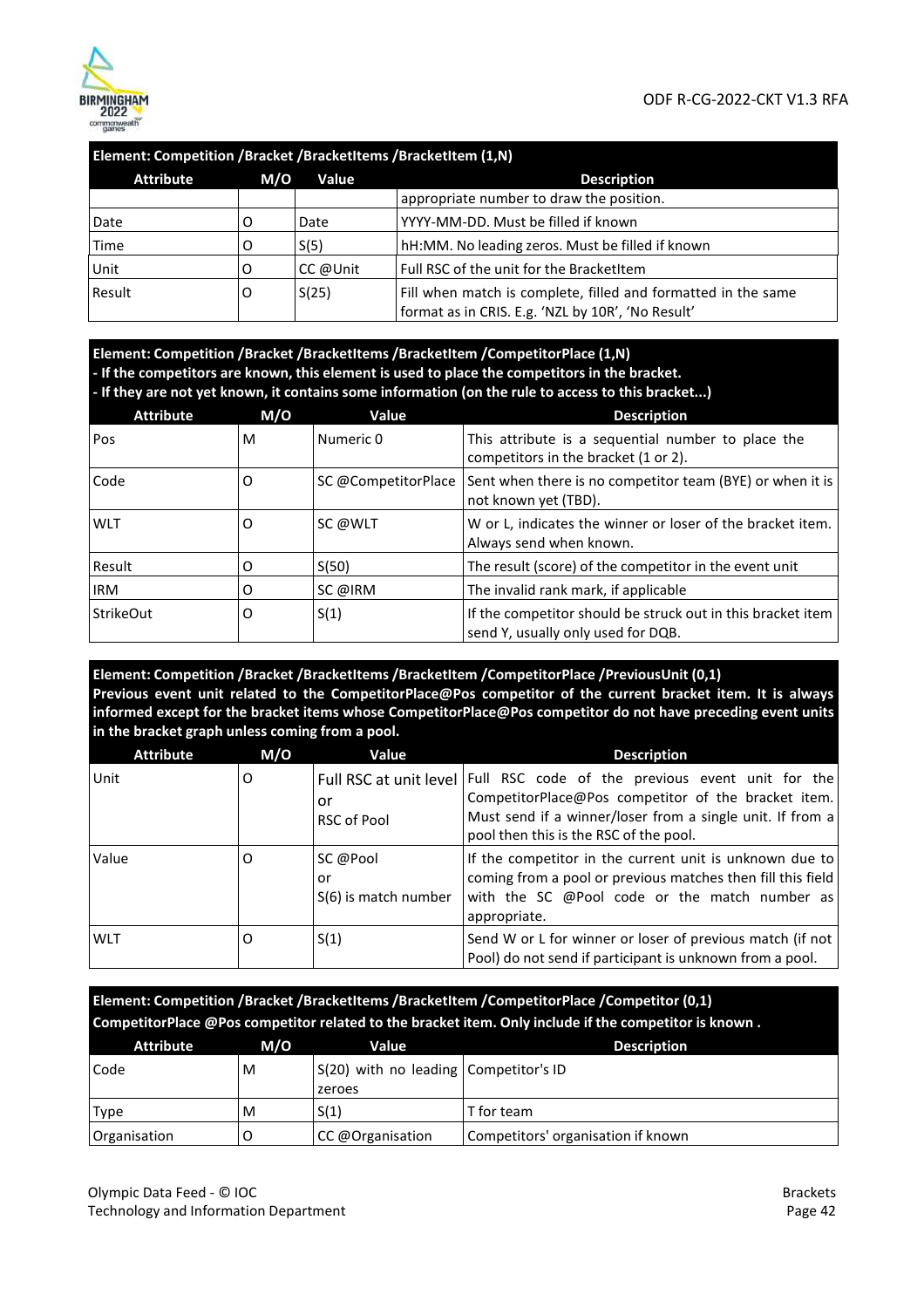| Element: Competition /Bracket /BracketItems /BracketItem (1,N) | | | |
|---|---|---|---|
| **Attribute** | **M/O** | **Value** | **Description** |
| | | | appropriate number to draw the position. |
| Date | O | Date | YYYY-MM-DD. Must be filled if known |
| Time | O | S(5) | hH:MM. No leading zeros. Must be filled if known |
| Unit | O | CC @Unit | Full RSC of the unit for the BracketItem |
| Result | O | S(25) | Fill when match is complete, filled and formatted in the same format as in CRIS. E.g. 'NZL by 10R', 'No Result' |

**Element: Competition /Bracket /BracketItems /BracketItem /CompetitorPlace (1,N)**
**- If the competitors are known, this element is used to place the competitors in the bracket.**
**- If they are not yet known, it contains some information (on the rule to access to this bracket...)**

| Attribute | M/O | Value | Description |
|---|---|---|---|
| Pos | M | Numeric 0 | This attribute is a sequential number to place the competitors in the bracket (1 or 2). |
| Code | O | SC @CompetitorPlace | Sent when there is no competitor team (BYE) or when it is not known yet (TBD). |
| WLT | O | SC @WLT | W or L, indicates the winner or loser of the bracket item. Always send when known. |
| Result | O | S(50) | The result (score) of the competitor in the event unit |
| IRM | O | SC @IRM | The invalid rank mark, if applicable |
| StrikeOut | O | S(1) | If the competitor should be struck out in this bracket item send Y, usually only used for DQB. |

**Element: Competition /Bracket /BracketItems /BracketItem /CompetitorPlace /PreviousUnit (0,1)**
**Previous event unit related to the CompetitorPlace@Pos competitor of the current bracket item. It is always informed except for the bracket items whose CompetitorPlace@Pos competitor do not have preceding event units in the bracket graph unless coming from a pool.**

| Attribute | M/O | Value | Description |
|---|---|---|---|
| Unit | O | Full RSC at unit level or RSC of Pool | Full RSC code of the previous event unit for the CompetitorPlace@Pos competitor of the bracket item. Must send if a winner/loser from a single unit. If from a pool then this is the RSC of the pool. |
| Value | O | SC @Pool or S(6) is match number | If the competitor in the current unit is unknown due to coming from a pool or previous matches then fill this field with the SC @Pool code or the match number as appropriate. |
| WLT | O | S(1) | Send W or L for winner or loser of previous match (if not Pool) do not send if participant is unknown from a pool. |

**Element: Competition /Bracket /BracketItems /BracketItem /CompetitorPlace /Competitor (0,1)**
**CompetitorPlace @Pos competitor related to the bracket item. Only include if the competitor is known .**

| Attribute | M/O | Value | Description |
|---|---|---|---|
| Code | M | S(20) with no leading zeroes | Competitor's ID |
| Type | M | S(1) | T for team |
| Organisation | O | CC @Organisation | Competitors' organisation if known |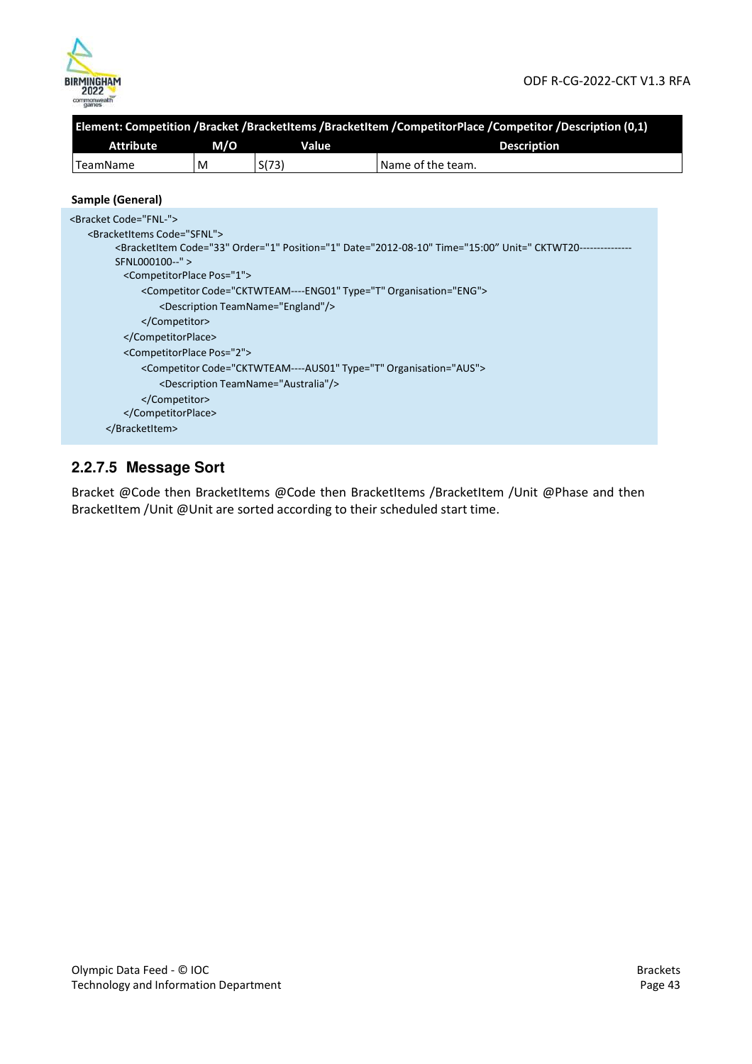| Element: Competition /Bracket /BracketItems /BracketItem /CompetitorPlace /Competitor /Description (0,1) | | | |
|---|---|---|---|
| **Attribute** | **M/O** | **Value** | **Description** |
| TeamName | M | S(73) | Name of the team. |

**Sample (General)**

```
<Bracket Code="FNL-">
    <BracketItems Code="SFNL">
          <BracketItem Code="33" Order="1" Position="1" Date="2012-08-10" Time="15:00" Unit=" CKTWT20---------------
          SFNL000100--" >
            <CompetitorPlace Pos="1">
                <Competitor Code="CKTWTEAM----ENG01" Type="T" Organisation="ENG">
                    <Description TeamName="England"/>
                </Competitor>
            </CompetitorPlace>
            <CompetitorPlace Pos="2">
                <Competitor Code="CKTWTEAM----AUS01" Type="T" Organisation="AUS">
                    <Description TeamName="Australia"/>
                </Competitor>
            </CompetitorPlace>
        </BracketItem>
```

### 2.2.7.5 Message Sort

Bracket @Code then BracketItems @Code then BracketItems /BracketItem /Unit @Phase and then BracketItem /Unit @Unit are sorted according to their scheduled start time.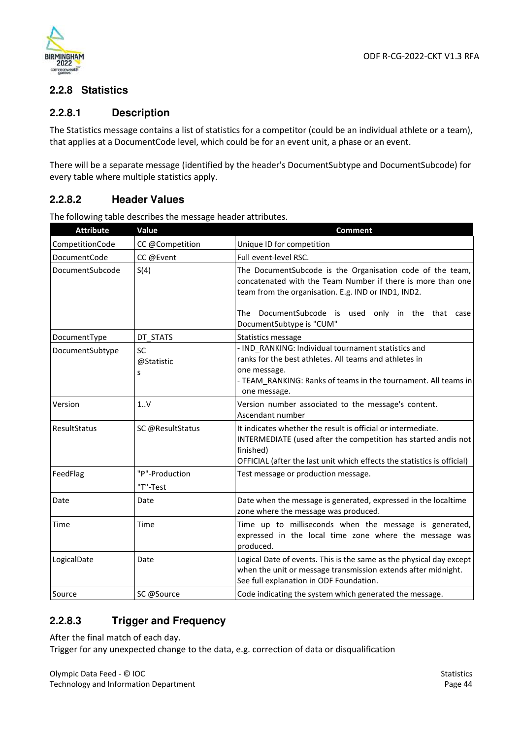### 2.2.8 Statistics

#### 2.2.8.1 Description

The Statistics message contains a list of statistics for a competitor (could be an individual athlete or a team), that applies at a DocumentCode level, which could be for an event unit, a phase or an event.

There will be a separate message (identified by the header's DocumentSubtype and DocumentSubcode) for every table where multiple statistics apply.

#### 2.2.8.2 Header Values

The following table describes the message header attributes.

| Attribute | Value | Comment |
|---|---|---|
| CompetitionCode | CC @Competition | Unique ID for competition |
| DocumentCode | CC @Event | Full event-level RSC. |
| DocumentSubcode | S(4) | The DocumentSubcode is the Organisation code of the team, concatenated with the Team Number if there is more than one team from the organisation. E.g. IND or IND1, IND2.<br><br>The DocumentSubcode is used only in the that case DocumentSubtype is "CUM" |
| DocumentType | DT_STATS | Statistics message |
| DocumentSubtype | SC @Statistics | - IND_RANKING: Individual tournament statistics and ranks for the best athletes. All teams and athletes in one message.<br>- TEAM_RANKING: Ranks of teams in the tournament. All teams in one message. |
| Version | 1..V | Version number associated to the message's content. Ascendant number |
| ResultStatus | SC @ResultStatus | It indicates whether the result is official or intermediate.<br>INTERMEDIATE (used after the competition has started andis not finished)<br>OFFICIAL (after the last unit which effects the statistics is official) |
| FeedFlag | "P"-Production<br>"T"-Test | Test message or production message. |
| Date | Date | Date when the message is generated, expressed in the localtime zone where the message was produced. |
| Time | Time | Time up to milliseconds when the message is generated, expressed in the local time zone where the message was produced. |
| LogicalDate | Date | Logical Date of events. This is the same as the physical day except when the unit or message transmission extends after midnight. See full explanation in ODF Foundation. |
| Source | SC @Source | Code indicating the system which generated the message. |

#### 2.2.8.3 Trigger and Frequency

After the final match of each day.
Trigger for any unexpected change to the data, e.g. correction of data or disqualification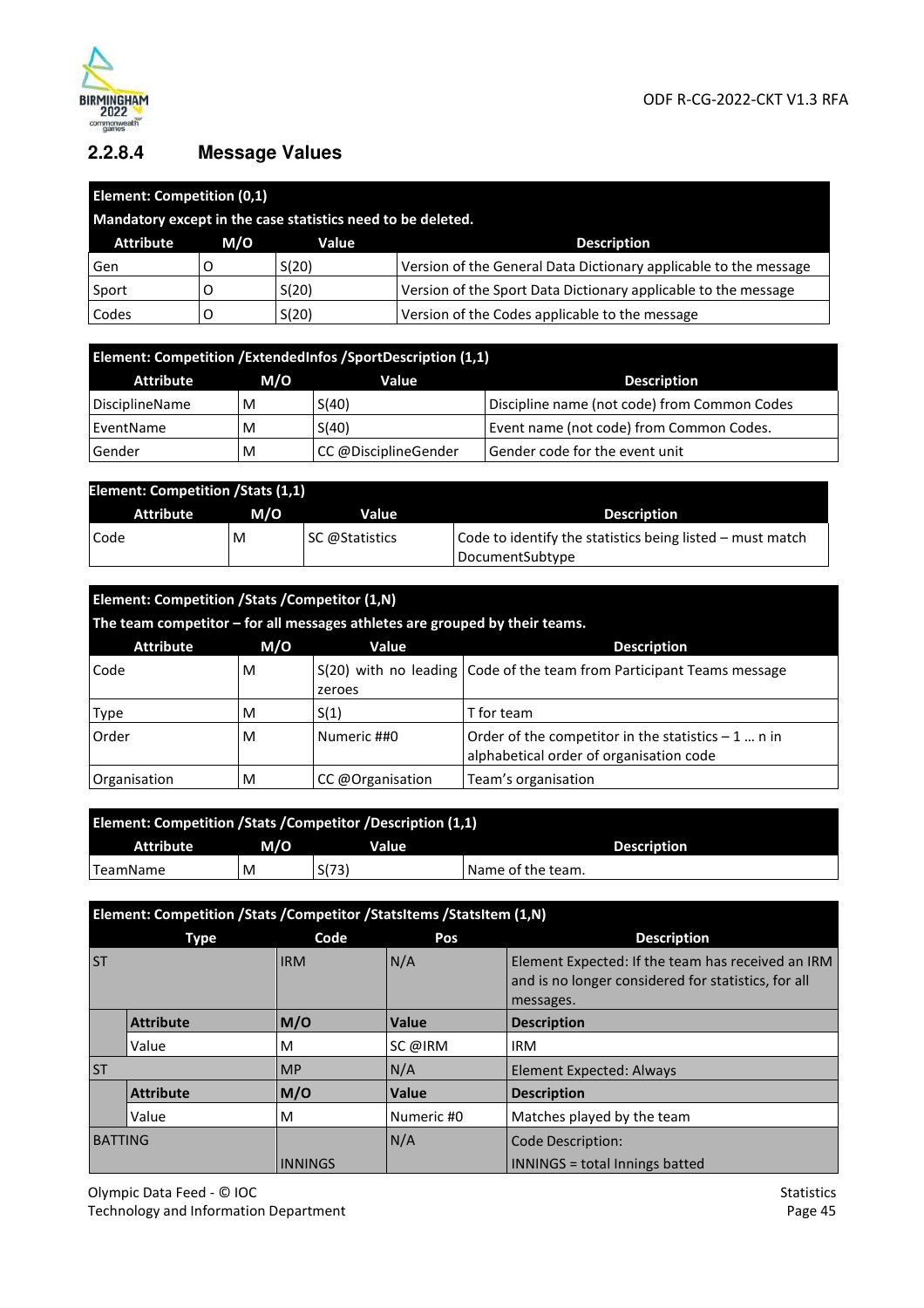### 2.2.8.4 Message Values

| Element: Competition (0,1) | | | |
|---|---|---|---|
| Mandatory except in the case statistics need to be deleted. | | | |
| **Attribute** | **M/O** | **Value** | **Description** |
| Gen | O | S(20) | Version of the General Data Dictionary applicable to the message |
| Sport | O | S(20) | Version of the Sport Data Dictionary applicable to the message |
| Codes | O | S(20) | Version of the Codes applicable to the message |

| Element: Competition /ExtendedInfos /SportDescription (1,1) | | | |
|---|---|---|---|
| **Attribute** | **M/O** | **Value** | **Description** |
| DisciplineName | M | S(40) | Discipline name (not code) from Common Codes |
| EventName | M | S(40) | Event name (not code) from Common Codes. |
| Gender | M | CC @DisciplineGender | Gender code for the event unit |

| Element: Competition /Stats (1,1) | | | |
|---|---|---|---|
| **Attribute** | **M/O** | **Value** | **Description** |
| Code | M | SC @Statistics | Code to identify the statistics being listed – must match DocumentSubtype |

| Element: Competition /Stats /Competitor (1,N) | | | |
|---|---|---|---|
| The team competitor – for all messages athletes are grouped by their teams. | | | |
| **Attribute** | **M/O** | **Value** | **Description** |
| Code | M | S(20) with no leading zeroes | Code of the team from Participant Teams message |
| Type | M | S(1) | T for team |
| Order | M | Numeric ##0 | Order of the competitor in the statistics – 1 … n in alphabetical order of organisation code |
| Organisation | M | CC @Organisation | Team's organisation |

| Element: Competition /Stats /Competitor /Description (1,1) | | | |
|---|---|---|---|
| **Attribute** | **M/O** | **Value** | **Description** |
| TeamName | M | S(73) | Name of the team. |

| Element: Competition /Stats /Competitor /StatsItems /StatsItem (1,N) | | | | |
|---|---|---|---|---|
| **Type** | | **Code** | **Pos** | **Description** |
| ST | | IRM | N/A | Element Expected: If the team has received an IRM and is no longer considered for statistics, for all messages. |
| | **Attribute** | **M/O** | **Value** | **Description** |
| | Value | M | SC @IRM | IRM |
| ST | | MP | N/A | Element Expected: Always |
| | **Attribute** | **M/O** | **Value** | **Description** |
| | Value | M | Numeric #0 | Matches played by the team |
| BATTING | | INNINGS | N/A | Code Description:<br>INNINGS = total Innings batted |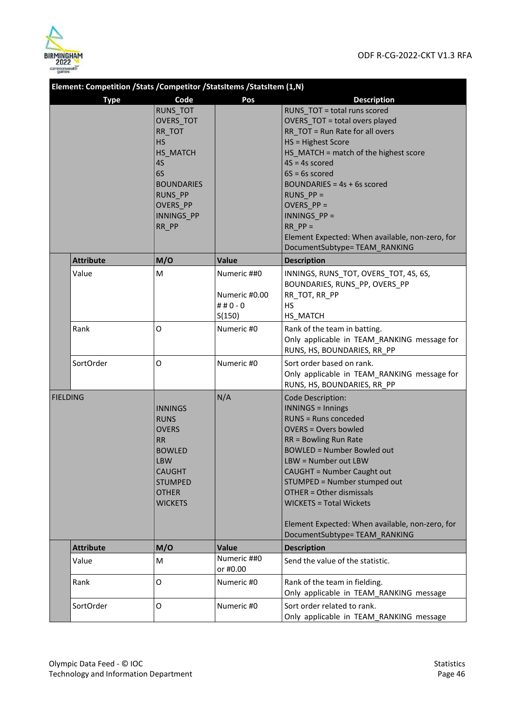| Element: Competition /Stats /Competitor /StatsItems /StatsItem (1,N) | | | | |
|---|---|---|---|---|
| **Type** | | **Code** | **Pos** | **Description** |
| | | RUNS_TOT<br>OVERS_TOT<br>RR_TOT<br>HS<br>HS_MATCH<br>4S<br>6S<br>BOUNDARIES<br>RUNS_PP<br>OVERS_PP<br>INNINGS_PP<br>RR_PP | | RUNS_TOT = total runs scored<br>OVERS_TOT = total overs played<br>RR_TOT = Run Rate for all overs<br>HS = Highest Score<br>HS_MATCH = match of the highest score<br>4S = 4s scored<br>6S = 6s scored<br>BOUNDARIES = 4s + 6s scored<br>RUNS_PP =<br>OVERS_PP =<br>INNINGS_PP =<br>RR_PP =<br>Element Expected: When available, non-zero, for DocumentSubtype= TEAM_RANKING |
| | **Attribute** | **M/O** | **Value** | **Description** |
| | Value | M | Numeric ##0<br><br>Numeric #0.00<br># # 0 - 0<br>S(150) | INNINGS, RUNS_TOT, OVERS_TOT, 4S, 6S, BOUNDARIES, RUNS_PP, OVERS_PP<br>RR_TOT, RR_PP<br>HS<br>HS_MATCH |
| | Rank | O | Numeric #0 | Rank of the team in batting.<br>Only applicable in TEAM_RANKING message for RUNS, HS, BOUNDARIES, RR_PP |
| | SortOrder | O | Numeric #0 | Sort order based on rank.<br>Only applicable in TEAM_RANKING message for RUNS, HS, BOUNDARIES, RR_PP |
| FIELDING | | INNINGS<br>RUNS<br>OVERS<br>RR<br>BOWLED<br>LBW<br>CAUGHT<br>STUMPED<br>OTHER<br>WICKETS | N/A | Code Description:<br>INNINGS = Innings<br>RUNS = Runs conceded<br>OVERS = Overs bowled<br>RR = Bowling Run Rate<br>BOWLED = Number Bowled out<br>LBW = Number out LBW<br>CAUGHT = Number Caught out<br>STUMPED = Number stumped out<br>OTHER = Other dismissals<br>WICKETS = Total Wickets<br><br>Element Expected: When available, non-zero, for DocumentSubtype= TEAM_RANKING |
| | **Attribute** | **M/O** | **Value** | **Description** |
| | Value | M | Numeric ##0 or #0.00 | Send the value of the statistic. |
| | Rank | O | Numeric #0 | Rank of the team in fielding.<br>Only applicable in TEAM_RANKING message |
| | SortOrder | O | Numeric #0 | Sort order related to rank.<br>Only applicable in TEAM_RANKING message |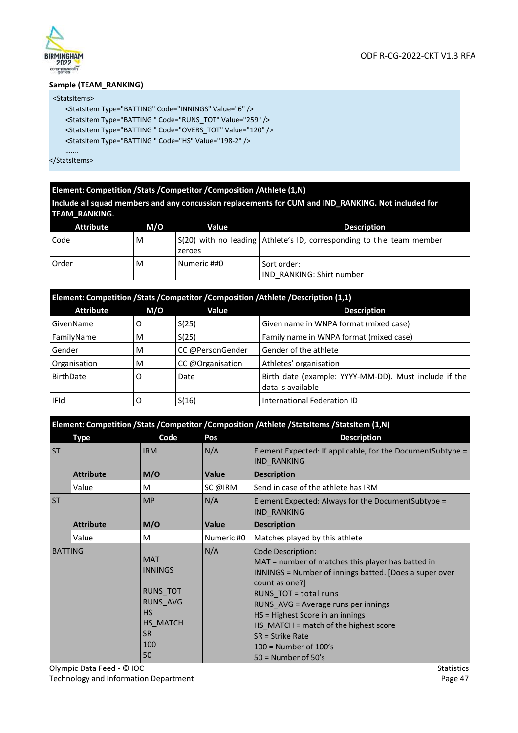**Sample (TEAM_RANKING)**

```
<StatsItems>
    <StatsItem Type="BATTING" Code="INNINGS" Value="6" />
    <StatsItem Type="BATTING " Code="RUNS_TOT" Value="259" />
    <StatsItem Type="BATTING " Code="OVERS_TOT" Value="120" />
    <StatsItem Type="BATTING " Code="HS" Value="198-2" />
    …….
</StatsItems>
```

**Element: Competition /Stats /Competitor /Composition /Athlete (1,N)**

**Include all squad members and any concussion replacements for CUM and IND_RANKING. Not included for TEAM_RANKING.**

| Attribute | M/O | Value | Description |
|---|---|---|---|
| Code | M | S(20) with no leading zeroes | Athlete's ID, corresponding to the team member |
| Order | M | Numeric ##0 | Sort order:<br>IND_RANKING: Shirt number |

**Element: Competition /Stats /Competitor /Composition /Athlete /Description (1,1)**

| Attribute | M/O | Value | Description |
|---|---|---|---|
| GivenName | O | S(25) | Given name in WNPA format (mixed case) |
| FamilyName | M | S(25) | Family name in WNPA format (mixed case) |
| Gender | M | CC @PersonGender | Gender of the athlete |
| Organisation | M | CC @Organisation | Athletes' organisation |
| BirthDate | O | Date | Birth date (example: YYYY-MM-DD). Must include if the data is available |
| IFId | O | S(16) | International Federation ID |

**Element: Competition /Stats /Competitor /Composition /Athlete /StatsItems /StatsItem (1,N)**

| Type | | Code | Pos | Description |
|---|---|---|---|---|
| ST | | IRM | N/A | Element Expected: If applicable, for the DocumentSubtype = IND_RANKING |
| | **Attribute** | **M/O** | **Value** | **Description** |
| | Value | M | SC @IRM | Send in case of the athlete has IRM |
| ST | | MP | N/A | Element Expected: Always for the DocumentSubtype = IND_RANKING |
| | **Attribute** | **M/O** | **Value** | **Description** |
| | Value | M | Numeric #0 | Matches played by this athlete |
| BATTING | | MAT<br>INNINGS<br><br>RUNS_TOT<br>RUNS_AVG<br>HS<br>HS_MATCH<br>SR<br>100<br>50 | N/A | Code Description:<br>MAT = number of matches this player has batted in<br>INNINGS = Number of innings batted. [Does a super over count as one?]<br>RUNS_TOT = total runs<br>RUNS_AVG = Average runs per innings<br>HS = Highest Score in an innings<br>HS_MATCH = match of the highest score<br>SR = Strike Rate<br>100 = Number of 100's<br>50 = Number of 50's |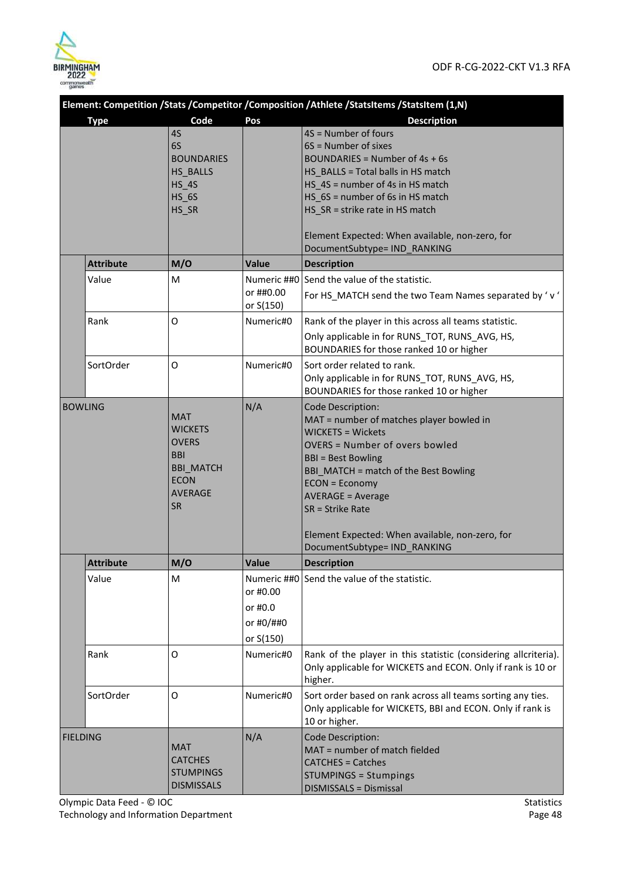| Element: Competition /Stats /Competitor /Composition /Athlete /StatsItems /StatsItem (1,N) | | | | |
|---|---|---|---|---|
| **Type** | | **Code** | **Pos** | **Description** |
| | | 4S<br>6S<br>BOUNDARIES<br>HS_BALLS<br>HS_4S<br>HS_6S<br>HS_SR | | 4S = Number of fours<br>6S = Number of sixes<br>BOUNDARIES = Number of 4s + 6s<br>HS_BALLS = Total balls in HS match<br>HS_4S = number of 4s in HS match<br>HS_6S = number of 6s in HS match<br>HS_SR = strike rate in HS match<br><br>Element Expected: When available, non-zero, for DocumentSubtype= IND_RANKING |
| | **Attribute** | **M/O** | **Value** | **Description** |
| | Value | M | Numeric ##0 or ##0.00 or S(150) | Send the value of the statistic.<br>For HS_MATCH send the two Team Names separated by ' v ' |
| | Rank | O | Numeric#0 | Rank of the player in this across all teams statistic.<br>Only applicable in for RUNS_TOT, RUNS_AVG, HS, BOUNDARIES for those ranked 10 or higher |
| | SortOrder | O | Numeric#0 | Sort order related to rank.<br>Only applicable in for RUNS_TOT, RUNS_AVG, HS, BOUNDARIES for those ranked 10 or higher |
| BOWLING | | MAT<br>WICKETS<br>OVERS<br>BBI<br>BBI_MATCH<br>ECON<br>AVERAGE<br>SR | N/A | Code Description:<br>MAT = number of matches player bowled in<br>WICKETS = Wickets<br>OVERS = Number of overs bowled<br>BBI = Best Bowling<br>BBI_MATCH = match of the Best Bowling<br>ECON = Economy<br>AVERAGE = Average<br>SR = Strike Rate<br><br>Element Expected: When available, non-zero, for DocumentSubtype= IND_RANKING |
| | **Attribute** | **M/O** | **Value** | **Description** |
| | Value | M | Numeric ##0 or #0.00 or #0.0 or #0/##0 or S(150) | Send the value of the statistic. |
| | Rank | O | Numeric#0 | Rank of the player in this statistic (considering allcriteria). Only applicable for WICKETS and ECON. Only if rank is 10 or higher. |
| | SortOrder | O | Numeric#0 | Sort order based on rank across all teams sorting any ties. Only applicable for WICKETS, BBI and ECON. Only if rank is 10 or higher. |
| FIELDING | | MAT<br>CATCHES<br>STUMPINGS<br>DISMISSALS | N/A | Code Description:<br>MAT = number of match fielded<br>CATCHES = Catches<br>STUMPINGS = Stumpings<br>DISMISSALS = Dismissal |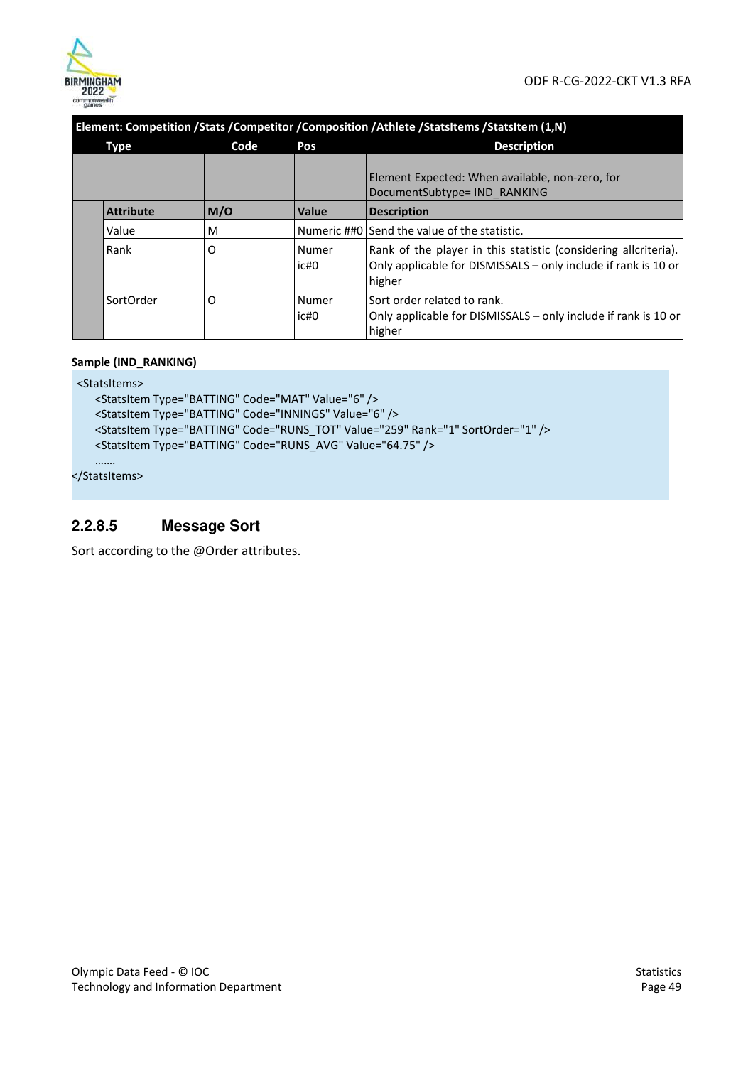| Element: Competition /Stats /Competitor /Composition /Athlete /StatsItems /StatsItem (1,N) | | | |
|---|---|---|---|
| **Type** | **Code** | **Pos** | **Description** |
| | | | Element Expected: When available, non-zero, for DocumentSubtype= IND_RANKING |
| **Attribute** | **M/O** | **Value** | **Description** |
| Value | M | Numeric ##0 | Send the value of the statistic. |
| Rank | O | Numeric#0 | Rank of the player in this statistic (considering allcriteria). Only applicable for DISMISSALS – only include if rank is 10 or higher |
| SortOrder | O | Numeric#0 | Sort order related to rank. Only applicable for DISMISSALS – only include if rank is 10 or higher |

**Sample (IND_RANKING)**

```
<StatsItems>
    <StatsItem Type="BATTING" Code="MAT" Value="6" />
    <StatsItem Type="BATTING" Code="INNINGS" Value="6" />
    <StatsItem Type="BATTING" Code="RUNS_TOT" Value="259" Rank="1" SortOrder="1" />
    <StatsItem Type="BATTING" Code="RUNS_AVG" Value="64.75" />
    …….
</StatsItems>
```

### 2.2.8.5 Message Sort

Sort according to the @Order attributes.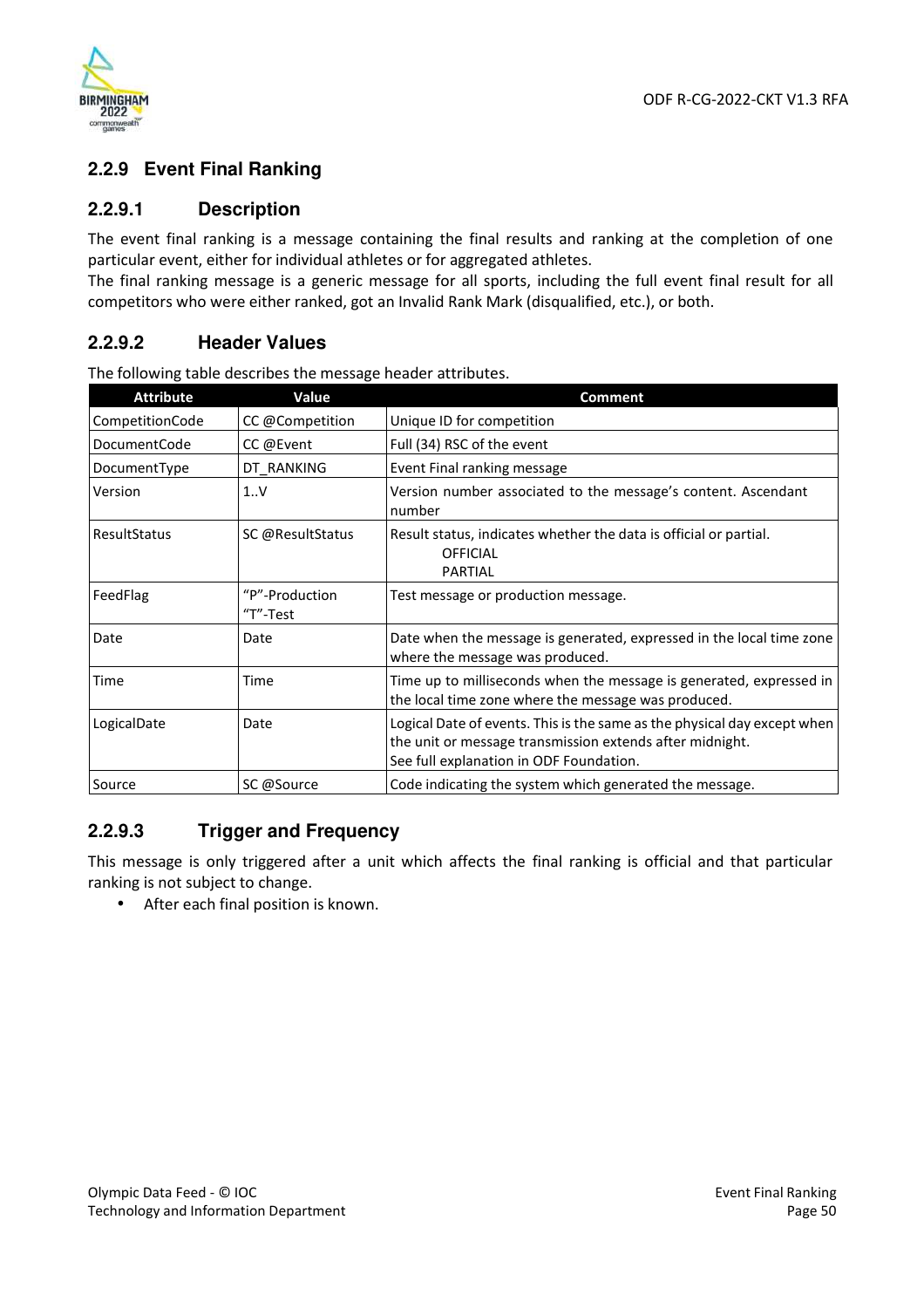## 2.2.9 Event Final Ranking

### 2.2.9.1 Description

The event final ranking is a message containing the final results and ranking at the completion of one particular event, either for individual athletes or for aggregated athletes.

The final ranking message is a generic message for all sports, including the full event final result for all competitors who were either ranked, got an Invalid Rank Mark (disqualified, etc.), or both.

### 2.2.9.2 Header Values

The following table describes the message header attributes.

| Attribute | Value | Comment |
|---|---|---|
| CompetitionCode | CC @Competition | Unique ID for competition |
| DocumentCode | CC @Event | Full (34) RSC of the event |
| DocumentType | DT_RANKING | Event Final ranking message |
| Version | 1..V | Version number associated to the message's content. Ascendant number |
| ResultStatus | SC @ResultStatus | Result status, indicates whether the data is official or partial.<br>OFFICIAL<br>PARTIAL |
| FeedFlag | "P"-Production<br>"T"-Test | Test message or production message. |
| Date | Date | Date when the message is generated, expressed in the local time zone where the message was produced. |
| Time | Time | Time up to milliseconds when the message is generated, expressed in the local time zone where the message was produced. |
| LogicalDate | Date | Logical Date of events. This is the same as the physical day except when the unit or message transmission extends after midnight.<br>See full explanation in ODF Foundation. |
| Source | SC @Source | Code indicating the system which generated the message. |

### 2.2.9.3 Trigger and Frequency

This message is only triggered after a unit which affects the final ranking is official and that particular ranking is not subject to change.

- After each final position is known.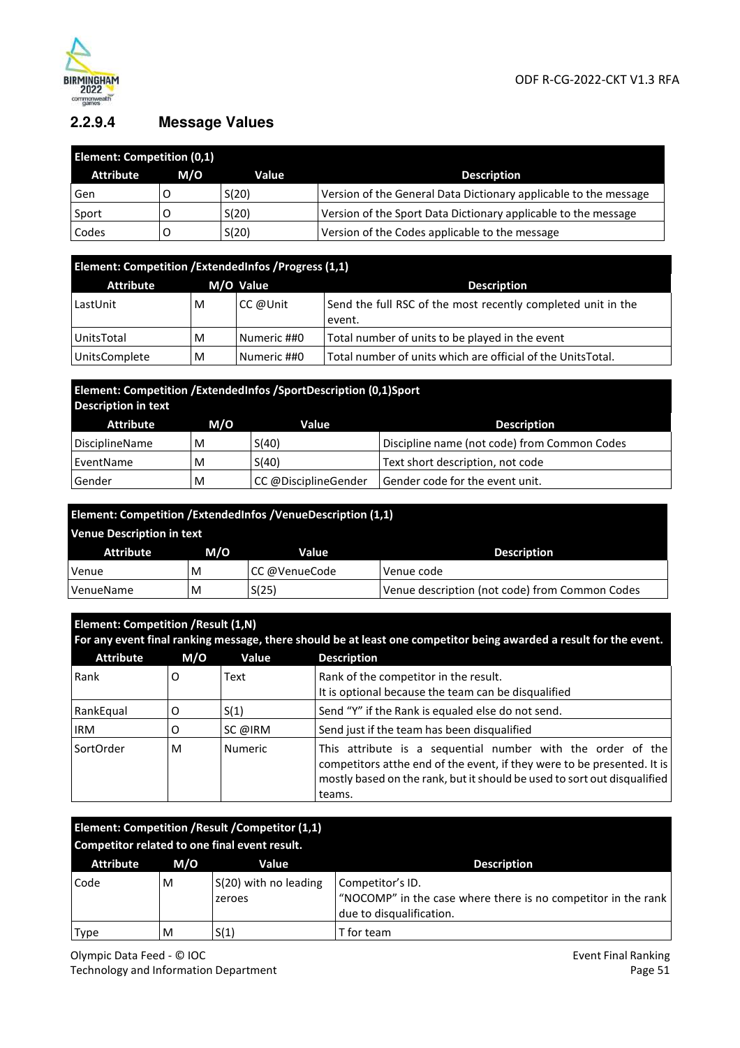### 2.2.9.4 Message Values

| Element: Competition (0,1) | | | |
|---|---|---|---|
| **Attribute** | **M/O** | **Value** | **Description** |
| Gen | O | S(20) | Version of the General Data Dictionary applicable to the message |
| Sport | O | S(20) | Version of the Sport Data Dictionary applicable to the message |
| Codes | O | S(20) | Version of the Codes applicable to the message |

| Element: Competition /ExtendedInfos /Progress (1,1) | | | |
|---|---|---|---|
| **Attribute** | **M/O** | **Value** | **Description** |
| LastUnit | M | CC @Unit | Send the full RSC of the most recently completed unit in the event. |
| UnitsTotal | M | Numeric ##0 | Total number of units to be played in the event |
| UnitsComplete | M | Numeric ##0 | Total number of units which are official of the UnitsTotal. |

| Element: Competition /ExtendedInfos /SportDescription (0,1)Sport Description in text | | | |
|---|---|---|---|
| **Attribute** | **M/O** | **Value** | **Description** |
| DisciplineName | M | S(40) | Discipline name (not code) from Common Codes |
| EventName | M | S(40) | Text short description, not code |
| Gender | M | CC @DisciplineGender | Gender code for the event unit. |

| Element: Competition /ExtendedInfos /VenueDescription (1,1) Venue Description in text | | | |
|---|---|---|---|
| **Attribute** | **M/O** | **Value** | **Description** |
| Venue | M | CC @VenueCode | Venue code |
| VenueName | M | S(25) | Venue description (not code) from Common Codes |

| Element: Competition /Result (1,N) For any event final ranking message, there should be at least one competitor being awarded a result for the event. | | | |
|---|---|---|---|
| **Attribute** | **M/O** | **Value** | **Description** |
| Rank | O | Text | Rank of the competitor in the result. It is optional because the team can be disqualified |
| RankEqual | O | S(1) | Send "Y" if the Rank is equaled else do not send. |
| IRM | O | SC @IRM | Send just if the team has been disqualified |
| SortOrder | M | Numeric | This attribute is a sequential number with the order of the competitors atthe end of the event, if they were to be presented. It is mostly based on the rank, but it should be used to sort out disqualified teams. |

| Element: Competition /Result /Competitor (1,1) Competitor related to one final event result. | | | |
|---|---|---|---|
| **Attribute** | **M/O** | **Value** | **Description** |
| Code | M | S(20) with no leading zeroes | Competitor's ID. "NOCOMP" in the case where there is no competitor in the rank due to disqualification. |
| Type | M | S(1) | T for team |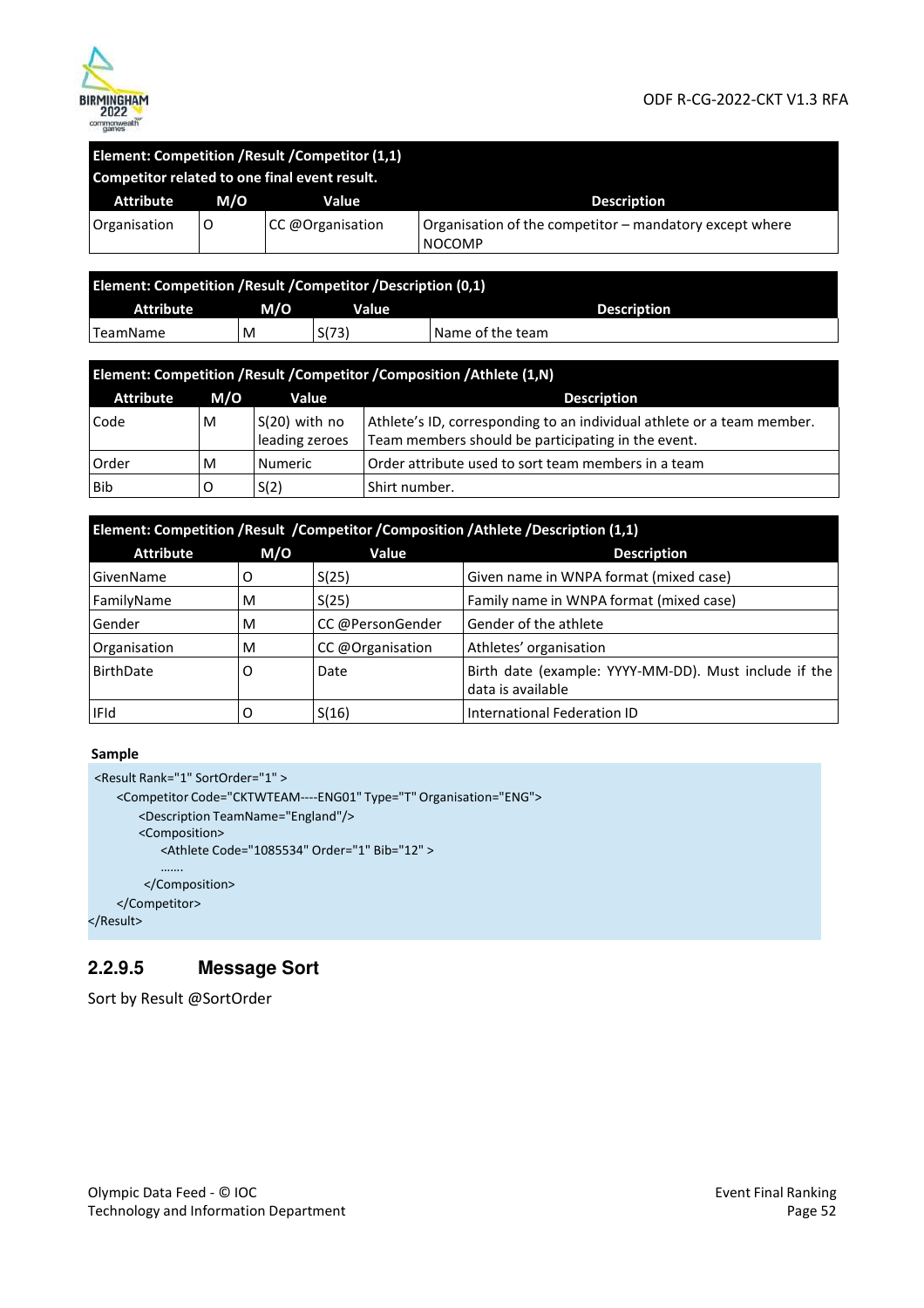| Element: Competition /Result /Competitor (1,1) Competitor related to one final event result. | | | |
|---|---|---|---|
| **Attribute** | **M/O** | **Value** | **Description** |
| Organisation | O | CC @Organisation | Organisation of the competitor – mandatory except where NOCOMP |

| Element: Competition /Result /Competitor /Description (0,1) | | | |
|---|---|---|---|
| **Attribute** | **M/O** | **Value** | **Description** |
| TeamName | M | S(73) | Name of the team |

| Element: Competition /Result /Competitor /Composition /Athlete (1,N) | | | |
|---|---|---|---|
| **Attribute** | **M/O** | **Value** | **Description** |
| Code | M | S(20) with no leading zeroes | Athlete's ID, corresponding to an individual athlete or a team member. Team members should be participating in the event. |
| Order | M | Numeric | Order attribute used to sort team members in a team |
| Bib | O | S(2) | Shirt number. |

| Element: Competition /Result /Competitor /Composition /Athlete /Description (1,1) | | | |
|---|---|---|---|
| **Attribute** | **M/O** | **Value** | **Description** |
| GivenName | O | S(25) | Given name in WNPA format (mixed case) |
| FamilyName | M | S(25) | Family name in WNPA format (mixed case) |
| Gender | M | CC @PersonGender | Gender of the athlete |
| Organisation | M | CC @Organisation | Athletes' organisation |
| BirthDate | O | Date | Birth date (example: YYYY-MM-DD). Must include if the data is available |
| IFId | O | S(16) | International Federation ID |

**Sample**

```
<Result Rank="1" SortOrder="1" >
    <Competitor Code="CKTWTEAM----ENG01" Type="T" Organisation="ENG">
        <Description TeamName="England"/>
        <Composition>
            <Athlete Code="1085534" Order="1" Bib="12" >
            …….
        </Composition>
    </Competitor>
</Result>
```

### 2.2.9.5 Message Sort

Sort by Result @SortOrder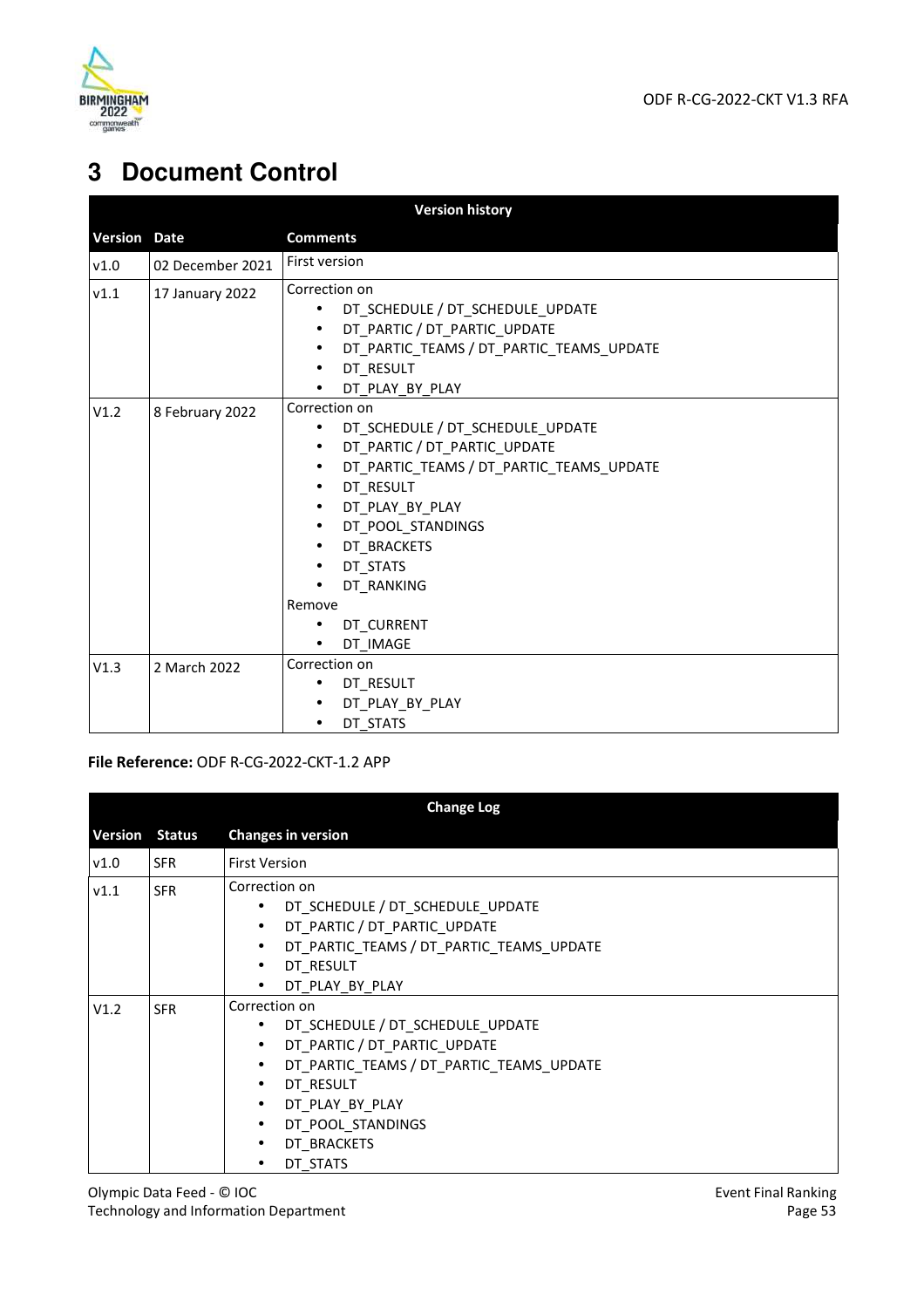# 3 Document Control

| Version history | | |
|---|---|---|
| **Version** | **Date** | **Comments** |
| v1.0 | 02 December 2021 | First version |
| v1.1 | 17 January 2022 | Correction on<br>• DT_SCHEDULE / DT_SCHEDULE_UPDATE<br>• DT_PARTIC / DT_PARTIC_UPDATE<br>• DT_PARTIC_TEAMS / DT_PARTIC_TEAMS_UPDATE<br>• DT_RESULT<br>• DT_PLAY_BY_PLAY |
| V1.2 | 8 February 2022 | Correction on<br>• DT_SCHEDULE / DT_SCHEDULE_UPDATE<br>• DT_PARTIC / DT_PARTIC_UPDATE<br>• DT_PARTIC_TEAMS / DT_PARTIC_TEAMS_UPDATE<br>• DT_RESULT<br>• DT_PLAY_BY_PLAY<br>• DT_POOL_STANDINGS<br>• DT_BRACKETS<br>• DT_STATS<br>• DT_RANKING<br>Remove<br>• DT_CURRENT<br>• DT_IMAGE |
| V1.3 | 2 March 2022 | Correction on<br>• DT_RESULT<br>• DT_PLAY_BY_PLAY<br>• DT_STATS |

**File Reference:** ODF R-CG-2022-CKT-1.2 APP

| Change Log | | |
|---|---|---|
| **Version** | **Status** | **Changes in version** |
| v1.0 | SFR | First Version |
| v1.1 | SFR | Correction on<br>• DT_SCHEDULE / DT_SCHEDULE_UPDATE<br>• DT_PARTIC / DT_PARTIC_UPDATE<br>• DT_PARTIC_TEAMS / DT_PARTIC_TEAMS_UPDATE<br>• DT_RESULT<br>• DT_PLAY_BY_PLAY |
| V1.2 | SFR | Correction on<br>• DT_SCHEDULE / DT_SCHEDULE_UPDATE<br>• DT_PARTIC / DT_PARTIC_UPDATE<br>• DT_PARTIC_TEAMS / DT_PARTIC_TEAMS_UPDATE<br>• DT_RESULT<br>• DT_PLAY_BY_PLAY<br>• DT_POOL_STANDINGS<br>• DT_BRACKETS<br>• DT_STATS |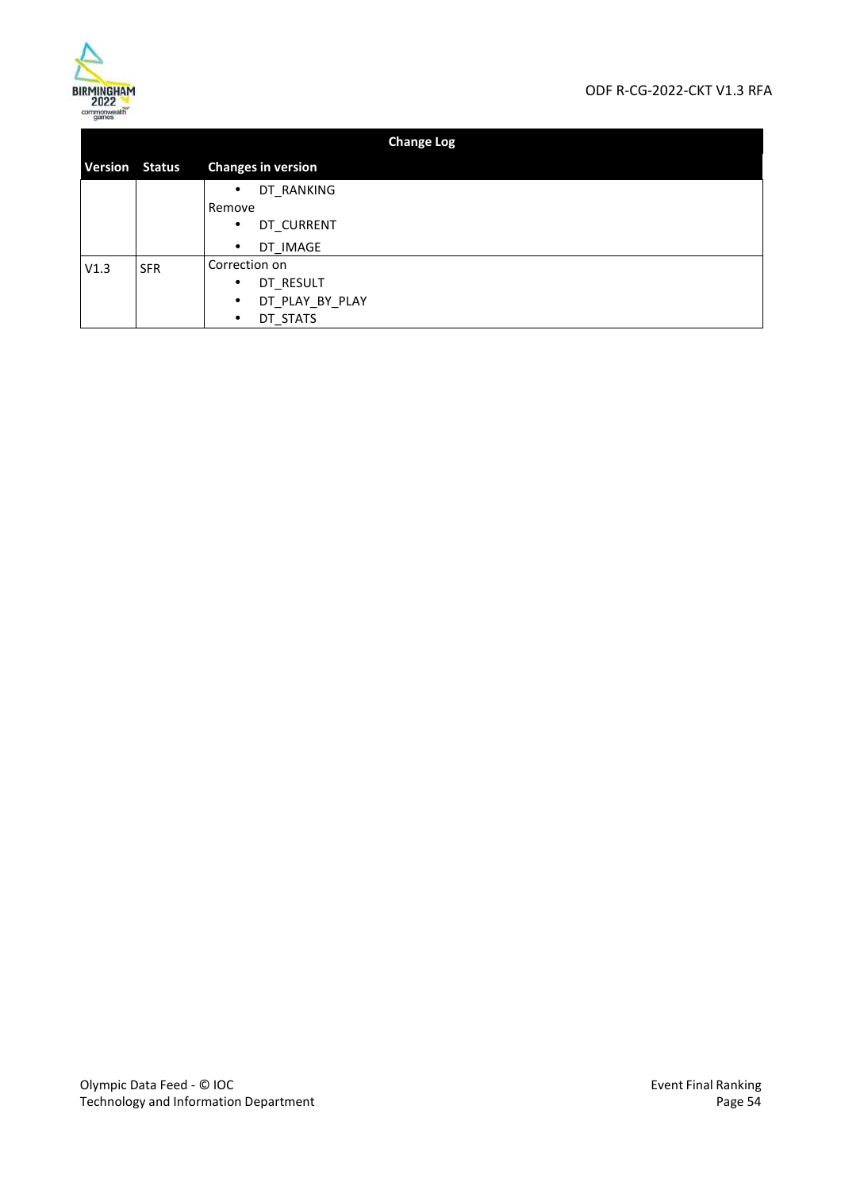| Change Log | | |
|---|---|---|
| **Version** | **Status** | **Changes in version** |
| | | • DT_RANKING<br>Remove<br>• DT_CURRENT<br>• DT_IMAGE |
| V1.3 | SFR | Correction on<br>• DT_RESULT<br>• DT_PLAY_BY_PLAY<br>• DT_STATS |